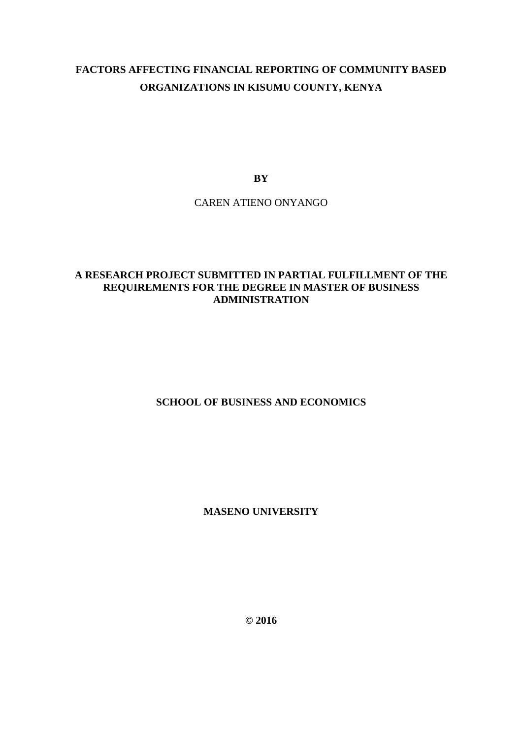# FACTORS AFFECTING FINANCIAL REPORTING OF COMMUNITY BASED ORGANIZATIONS IN KISUMU COUNTY, KENYA

**BY**

CAREN ATIENO ONYANGO

**A RESEARCH PROJECT SUBMITTED IN PARTIAL FULFILLMENT OF THE REQUIREMENTS FOR THE DEGREE IN MASTER OF BUSINESS ADMINISTRATION**

**SCHOOL OF BUSINESS AND ECONOMICS**

**MASENO UNIVERSITY**

**© 2016**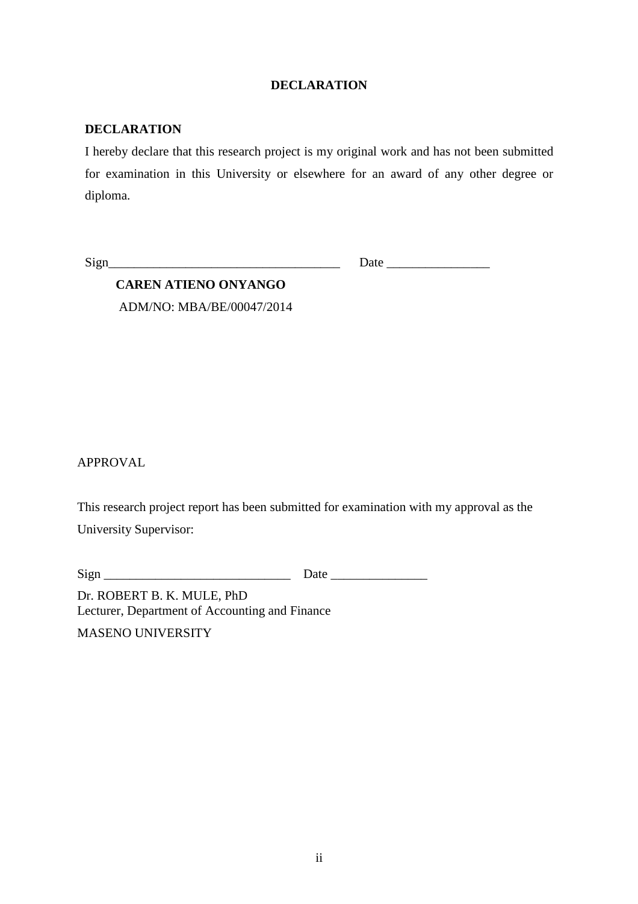# DECLARATION

**DECLARATION**

I hereby declare that this research project is my original work and has not been submitted for examination in this University or elsewhere for an award of any other degree or diploma.

Sign___________________________________ Date ________________

**CAREN ATIENO ONYANGO**

ADM/NO: MBA/BE/00047/2014

APPROVAL

This research project report has been submitted for examination with my approval as the University Supervisor:

Sign _____________________________ Date _______________

Dr. ROBERT B. K. MULE, PhD
Lecturer, Department of Accounting and Finance

MASENO UNIVERSITY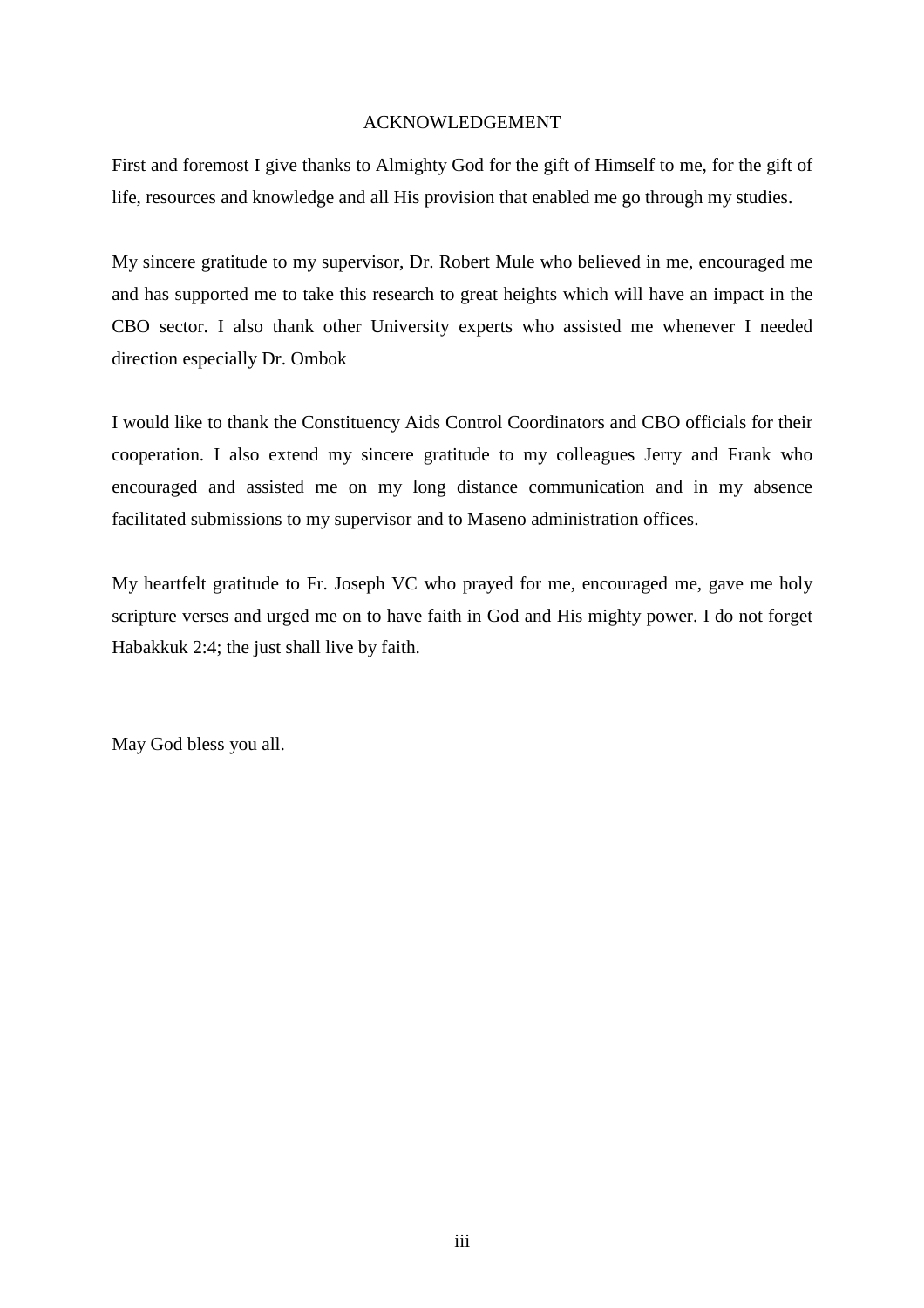# ACKNOWLEDGEMENT

First and foremost I give thanks to Almighty God for the gift of Himself to me, for the gift of life, resources and knowledge and all His provision that enabled me go through my studies.

My sincere gratitude to my supervisor, Dr. Robert Mule who believed in me, encouraged me and has supported me to take this research to great heights which will have an impact in the CBO sector. I also thank other University experts who assisted me whenever I needed direction especially Dr. Ombok

I would like to thank the Constituency Aids Control Coordinators and CBO officials for their cooperation. I also extend my sincere gratitude to my colleagues Jerry and Frank who encouraged and assisted me on my long distance communication and in my absence facilitated submissions to my supervisor and to Maseno administration offices.

My heartfelt gratitude to Fr. Joseph VC who prayed for me, encouraged me, gave me holy scripture verses and urged me on to have faith in God and His mighty power. I do not forget Habakkuk 2:4; the just shall live by faith.

May God bless you all.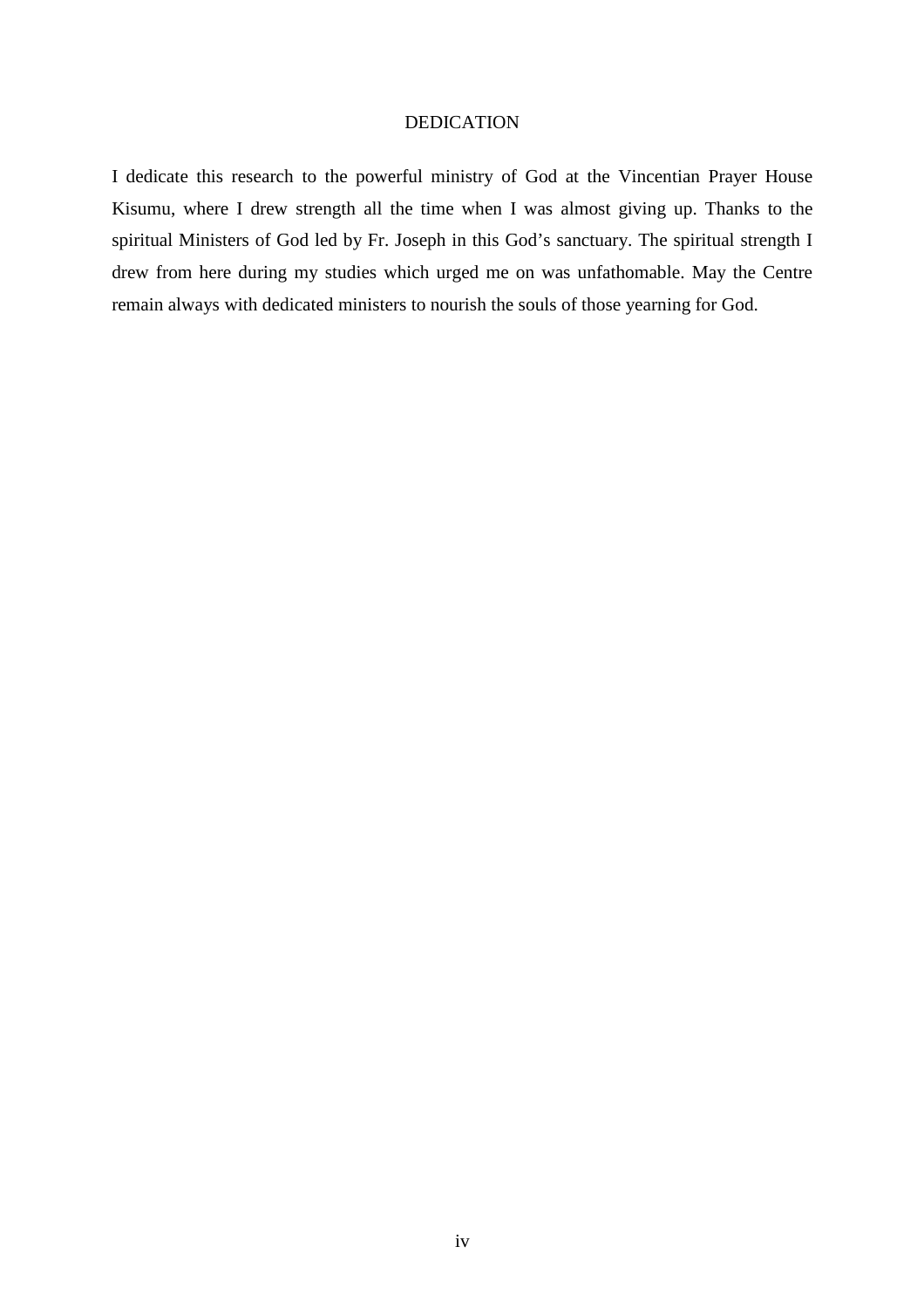# DEDICATION

I dedicate this research to the powerful ministry of God at the Vincentian Prayer House Kisumu, where I drew strength all the time when I was almost giving up. Thanks to the spiritual Ministers of God led by Fr. Joseph in this God's sanctuary. The spiritual strength I drew from here during my studies which urged me on was unfathomable. May the Centre remain always with dedicated ministers to nourish the souls of those yearning for God.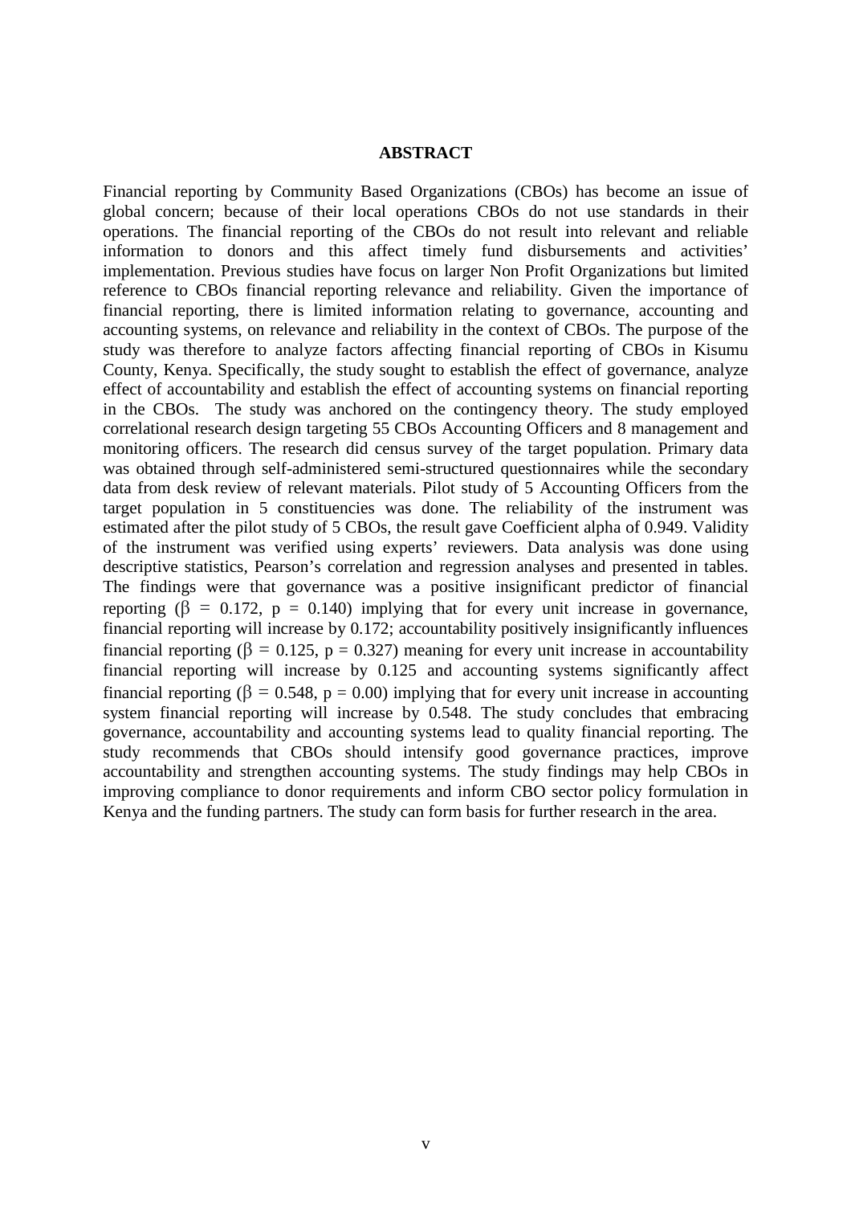## ABSTRACT

Financial reporting by Community Based Organizations (CBOs) has become an issue of global concern; because of their local operations CBOs do not use standards in their operations. The financial reporting of the CBOs do not result into relevant and reliable information to donors and this affect timely fund disbursements and activities' implementation. Previous studies have focus on larger Non Profit Organizations but limited reference to CBOs financial reporting relevance and reliability. Given the importance of financial reporting, there is limited information relating to governance, accounting and accounting systems, on relevance and reliability in the context of CBOs. The purpose of the study was therefore to analyze factors affecting financial reporting of CBOs in Kisumu County, Kenya. Specifically, the study sought to establish the effect of governance, analyze effect of accountability and establish the effect of accounting systems on financial reporting in the CBOs. The study was anchored on the contingency theory. The study employed correlational research design targeting 55 CBOs Accounting Officers and 8 management and monitoring officers. The research did census survey of the target population. Primary data was obtained through self-administered semi-structured questionnaires while the secondary data from desk review of relevant materials. Pilot study of 5 Accounting Officers from the target population in 5 constituencies was done. The reliability of the instrument was estimated after the pilot study of 5 CBOs, the result gave Coefficient alpha of 0.949. Validity of the instrument was verified using experts' reviewers. Data analysis was done using descriptive statistics, Pearson's correlation and regression analyses and presented in tables. The findings were that governance was a positive insignificant predictor of financial reporting ($\beta = 0.172$, $p = 0.140$) implying that for every unit increase in governance, financial reporting will increase by 0.172; accountability positively insignificantly influences financial reporting ($\beta = 0.125$, $p = 0.327$) meaning for every unit increase in accountability financial reporting will increase by 0.125 and accounting systems significantly affect financial reporting ($\beta = 0.548$, $p = 0.00$) implying that for every unit increase in accounting system financial reporting will increase by 0.548. The study concludes that embracing governance, accountability and accounting systems lead to quality financial reporting. The study recommends that CBOs should intensify good governance practices, improve accountability and strengthen accounting systems. The study findings may help CBOs in improving compliance to donor requirements and inform CBO sector policy formulation in Kenya and the funding partners. The study can form basis for further research in the area.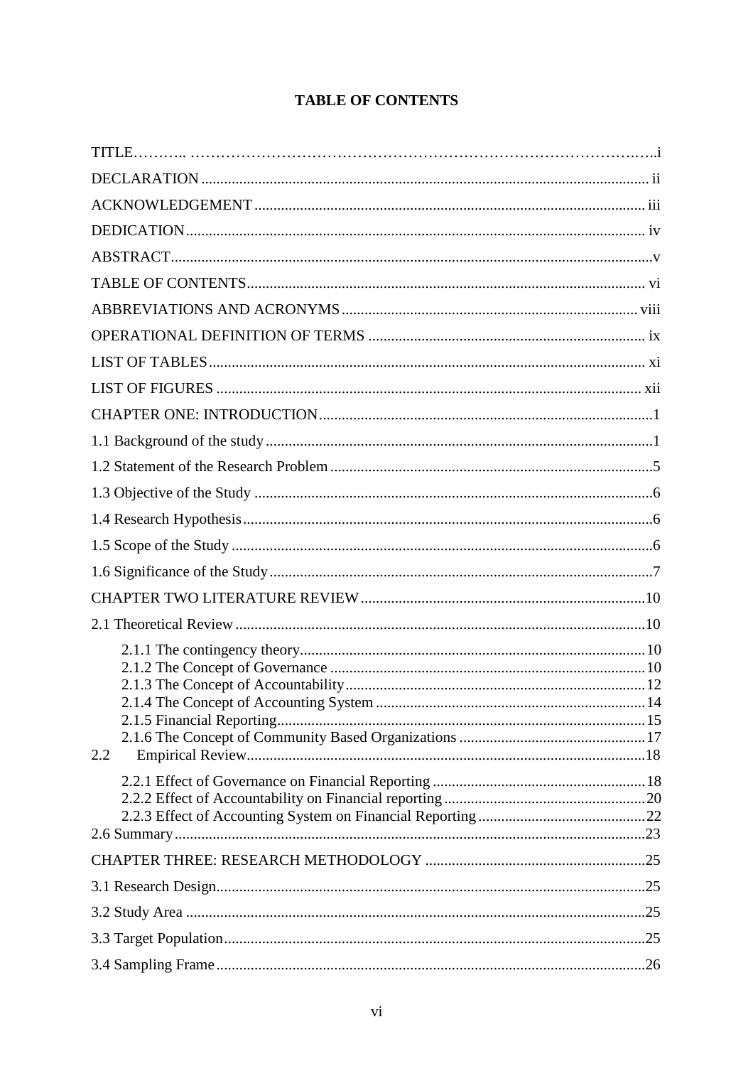# TABLE OF CONTENTS

TITLE……….. …………………………………………………………………………….…..i

DECLARATION ii

ACKNOWLEDGEMENT iii

DEDICATION iv

ABSTRACT v

TABLE OF CONTENTS vi

ABBREVIATIONS AND ACRONYMS viii

OPERATIONAL DEFINITION OF TERMS ix

LIST OF TABLES xi

LIST OF FIGURES xii

CHAPTER ONE: INTRODUCTION 1

1.1 Background of the study 1

1.2 Statement of the Research Problem 5

1.3 Objective of the Study 6

1.4 Research Hypothesis 6

1.5 Scope of the Study 6

1.6 Significance of the Study 7

CHAPTER TWO LITERATURE REVIEW 10

2.1 Theoretical Review 10

- 2.1.1 The contingency theory 10
- 2.1.2 The Concept of Governance 10
- 2.1.3 The Concept of Accountability 12
- 2.1.4 The Concept of Accounting System 14
- 2.1.5 Financial Reporting 15
- 2.1.6 The Concept of Community Based Organizations 17

2.2 Empirical Review 18

- 2.2.1 Effect of Governance on Financial Reporting 18
- 2.2.2 Effect of Accountability on Financial reporting 20
- 2.2.3 Effect of Accounting System on Financial Reporting 22

2.6 Summary 23

CHAPTER THREE: RESEARCH METHODOLOGY 25

3.1 Research Design 25

3.2 Study Area 25

3.3 Target Population 25

3.4 Sampling Frame 26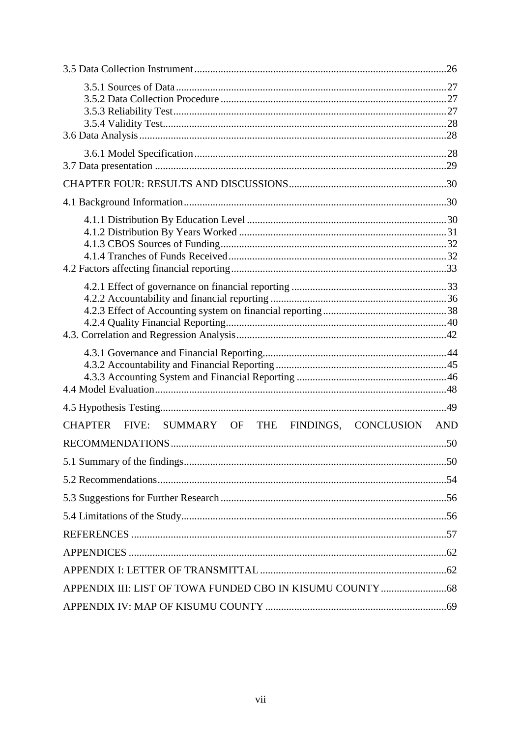3.5 Data Collection Instrument ..... 26

- 3.5.1 Sources of Data ..... 27
- 3.5.2 Data Collection Procedure ..... 27
- 3.5.3 Reliability Test ..... 27
- 3.5.4 Validity Test ..... 28

3.6 Data Analysis ..... 28

- 3.6.1 Model Specification ..... 28

3.7 Data presentation ..... 29

CHAPTER FOUR: RESULTS AND DISCUSSIONS ..... 30

4.1 Background Information ..... 30

- 4.1.1 Distribution By Education Level ..... 30
- 4.1.2 Distribution By Years Worked ..... 31
- 4.1.3 CBOS Sources of Funding ..... 32
- 4.1.4 Tranches of Funds Received ..... 32

4.2 Factors affecting financial reporting ..... 33

- 4.2.1 Effect of governance on financial reporting ..... 33
- 4.2.2 Accountability and financial reporting ..... 36
- 4.2.3 Effect of Accounting system on financial reporting ..... 38
- 4.2.4 Quality Financial Reporting ..... 40

4.3. Correlation and Regression Analysis ..... 42

- 4.3.1 Governance and Financial Reporting ..... 44
- 4.3.2 Accountability and Financial Reporting ..... 45
- 4.3.3 Accounting System and Financial Reporting ..... 46

4.4 Model Evaluation ..... 48

4.5 Hypothesis Testing ..... 49

CHAPTER FIVE: SUMMARY OF THE FINDINGS, CONCLUSION AND RECOMMENDATIONS ..... 50

5.1 Summary of the findings ..... 50

5.2 Recommendations ..... 54

5.3 Suggestions for Further Research ..... 56

5.4 Limitations of the Study ..... 56

REFERENCES ..... 57

APPENDICES ..... 62

APPENDIX I: LETTER OF TRANSMITTAL ..... 62

APPENDIX III: LIST OF TOWA FUNDED CBO IN KISUMU COUNTY ..... 68

APPENDIX IV: MAP OF KISUMU COUNTY ..... 69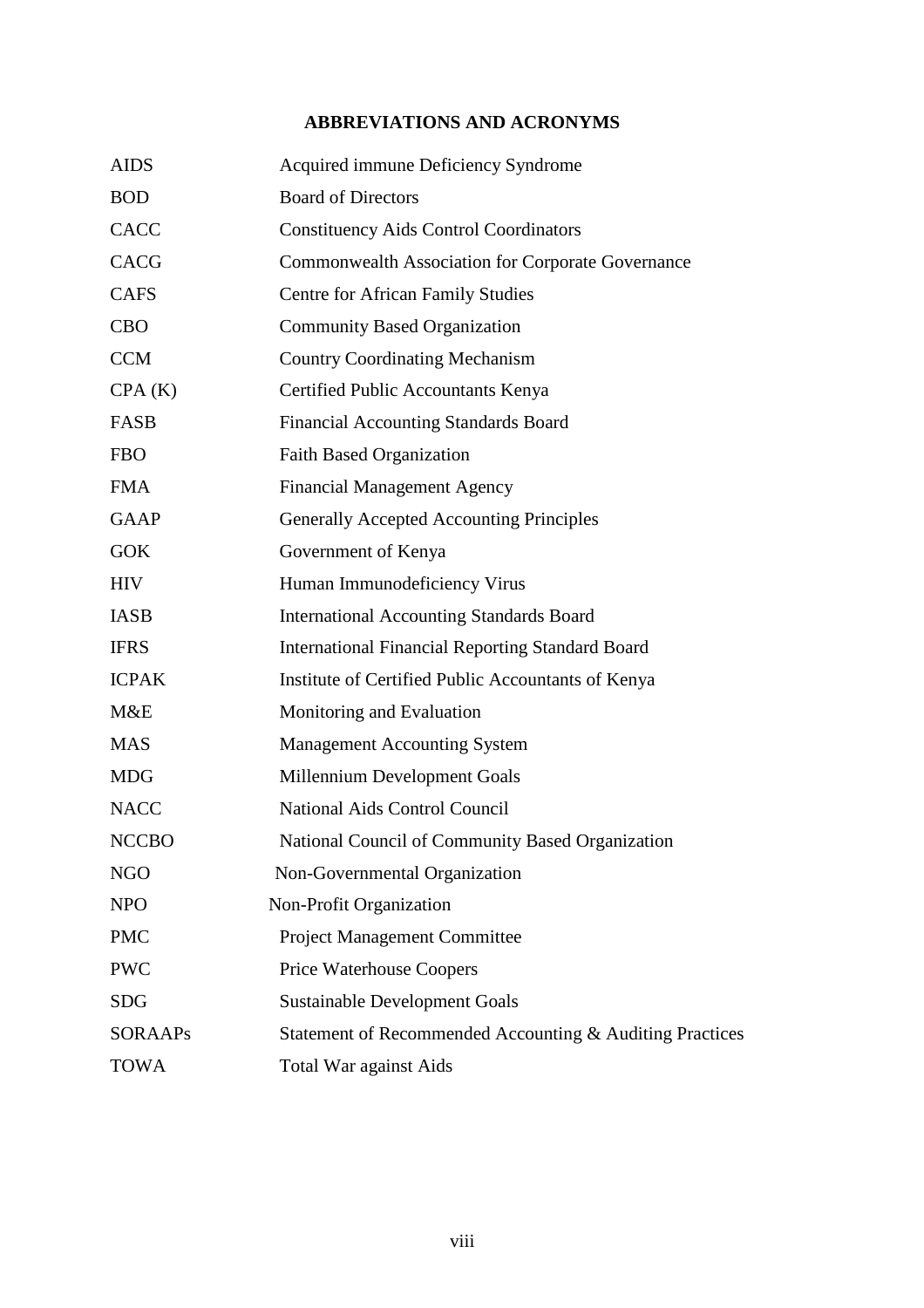## ABBREVIATIONS AND ACRONYMS

| | |
|---|---|
| AIDS | Acquired immune Deficiency Syndrome |
| BOD | Board of Directors |
| CACC | Constituency Aids Control Coordinators |
| CACG | Commonwealth Association for Corporate Governance |
| CAFS | Centre for African Family Studies |
| CBO | Community Based Organization |
| CCM | Country Coordinating Mechanism |
| CPA (K) | Certified Public Accountants Kenya |
| FASB | Financial Accounting Standards Board |
| FBO | Faith Based Organization |
| FMA | Financial Management Agency |
| GAAP | Generally Accepted Accounting Principles |
| GOK | Government of Kenya |
| HIV | Human Immunodeficiency Virus |
| IASB | International Accounting Standards Board |
| IFRS | International Financial Reporting Standard Board |
| ICPAK | Institute of Certified Public Accountants of Kenya |
| M&E | Monitoring and Evaluation |
| MAS | Management Accounting System |
| MDG | Millennium Development Goals |
| NACC | National Aids Control Council |
| NCCBO | National Council of Community Based Organization |
| NGO | Non-Governmental Organization |
| NPO | Non-Profit Organization |
| PMC | Project Management Committee |
| PWC | Price Waterhouse Coopers |
| SDG | Sustainable Development Goals |
| SORAAPs | Statement of Recommended Accounting & Auditing Practices |
| TOWA | Total War against Aids |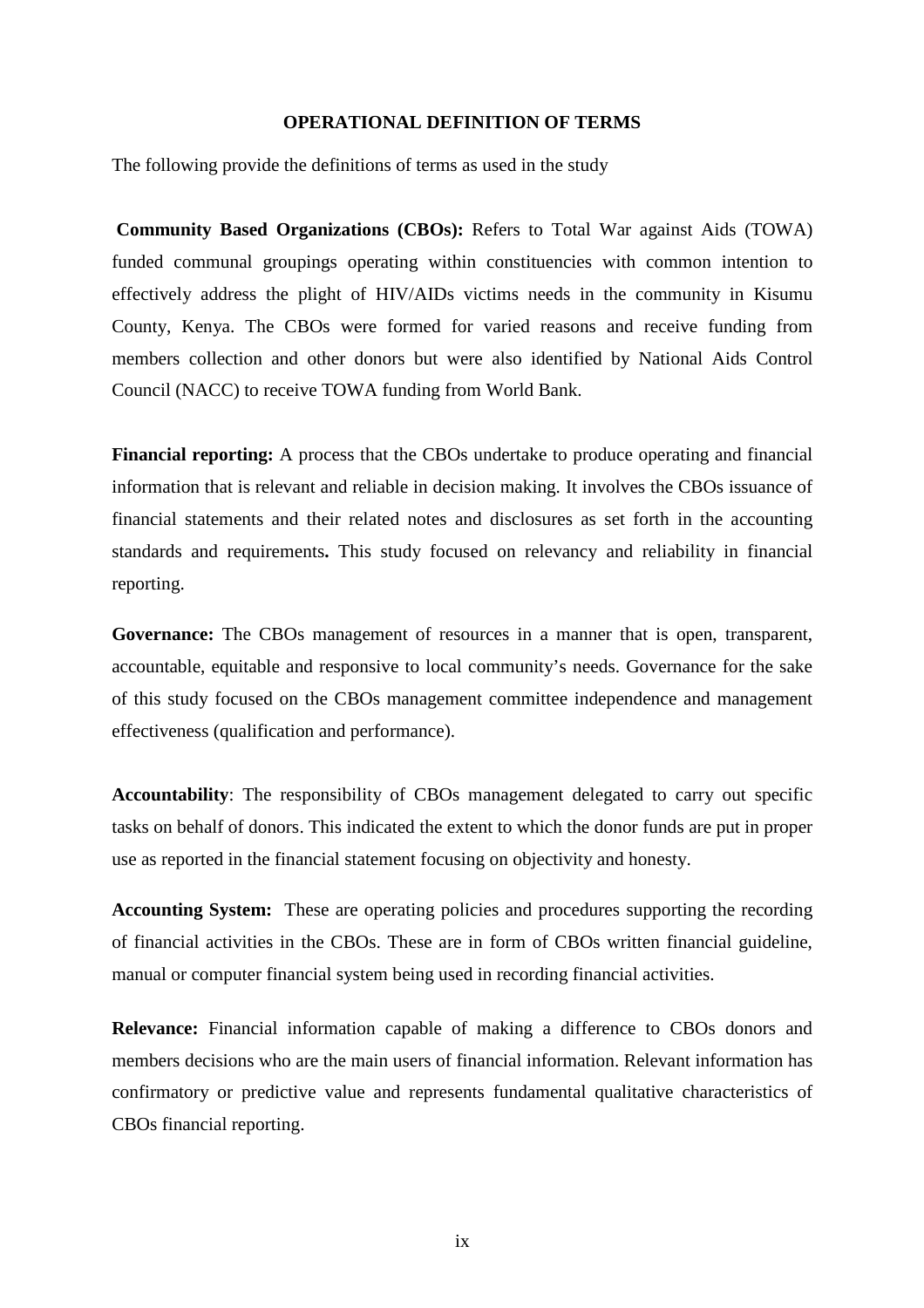## OPERATIONAL DEFINITION OF TERMS

The following provide the definitions of terms as used in the study

**Community Based Organizations (CBOs):** Refers to Total War against Aids (TOWA) funded communal groupings operating within constituencies with common intention to effectively address the plight of HIV/AIDs victims needs in the community in Kisumu County, Kenya. The CBOs were formed for varied reasons and receive funding from members collection and other donors but were also identified by National Aids Control Council (NACC) to receive TOWA funding from World Bank.

**Financial reporting:** A process that the CBOs undertake to produce operating and financial information that is relevant and reliable in decision making. It involves the CBOs issuance of financial statements and their related notes and disclosures as set forth in the accounting standards and requirements**.** This study focused on relevancy and reliability in financial reporting.

**Governance:** The CBOs management of resources in a manner that is open, transparent, accountable, equitable and responsive to local community's needs. Governance for the sake of this study focused on the CBOs management committee independence and management effectiveness (qualification and performance).

**Accountability**: The responsibility of CBOs management delegated to carry out specific tasks on behalf of donors. This indicated the extent to which the donor funds are put in proper use as reported in the financial statement focusing on objectivity and honesty.

**Accounting System:** These are operating policies and procedures supporting the recording of financial activities in the CBOs. These are in form of CBOs written financial guideline, manual or computer financial system being used in recording financial activities.

**Relevance:** Financial information capable of making a difference to CBOs donors and members decisions who are the main users of financial information. Relevant information has confirmatory or predictive value and represents fundamental qualitative characteristics of CBOs financial reporting.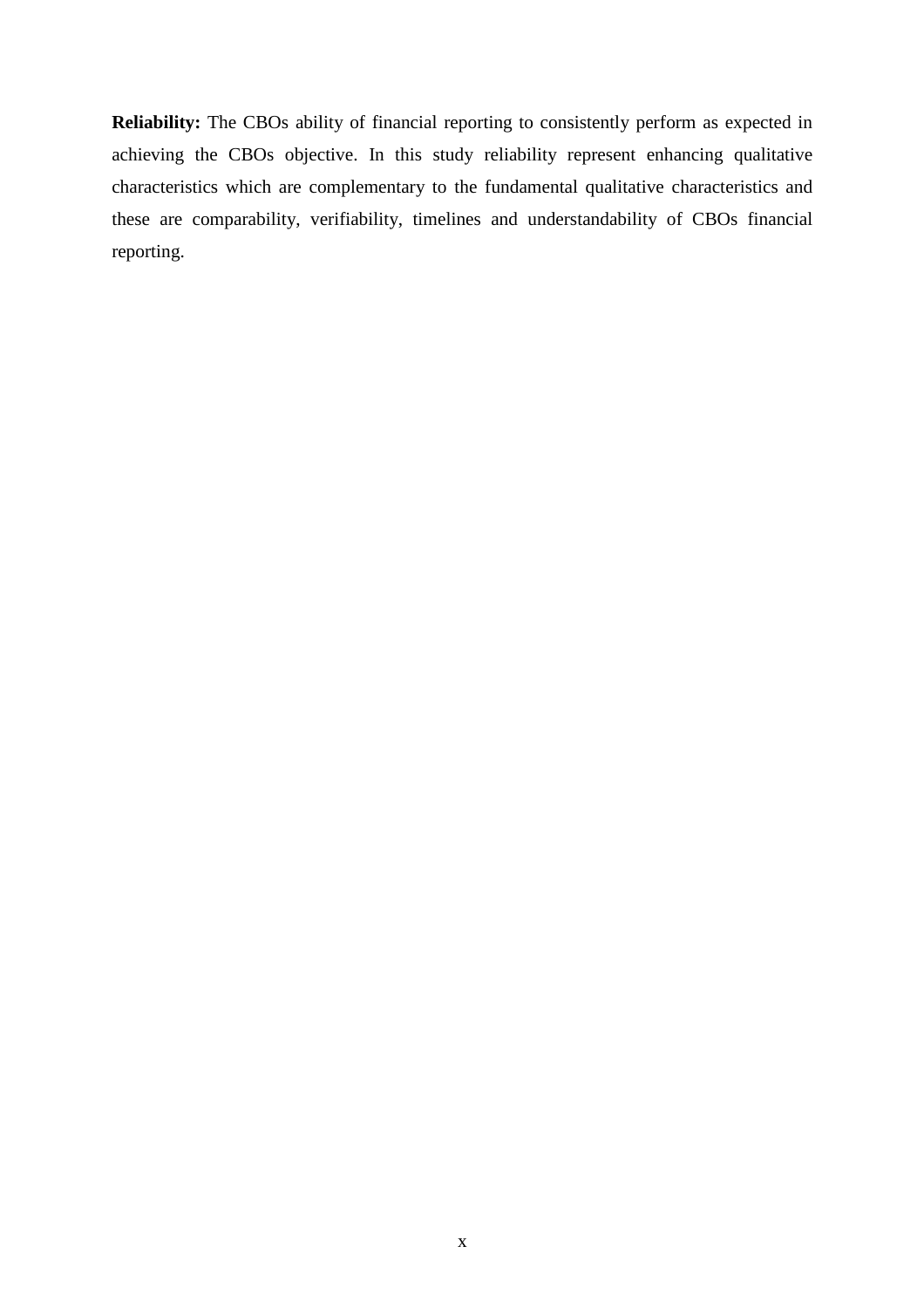**Reliability:** The CBOs ability of financial reporting to consistently perform as expected in achieving the CBOs objective. In this study reliability represent enhancing qualitative characteristics which are complementary to the fundamental qualitative characteristics and these are comparability, verifiability, timelines and understandability of CBOs financial reporting.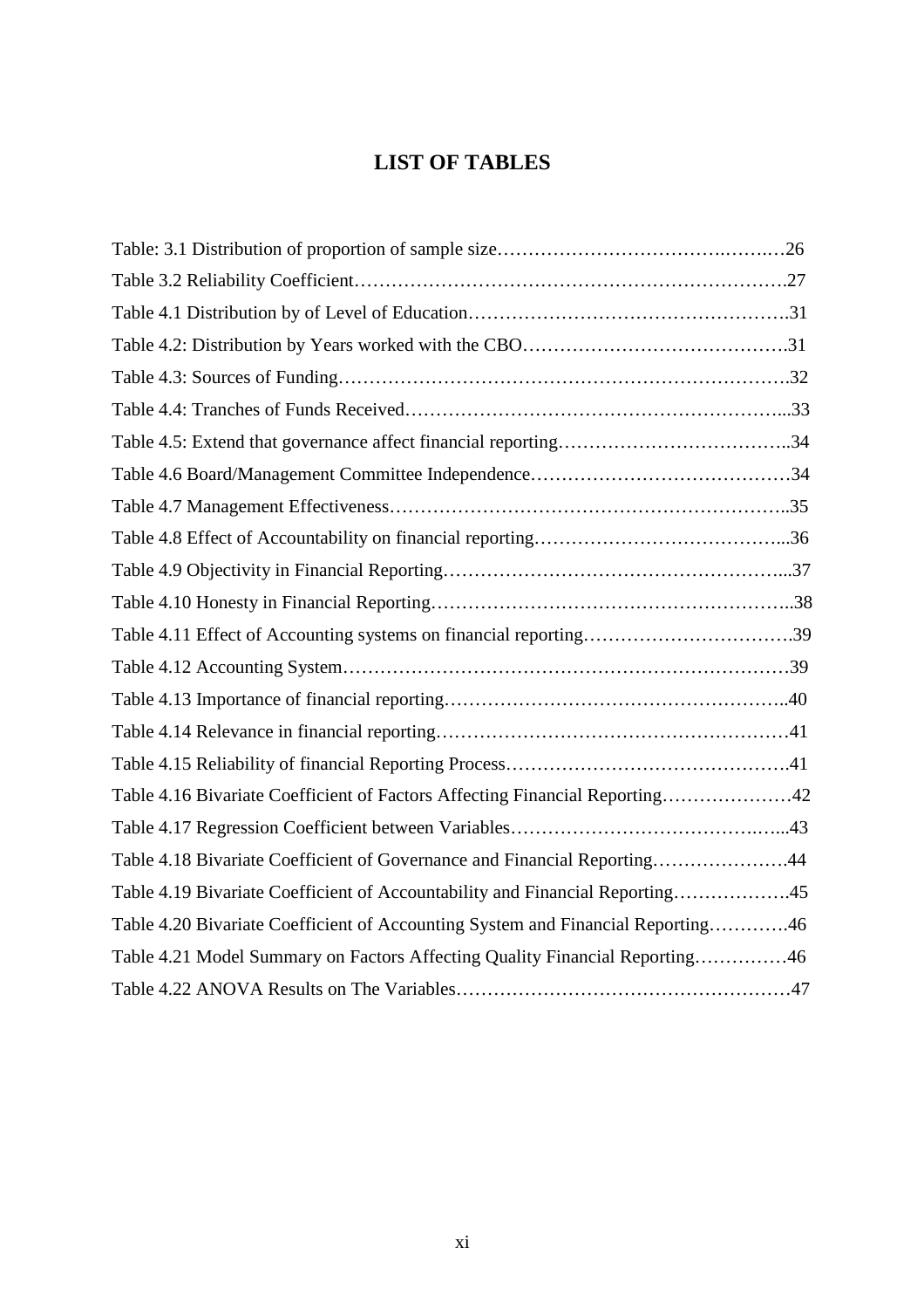# LIST OF TABLES

Table: 3.1 Distribution of proportion of sample size……………………………….…….…26

Table 3.2 Reliability Coefficient…………………………………………………………….27

Table 4.1 Distribution by of Level of Education…………………………………………….31

Table 4.2: Distribution by Years worked with the CBO…………………………………….31

Table 4.3: Sources of Funding……………………………………………………………….32

Table 4.4: Tranches of Funds Received……………………………………………………...33

Table 4.5: Extend that governance affect financial reporting………………………………..34

Table 4.6 Board/Management Committee Independence……………………………………34

Table 4.7 Management Effectiveness………………………………………………………..35

Table 4.8 Effect of Accountability on financial reporting…………………………………...36

Table 4.9 Objectivity in Financial Reporting………………………………………………...37

Table 4.10 Honesty in Financial Reporting…………………………………………………..38

Table 4.11 Effect of Accounting systems on financial reporting…………………………….39

Table 4.12 Accounting System………………………………………………………………39

Table 4.13 Importance of financial reporting………………………………………………..40

Table 4.14 Relevance in financial reporting…………………………………………………41

Table 4.15 Reliability of financial Reporting Process……………………………………….41

Table 4.16 Bivariate Coefficient of Factors Affecting Financial Reporting…………………42

Table 4.17 Regression Coefficient between Variables……………………………….…...43

Table 4.18 Bivariate Coefficient of Governance and Financial Reporting………………….44

Table 4.19 Bivariate Coefficient of Accountability and Financial Reporting……………….45

Table 4.20 Bivariate Coefficient of Accounting System and Financial Reporting………….46

Table 4.21 Model Summary on Factors Affecting Quality Financial Reporting……………46

Table 4.22 ANOVA Results on The Variables………………………………………………47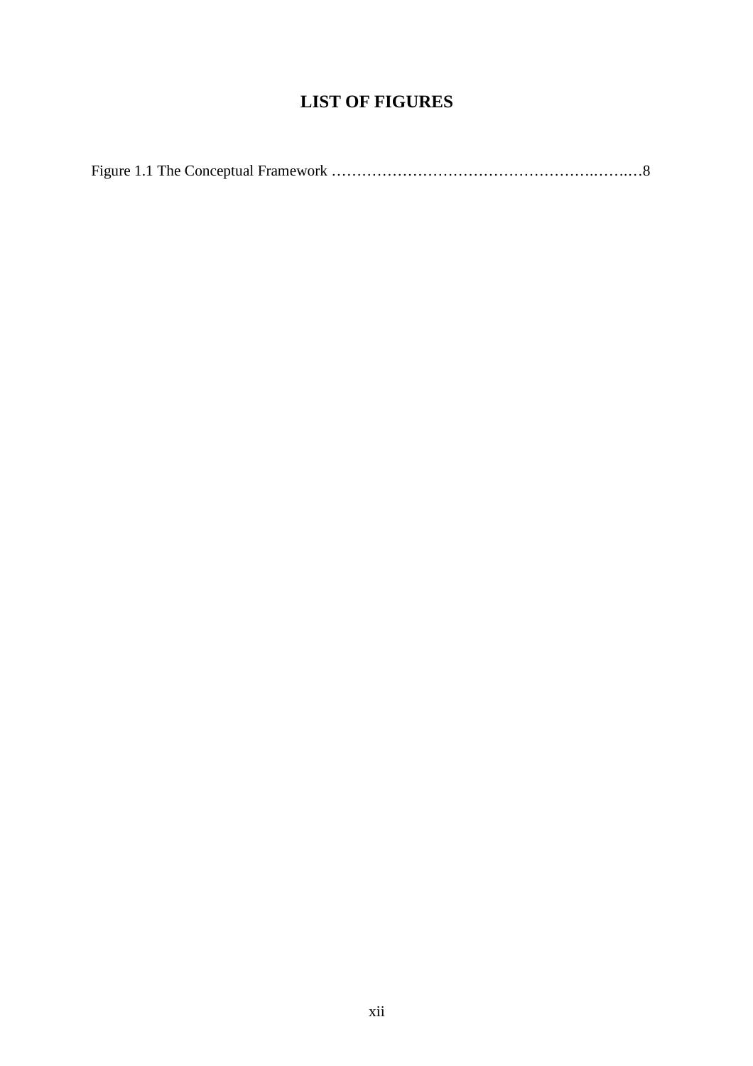# LIST OF FIGURES

Figure 1.1 The Conceptual Framework ……………………………………………..……..…8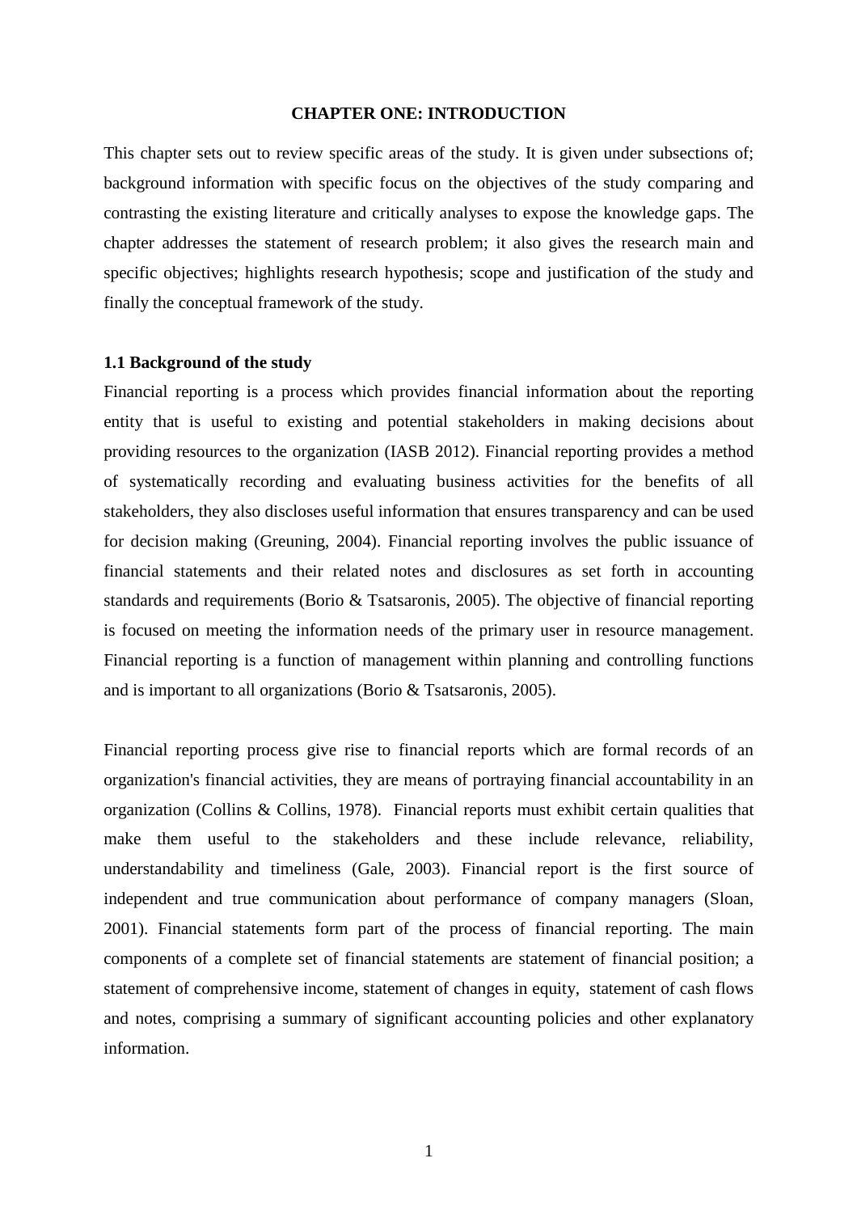# CHAPTER ONE: INTRODUCTION

This chapter sets out to review specific areas of the study. It is given under subsections of; background information with specific focus on the objectives of the study comparing and contrasting the existing literature and critically analyses to expose the knowledge gaps. The chapter addresses the statement of research problem; it also gives the research main and specific objectives; highlights research hypothesis; scope and justification of the study and finally the conceptual framework of the study.

## 1.1 Background of the study

Financial reporting is a process which provides financial information about the reporting entity that is useful to existing and potential stakeholders in making decisions about providing resources to the organization (IASB 2012). Financial reporting provides a method of systematically recording and evaluating business activities for the benefits of all stakeholders, they also discloses useful information that ensures transparency and can be used for decision making (Greuning, 2004). Financial reporting involves the public issuance of financial statements and their related notes and disclosures as set forth in accounting standards and requirements (Borio & Tsatsaronis, 2005). The objective of financial reporting is focused on meeting the information needs of the primary user in resource management. Financial reporting is a function of management within planning and controlling functions and is important to all organizations (Borio & Tsatsaronis, 2005).

Financial reporting process give rise to financial reports which are formal records of an organization's financial activities, they are means of portraying financial accountability in an organization (Collins & Collins, 1978). Financial reports must exhibit certain qualities that make them useful to the stakeholders and these include relevance, reliability, understandability and timeliness (Gale, 2003). Financial report is the first source of independent and true communication about performance of company managers (Sloan, 2001). Financial statements form part of the process of financial reporting. The main components of a complete set of financial statements are statement of financial position; a statement of comprehensive income, statement of changes in equity, statement of cash flows and notes, comprising a summary of significant accounting policies and other explanatory information.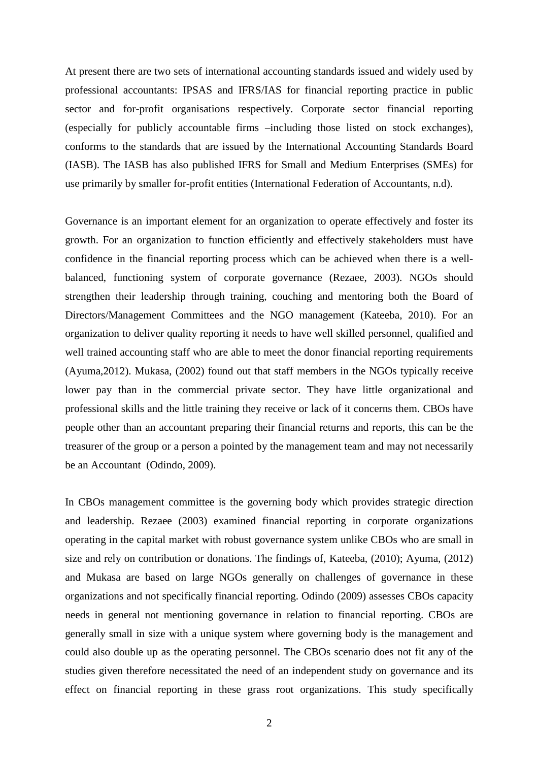At present there are two sets of international accounting standards issued and widely used by professional accountants: IPSAS and IFRS/IAS for financial reporting practice in public sector and for-profit organisations respectively. Corporate sector financial reporting (especially for publicly accountable firms –including those listed on stock exchanges), conforms to the standards that are issued by the International Accounting Standards Board (IASB). The IASB has also published IFRS for Small and Medium Enterprises (SMEs) for use primarily by smaller for-profit entities (International Federation of Accountants, n.d).

Governance is an important element for an organization to operate effectively and foster its growth. For an organization to function efficiently and effectively stakeholders must have confidence in the financial reporting process which can be achieved when there is a well-balanced, functioning system of corporate governance (Rezaee, 2003). NGOs should strengthen their leadership through training, couching and mentoring both the Board of Directors/Management Committees and the NGO management (Kateeba, 2010). For an organization to deliver quality reporting it needs to have well skilled personnel, qualified and well trained accounting staff who are able to meet the donor financial reporting requirements (Ayuma,2012). Mukasa, (2002) found out that staff members in the NGOs typically receive lower pay than in the commercial private sector. They have little organizational and professional skills and the little training they receive or lack of it concerns them. CBOs have people other than an accountant preparing their financial returns and reports, this can be the treasurer of the group or a person a pointed by the management team and may not necessarily be an Accountant (Odindo, 2009).

In CBOs management committee is the governing body which provides strategic direction and leadership. Rezaee (2003) examined financial reporting in corporate organizations operating in the capital market with robust governance system unlike CBOs who are small in size and rely on contribution or donations. The findings of, Kateeba, (2010); Ayuma, (2012) and Mukasa are based on large NGOs generally on challenges of governance in these organizations and not specifically financial reporting. Odindo (2009) assesses CBOs capacity needs in general not mentioning governance in relation to financial reporting. CBOs are generally small in size with a unique system where governing body is the management and could also double up as the operating personnel. The CBOs scenario does not fit any of the studies given therefore necessitated the need of an independent study on governance and its effect on financial reporting in these grass root organizations. This study specifically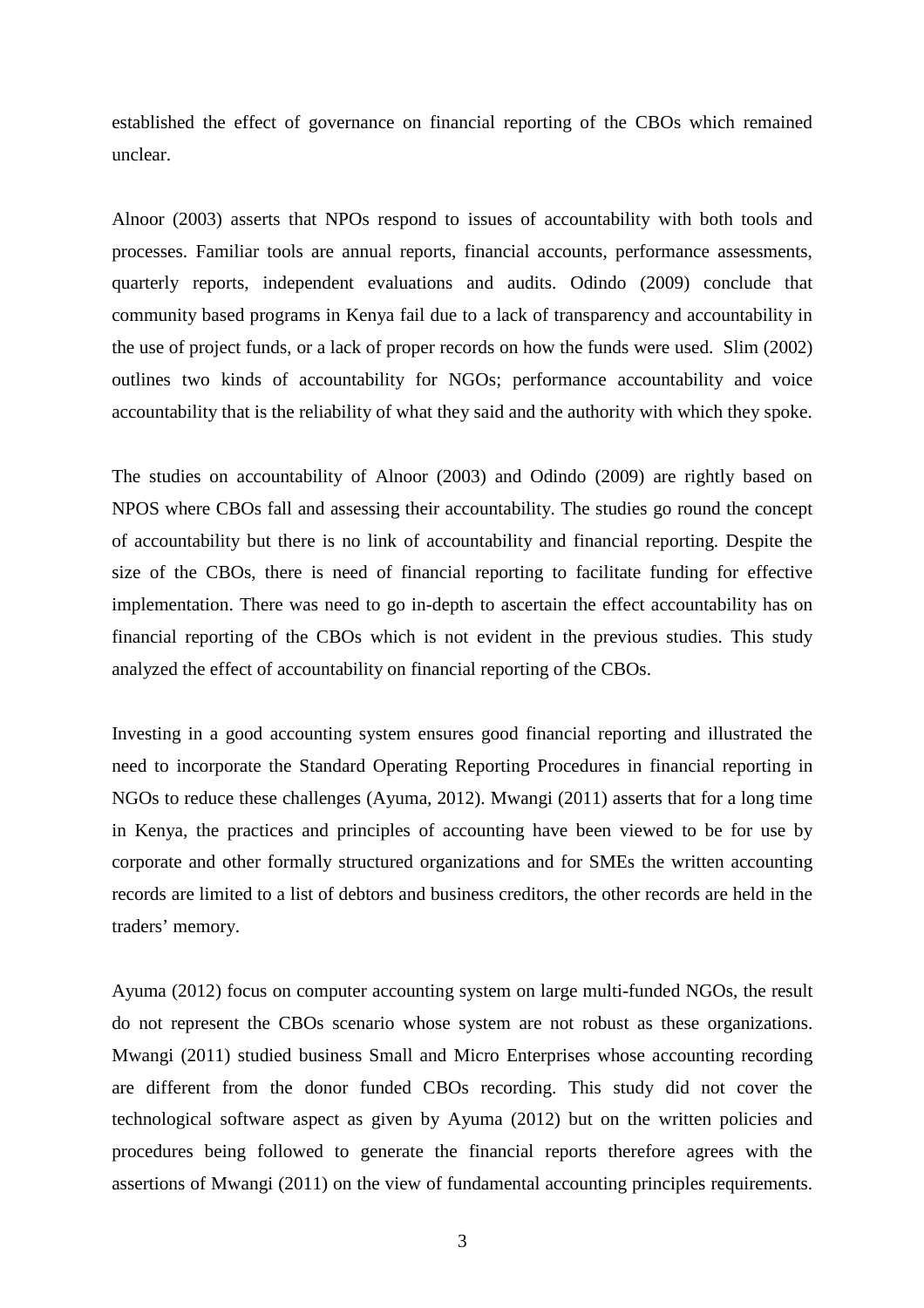established the effect of governance on financial reporting of the CBOs which remained unclear.

Alnoor (2003) asserts that NPOs respond to issues of accountability with both tools and processes. Familiar tools are annual reports, financial accounts, performance assessments, quarterly reports, independent evaluations and audits. Odindo (2009) conclude that community based programs in Kenya fail due to a lack of transparency and accountability in the use of project funds, or a lack of proper records on how the funds were used. Slim (2002) outlines two kinds of accountability for NGOs; performance accountability and voice accountability that is the reliability of what they said and the authority with which they spoke.

The studies on accountability of Alnoor (2003) and Odindo (2009) are rightly based on NPOS where CBOs fall and assessing their accountability. The studies go round the concept of accountability but there is no link of accountability and financial reporting. Despite the size of the CBOs, there is need of financial reporting to facilitate funding for effective implementation. There was need to go in-depth to ascertain the effect accountability has on financial reporting of the CBOs which is not evident in the previous studies. This study analyzed the effect of accountability on financial reporting of the CBOs.

Investing in a good accounting system ensures good financial reporting and illustrated the need to incorporate the Standard Operating Reporting Procedures in financial reporting in NGOs to reduce these challenges (Ayuma, 2012). Mwangi (2011) asserts that for a long time in Kenya, the practices and principles of accounting have been viewed to be for use by corporate and other formally structured organizations and for SMEs the written accounting records are limited to a list of debtors and business creditors, the other records are held in the traders' memory.

Ayuma (2012) focus on computer accounting system on large multi-funded NGOs, the result do not represent the CBOs scenario whose system are not robust as these organizations. Mwangi (2011) studied business Small and Micro Enterprises whose accounting recording are different from the donor funded CBOs recording. This study did not cover the technological software aspect as given by Ayuma (2012) but on the written policies and procedures being followed to generate the financial reports therefore agrees with the assertions of Mwangi (2011) on the view of fundamental accounting principles requirements.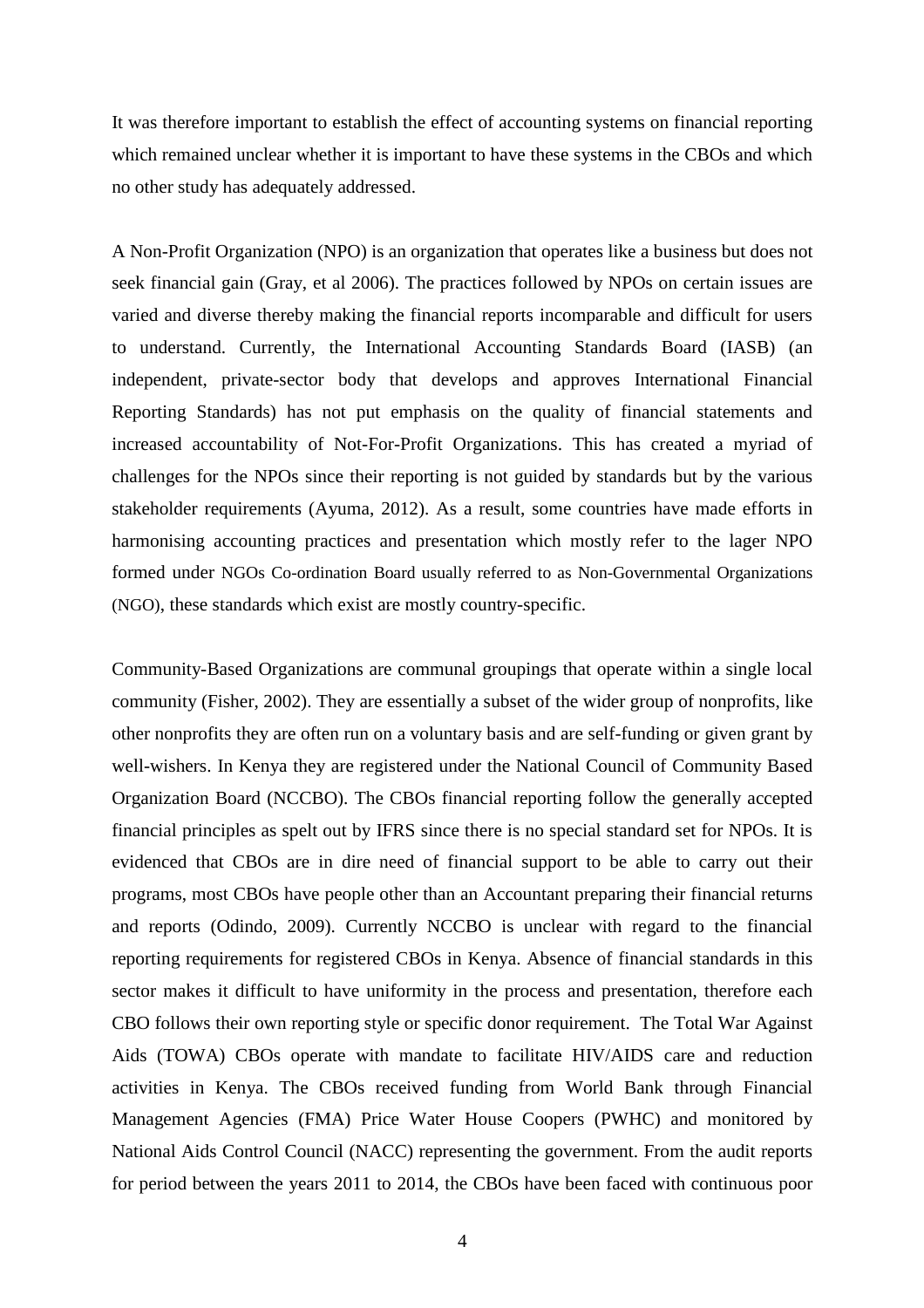It was therefore important to establish the effect of accounting systems on financial reporting which remained unclear whether it is important to have these systems in the CBOs and which no other study has adequately addressed.

A Non-Profit Organization (NPO) is an organization that operates like a business but does not seek financial gain (Gray, et al 2006). The practices followed by NPOs on certain issues are varied and diverse thereby making the financial reports incomparable and difficult for users to understand. Currently, the International Accounting Standards Board (IASB) (an independent, private-sector body that develops and approves International Financial Reporting Standards) has not put emphasis on the quality of financial statements and increased accountability of Not-For-Profit Organizations. This has created a myriad of challenges for the NPOs since their reporting is not guided by standards but by the various stakeholder requirements (Ayuma, 2012). As a result, some countries have made efforts in harmonising accounting practices and presentation which mostly refer to the lager NPO formed under NGOs Co-ordination Board usually referred to as Non-Governmental Organizations (NGO), these standards which exist are mostly country-specific.

Community-Based Organizations are communal groupings that operate within a single local community (Fisher, 2002). They are essentially a subset of the wider group of nonprofits, like other nonprofits they are often run on a voluntary basis and are self-funding or given grant by well-wishers. In Kenya they are registered under the National Council of Community Based Organization Board (NCCBO). The CBOs financial reporting follow the generally accepted financial principles as spelt out by IFRS since there is no special standard set for NPOs. It is evidenced that CBOs are in dire need of financial support to be able to carry out their programs, most CBOs have people other than an Accountant preparing their financial returns and reports (Odindo, 2009). Currently NCCBO is unclear with regard to the financial reporting requirements for registered CBOs in Kenya. Absence of financial standards in this sector makes it difficult to have uniformity in the process and presentation, therefore each CBO follows their own reporting style or specific donor requirement. The Total War Against Aids (TOWA) CBOs operate with mandate to facilitate HIV/AIDS care and reduction activities in Kenya. The CBOs received funding from World Bank through Financial Management Agencies (FMA) Price Water House Coopers (PWHC) and monitored by National Aids Control Council (NACC) representing the government. From the audit reports for period between the years 2011 to 2014, the CBOs have been faced with continuous poor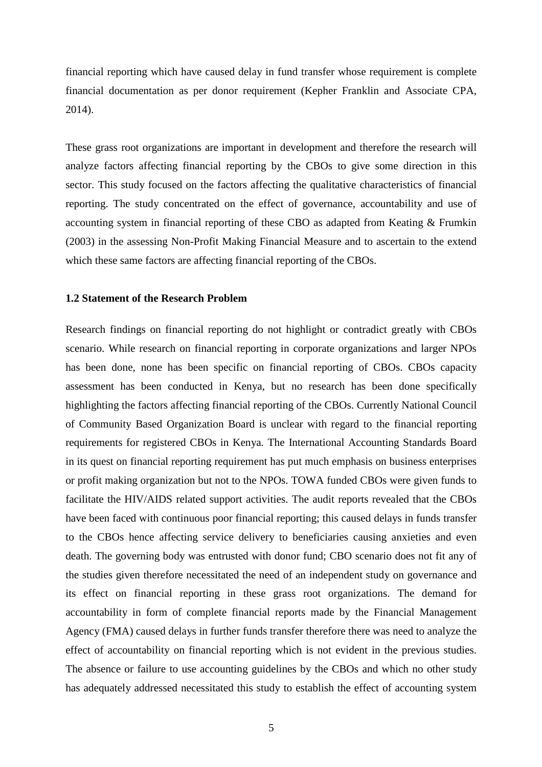financial reporting which have caused delay in fund transfer whose requirement is complete financial documentation as per donor requirement (Kepher Franklin and Associate CPA, 2014).

These grass root organizations are important in development and therefore the research will analyze factors affecting financial reporting by the CBOs to give some direction in this sector. This study focused on the factors affecting the qualitative characteristics of financial reporting. The study concentrated on the effect of governance, accountability and use of accounting system in financial reporting of these CBO as adapted from Keating & Frumkin (2003) in the assessing Non-Profit Making Financial Measure and to ascertain to the extend which these same factors are affecting financial reporting of the CBOs.

### 1.2 Statement of the Research Problem

Research findings on financial reporting do not highlight or contradict greatly with CBOs scenario. While research on financial reporting in corporate organizations and larger NPOs has been done, none has been specific on financial reporting of CBOs. CBOs capacity assessment has been conducted in Kenya, but no research has been done specifically highlighting the factors affecting financial reporting of the CBOs. Currently National Council of Community Based Organization Board is unclear with regard to the financial reporting requirements for registered CBOs in Kenya. The International Accounting Standards Board in its quest on financial reporting requirement has put much emphasis on business enterprises or profit making organization but not to the NPOs. TOWA funded CBOs were given funds to facilitate the HIV/AIDS related support activities. The audit reports revealed that the CBOs have been faced with continuous poor financial reporting; this caused delays in funds transfer to the CBOs hence affecting service delivery to beneficiaries causing anxieties and even death. The governing body was entrusted with donor fund; CBO scenario does not fit any of the studies given therefore necessitated the need of an independent study on governance and its effect on financial reporting in these grass root organizations. The demand for accountability in form of complete financial reports made by the Financial Management Agency (FMA) caused delays in further funds transfer therefore there was need to analyze the effect of accountability on financial reporting which is not evident in the previous studies. The absence or failure to use accounting guidelines by the CBOs and which no other study has adequately addressed necessitated this study to establish the effect of accounting system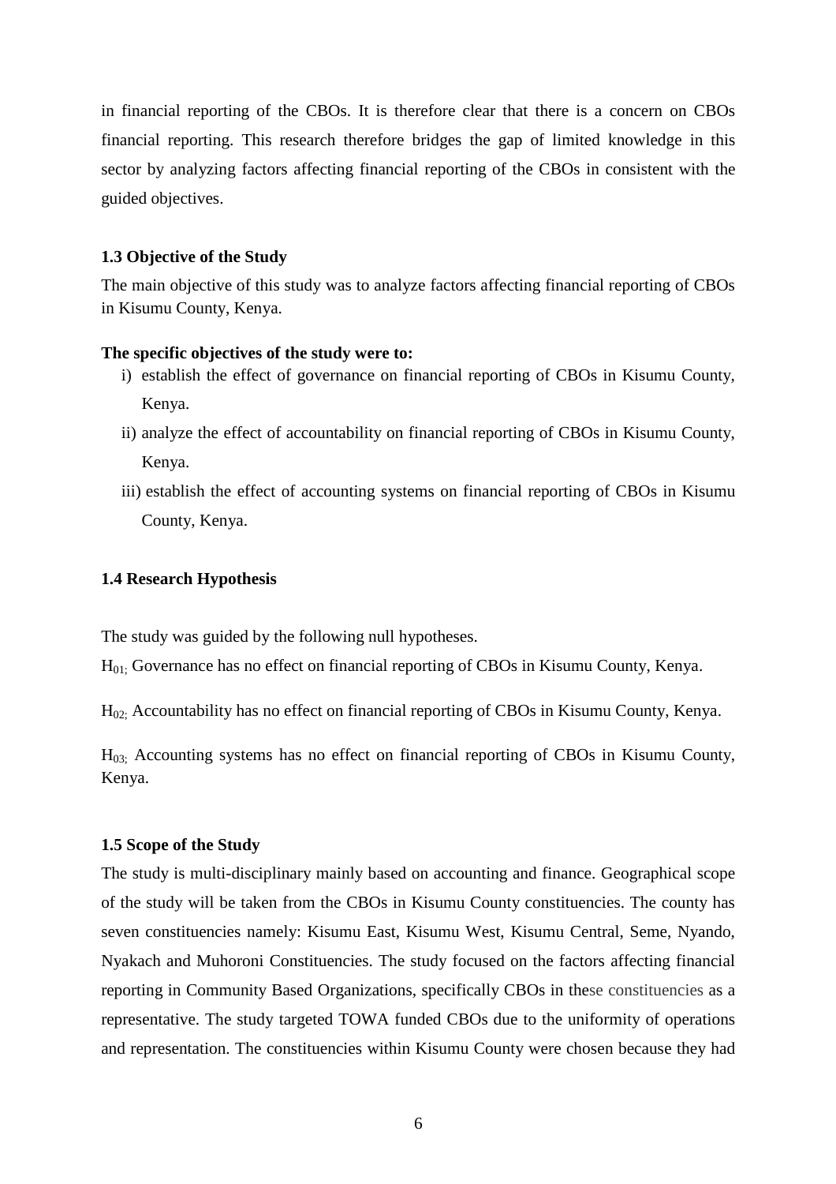in financial reporting of the CBOs. It is therefore clear that there is a concern on CBOs financial reporting. This research therefore bridges the gap of limited knowledge in this sector by analyzing factors affecting financial reporting of the CBOs in consistent with the guided objectives.

### 1.3 Objective of the Study

The main objective of this study was to analyze factors affecting financial reporting of CBOs in Kisumu County, Kenya.

**The specific objectives of the study were to:**

i) establish the effect of governance on financial reporting of CBOs in Kisumu County, Kenya.

ii) analyze the effect of accountability on financial reporting of CBOs in Kisumu County, Kenya.

iii) establish the effect of accounting systems on financial reporting of CBOs in Kisumu County, Kenya.

### 1.4 Research Hypothesis

The study was guided by the following null hypotheses.

$H_{01;}$ Governance has no effect on financial reporting of CBOs in Kisumu County, Kenya.

$H_{02;}$ Accountability has no effect on financial reporting of CBOs in Kisumu County, Kenya.

$H_{03;}$ Accounting systems has no effect on financial reporting of CBOs in Kisumu County, Kenya.

### 1.5 Scope of the Study

The study is multi-disciplinary mainly based on accounting and finance. Geographical scope of the study will be taken from the CBOs in Kisumu County constituencies. The county has seven constituencies namely: Kisumu East, Kisumu West, Kisumu Central, Seme, Nyando, Nyakach and Muhoroni Constituencies. The study focused on the factors affecting financial reporting in Community Based Organizations, specifically CBOs in these constituencies as a representative. The study targeted TOWA funded CBOs due to the uniformity of operations and representation. The constituencies within Kisumu County were chosen because they had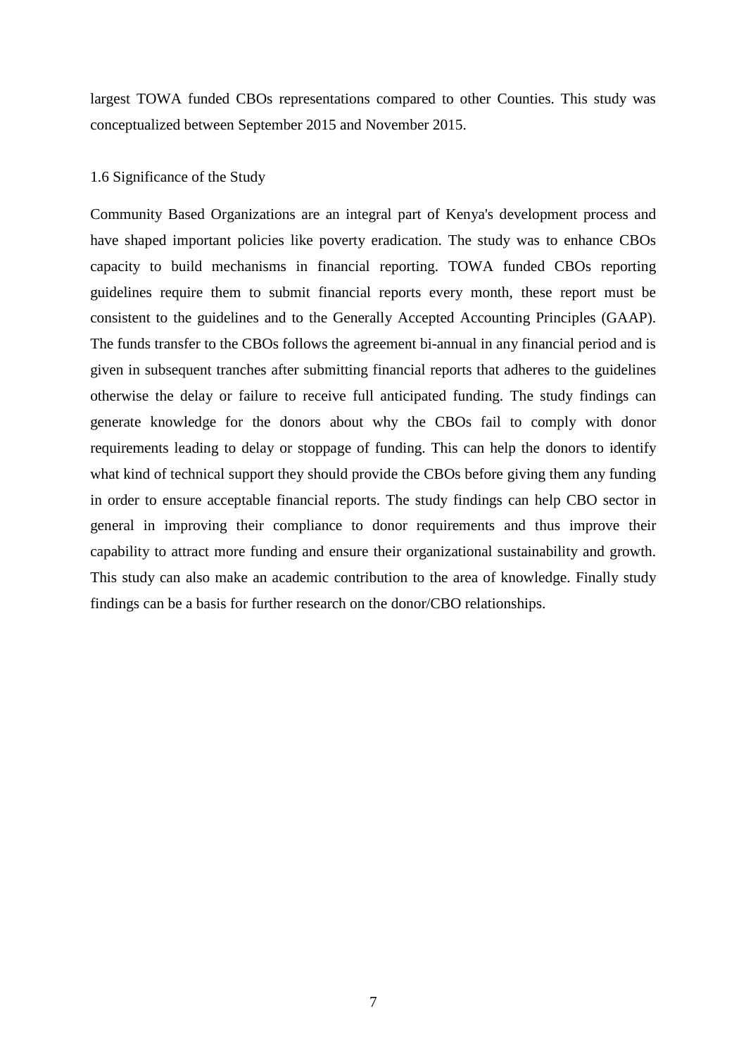largest TOWA funded CBOs representations compared to other Counties. This study was conceptualized between September 2015 and November 2015.

## 1.6 Significance of the Study

Community Based Organizations are an integral part of Kenya's development process and have shaped important policies like poverty eradication. The study was to enhance CBOs capacity to build mechanisms in financial reporting. TOWA funded CBOs reporting guidelines require them to submit financial reports every month, these report must be consistent to the guidelines and to the Generally Accepted Accounting Principles (GAAP). The funds transfer to the CBOs follows the agreement bi-annual in any financial period and is given in subsequent tranches after submitting financial reports that adheres to the guidelines otherwise the delay or failure to receive full anticipated funding. The study findings can generate knowledge for the donors about why the CBOs fail to comply with donor requirements leading to delay or stoppage of funding. This can help the donors to identify what kind of technical support they should provide the CBOs before giving them any funding in order to ensure acceptable financial reports. The study findings can help CBO sector in general in improving their compliance to donor requirements and thus improve their capability to attract more funding and ensure their organizational sustainability and growth. This study can also make an academic contribution to the area of knowledge. Finally study findings can be a basis for further research on the donor/CBO relationships.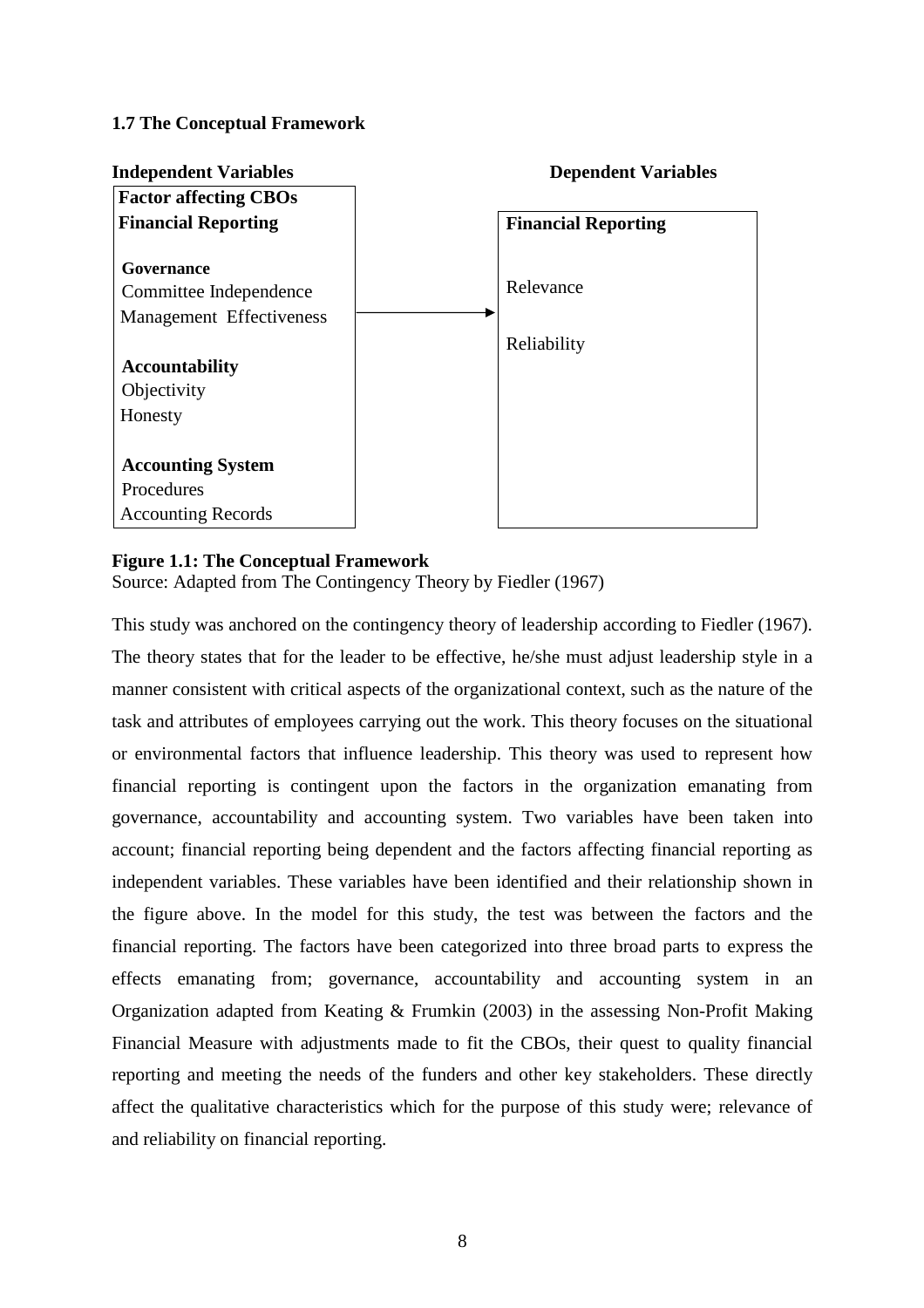### 1.7 The Conceptual Framework

| Independent Variables | | Dependent Variables |
|---|---|---|
| **Factor affecting CBOs Financial Reporting** | | **Financial Reporting** |
| **Governance**<br>Committee Independence<br>Management Effectiveness | → | Relevance<br><br>Reliability |
| **Accountability**<br>Objectivity<br>Honesty | | |
| **Accounting System**<br>Procedures<br>Accounting Records | | |

**Figure 1.1: The Conceptual Framework**

Source: Adapted from The Contingency Theory by Fiedler (1967)

This study was anchored on the contingency theory of leadership according to Fiedler (1967). The theory states that for the leader to be effective, he/she must adjust leadership style in a manner consistent with critical aspects of the organizational context, such as the nature of the task and attributes of employees carrying out the work. This theory focuses on the situational or environmental factors that influence leadership. This theory was used to represent how financial reporting is contingent upon the factors in the organization emanating from governance, accountability and accounting system. Two variables have been taken into account; financial reporting being dependent and the factors affecting financial reporting as independent variables. These variables have been identified and their relationship shown in the figure above. In the model for this study, the test was between the factors and the financial reporting. The factors have been categorized into three broad parts to express the effects emanating from; governance, accountability and accounting system in an Organization adapted from Keating & Frumkin (2003) in the assessing Non-Profit Making Financial Measure with adjustments made to fit the CBOs, their quest to quality financial reporting and meeting the needs of the funders and other key stakeholders. These directly affect the qualitative characteristics which for the purpose of this study were; relevance of and reliability on financial reporting.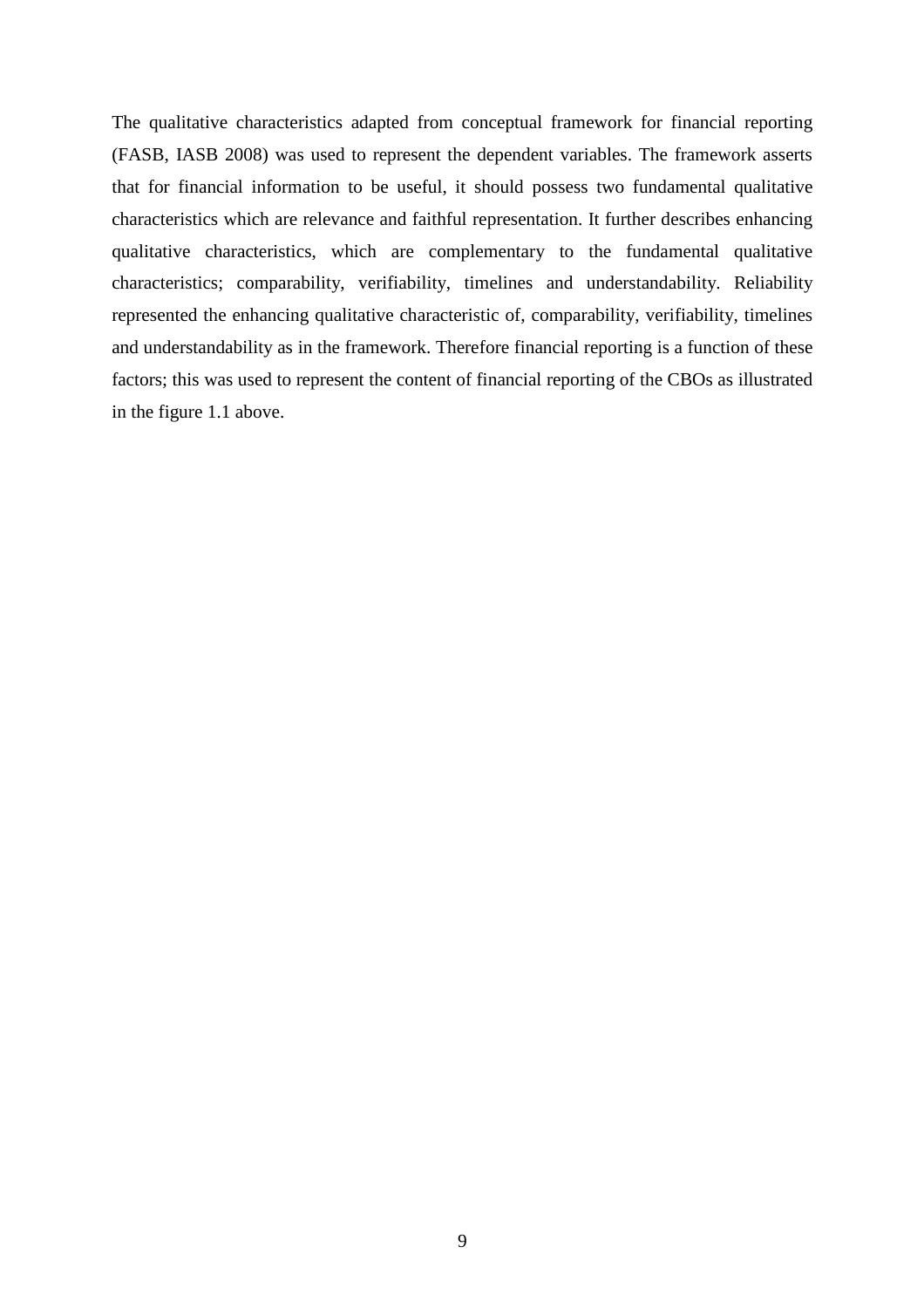The qualitative characteristics adapted from conceptual framework for financial reporting (FASB, IASB 2008) was used to represent the dependent variables. The framework asserts that for financial information to be useful, it should possess two fundamental qualitative characteristics which are relevance and faithful representation. It further describes enhancing qualitative characteristics, which are complementary to the fundamental qualitative characteristics; comparability, verifiability, timelines and understandability. Reliability represented the enhancing qualitative characteristic of, comparability, verifiability, timelines and understandability as in the framework. Therefore financial reporting is a function of these factors; this was used to represent the content of financial reporting of the CBOs as illustrated in the figure 1.1 above.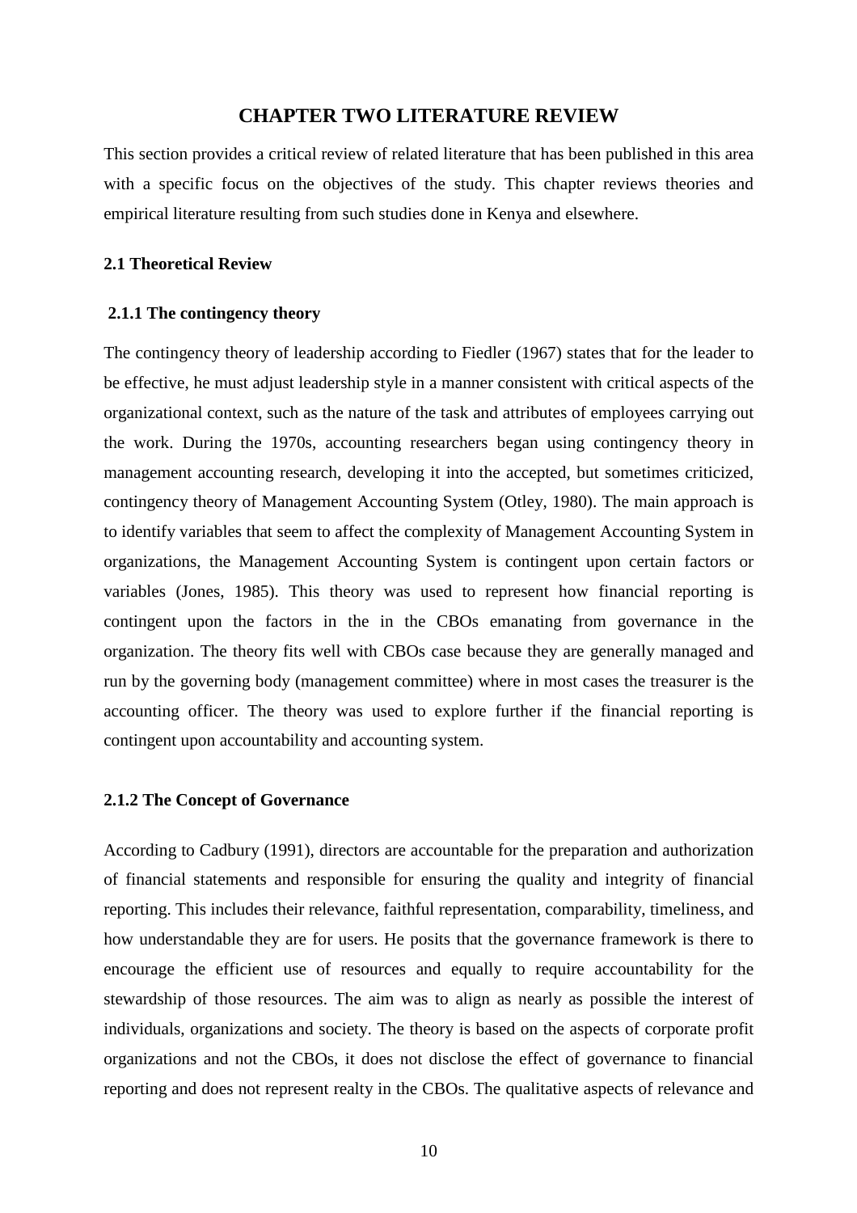# CHAPTER TWO LITERATURE REVIEW

This section provides a critical review of related literature that has been published in this area with a specific focus on the objectives of the study. This chapter reviews theories and empirical literature resulting from such studies done in Kenya and elsewhere.

## 2.1 Theoretical Review

### 2.1.1 The contingency theory

The contingency theory of leadership according to Fiedler (1967) states that for the leader to be effective, he must adjust leadership style in a manner consistent with critical aspects of the organizational context, such as the nature of the task and attributes of employees carrying out the work. During the 1970s, accounting researchers began using contingency theory in management accounting research, developing it into the accepted, but sometimes criticized, contingency theory of Management Accounting System (Otley, 1980). The main approach is to identify variables that seem to affect the complexity of Management Accounting System in organizations, the Management Accounting System is contingent upon certain factors or variables (Jones, 1985). This theory was used to represent how financial reporting is contingent upon the factors in the in the CBOs emanating from governance in the organization. The theory fits well with CBOs case because they are generally managed and run by the governing body (management committee) where in most cases the treasurer is the accounting officer. The theory was used to explore further if the financial reporting is contingent upon accountability and accounting system.

### 2.1.2 The Concept of Governance

According to Cadbury (1991), directors are accountable for the preparation and authorization of financial statements and responsible for ensuring the quality and integrity of financial reporting. This includes their relevance, faithful representation, comparability, timeliness, and how understandable they are for users. He posits that the governance framework is there to encourage the efficient use of resources and equally to require accountability for the stewardship of those resources. The aim was to align as nearly as possible the interest of individuals, organizations and society. The theory is based on the aspects of corporate profit organizations and not the CBOs, it does not disclose the effect of governance to financial reporting and does not represent realty in the CBOs. The qualitative aspects of relevance and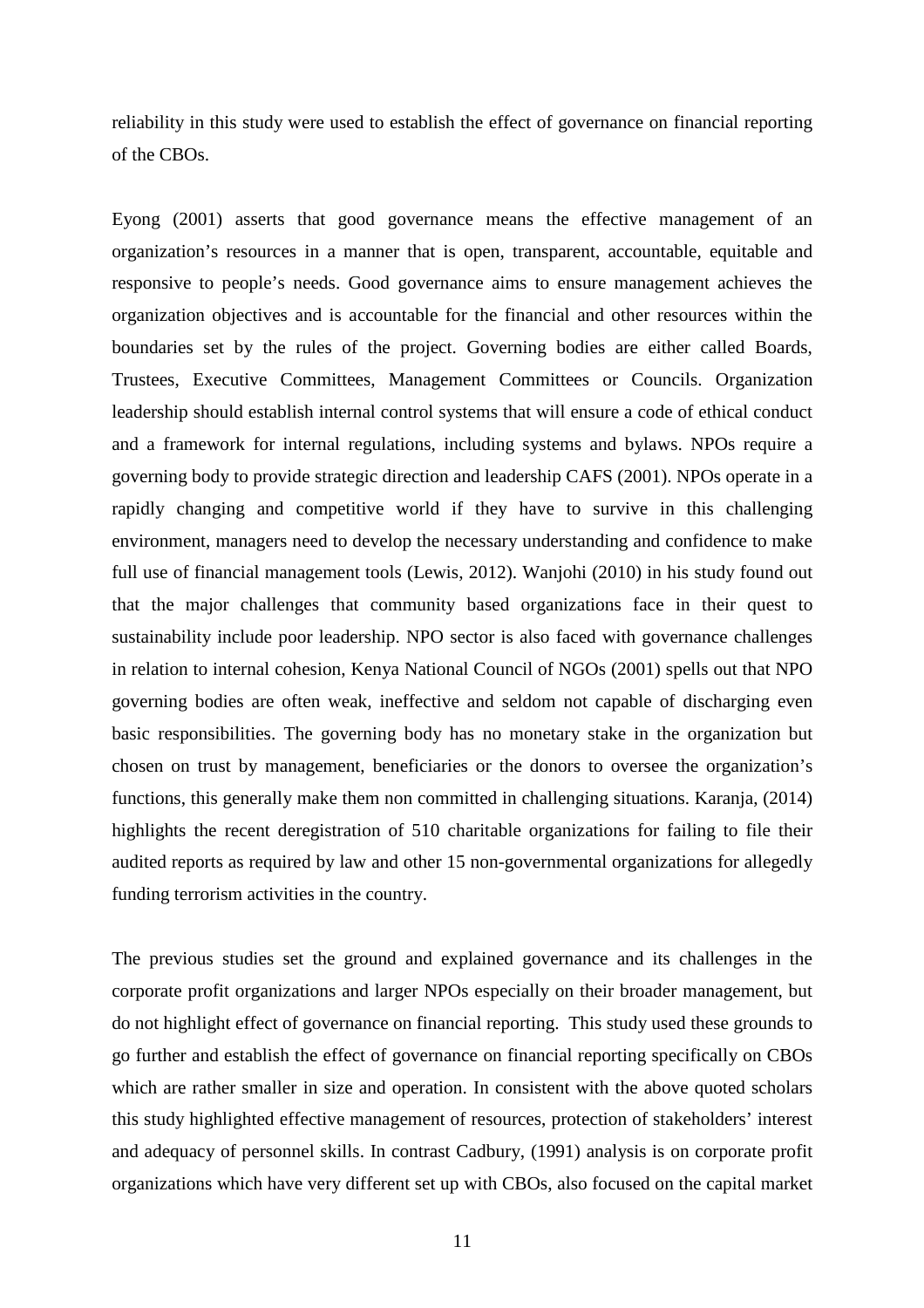reliability in this study were used to establish the effect of governance on financial reporting of the CBOs.

Eyong (2001) asserts that good governance means the effective management of an organization's resources in a manner that is open, transparent, accountable, equitable and responsive to people's needs. Good governance aims to ensure management achieves the organization objectives and is accountable for the financial and other resources within the boundaries set by the rules of the project. Governing bodies are either called Boards, Trustees, Executive Committees, Management Committees or Councils. Organization leadership should establish internal control systems that will ensure a code of ethical conduct and a framework for internal regulations, including systems and bylaws. NPOs require a governing body to provide strategic direction and leadership CAFS (2001). NPOs operate in a rapidly changing and competitive world if they have to survive in this challenging environment, managers need to develop the necessary understanding and confidence to make full use of financial management tools (Lewis, 2012). Wanjohi (2010) in his study found out that the major challenges that community based organizations face in their quest to sustainability include poor leadership. NPO sector is also faced with governance challenges in relation to internal cohesion, Kenya National Council of NGOs (2001) spells out that NPO governing bodies are often weak, ineffective and seldom not capable of discharging even basic responsibilities. The governing body has no monetary stake in the organization but chosen on trust by management, beneficiaries or the donors to oversee the organization's functions, this generally make them non committed in challenging situations. Karanja, (2014) highlights the recent deregistration of 510 charitable organizations for failing to file their audited reports as required by law and other 15 non-governmental organizations for allegedly funding terrorism activities in the country.

The previous studies set the ground and explained governance and its challenges in the corporate profit organizations and larger NPOs especially on their broader management, but do not highlight effect of governance on financial reporting. This study used these grounds to go further and establish the effect of governance on financial reporting specifically on CBOs which are rather smaller in size and operation. In consistent with the above quoted scholars this study highlighted effective management of resources, protection of stakeholders' interest and adequacy of personnel skills. In contrast Cadbury, (1991) analysis is on corporate profit organizations which have very different set up with CBOs, also focused on the capital market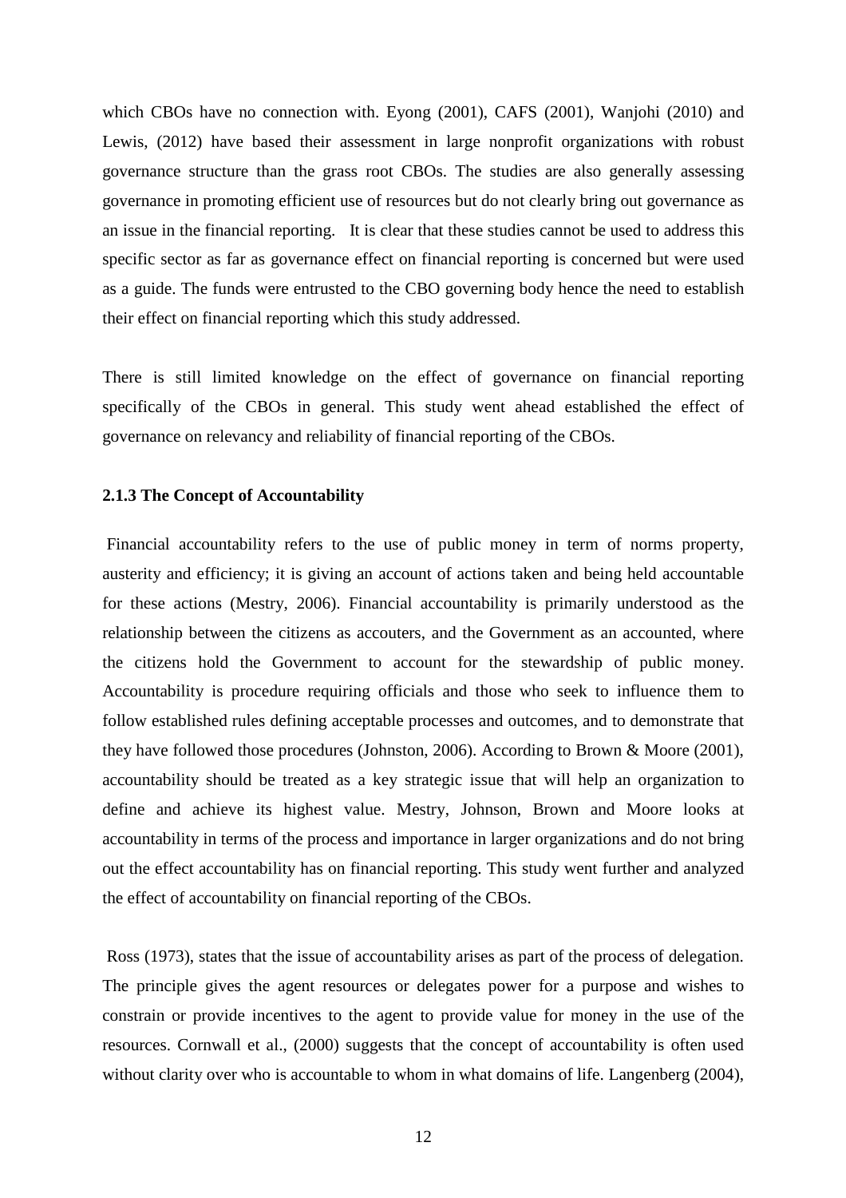which CBOs have no connection with. Eyong (2001), CAFS (2001), Wanjohi (2010) and Lewis, (2012) have based their assessment in large nonprofit organizations with robust governance structure than the grass root CBOs. The studies are also generally assessing governance in promoting efficient use of resources but do not clearly bring out governance as an issue in the financial reporting. It is clear that these studies cannot be used to address this specific sector as far as governance effect on financial reporting is concerned but were used as a guide. The funds were entrusted to the CBO governing body hence the need to establish their effect on financial reporting which this study addressed.

There is still limited knowledge on the effect of governance on financial reporting specifically of the CBOs in general. This study went ahead established the effect of governance on relevancy and reliability of financial reporting of the CBOs.

### 2.1.3 The Concept of Accountability

Financial accountability refers to the use of public money in term of norms property, austerity and efficiency; it is giving an account of actions taken and being held accountable for these actions (Mestry, 2006). Financial accountability is primarily understood as the relationship between the citizens as accouters, and the Government as an accounted, where the citizens hold the Government to account for the stewardship of public money. Accountability is procedure requiring officials and those who seek to influence them to follow established rules defining acceptable processes and outcomes, and to demonstrate that they have followed those procedures (Johnston, 2006). According to Brown & Moore (2001), accountability should be treated as a key strategic issue that will help an organization to define and achieve its highest value. Mestry, Johnson, Brown and Moore looks at accountability in terms of the process and importance in larger organizations and do not bring out the effect accountability has on financial reporting. This study went further and analyzed the effect of accountability on financial reporting of the CBOs.

Ross (1973), states that the issue of accountability arises as part of the process of delegation. The principle gives the agent resources or delegates power for a purpose and wishes to constrain or provide incentives to the agent to provide value for money in the use of the resources. Cornwall et al., (2000) suggests that the concept of accountability is often used without clarity over who is accountable to whom in what domains of life. Langenberg (2004),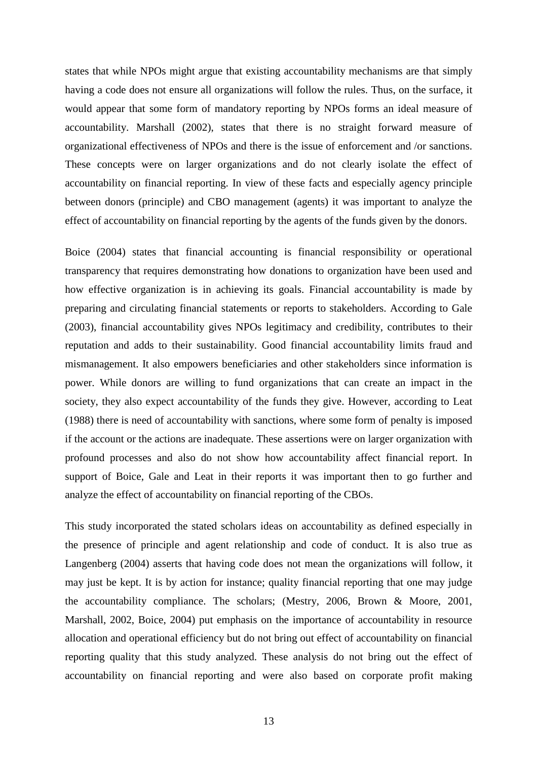states that while NPOs might argue that existing accountability mechanisms are that simply having a code does not ensure all organizations will follow the rules. Thus, on the surface, it would appear that some form of mandatory reporting by NPOs forms an ideal measure of accountability. Marshall (2002), states that there is no straight forward measure of organizational effectiveness of NPOs and there is the issue of enforcement and /or sanctions. These concepts were on larger organizations and do not clearly isolate the effect of accountability on financial reporting. In view of these facts and especially agency principle between donors (principle) and CBO management (agents) it was important to analyze the effect of accountability on financial reporting by the agents of the funds given by the donors.

Boice (2004) states that financial accounting is financial responsibility or operational transparency that requires demonstrating how donations to organization have been used and how effective organization is in achieving its goals. Financial accountability is made by preparing and circulating financial statements or reports to stakeholders. According to Gale (2003), financial accountability gives NPOs legitimacy and credibility, contributes to their reputation and adds to their sustainability. Good financial accountability limits fraud and mismanagement. It also empowers beneficiaries and other stakeholders since information is power. While donors are willing to fund organizations that can create an impact in the society, they also expect accountability of the funds they give. However, according to Leat (1988) there is need of accountability with sanctions, where some form of penalty is imposed if the account or the actions are inadequate. These assertions were on larger organization with profound processes and also do not show how accountability affect financial report. In support of Boice, Gale and Leat in their reports it was important then to go further and analyze the effect of accountability on financial reporting of the CBOs.

This study incorporated the stated scholars ideas on accountability as defined especially in the presence of principle and agent relationship and code of conduct. It is also true as Langenberg (2004) asserts that having code does not mean the organizations will follow, it may just be kept. It is by action for instance; quality financial reporting that one may judge the accountability compliance. The scholars; (Mestry, 2006, Brown & Moore, 2001, Marshall, 2002, Boice, 2004) put emphasis on the importance of accountability in resource allocation and operational efficiency but do not bring out effect of accountability on financial reporting quality that this study analyzed. These analysis do not bring out the effect of accountability on financial reporting and were also based on corporate profit making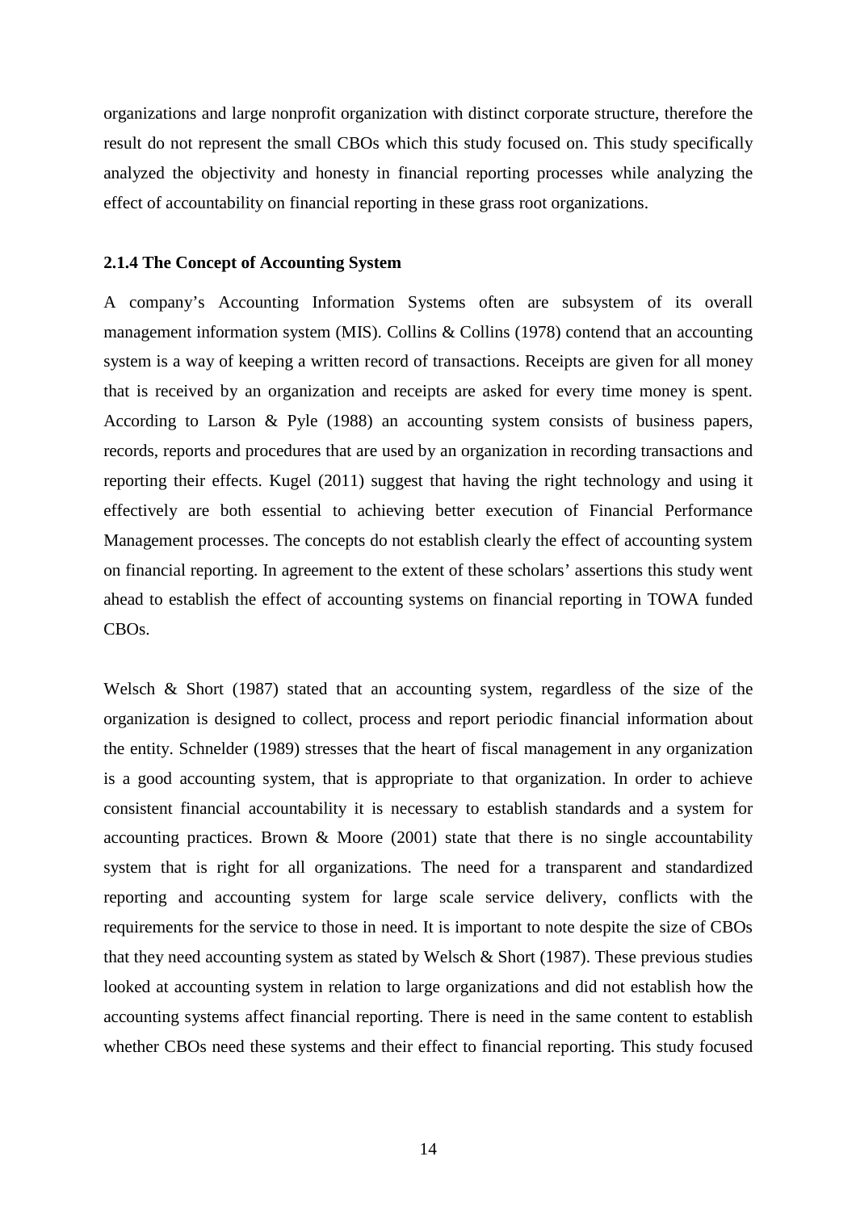organizations and large nonprofit organization with distinct corporate structure, therefore the result do not represent the small CBOs which this study focused on. This study specifically analyzed the objectivity and honesty in financial reporting processes while analyzing the effect of accountability on financial reporting in these grass root organizations.

### 2.1.4 The Concept of Accounting System

A company's Accounting Information Systems often are subsystem of its overall management information system (MIS). Collins & Collins (1978) contend that an accounting system is a way of keeping a written record of transactions. Receipts are given for all money that is received by an organization and receipts are asked for every time money is spent. According to Larson & Pyle (1988) an accounting system consists of business papers, records, reports and procedures that are used by an organization in recording transactions and reporting their effects. Kugel (2011) suggest that having the right technology and using it effectively are both essential to achieving better execution of Financial Performance Management processes. The concepts do not establish clearly the effect of accounting system on financial reporting. In agreement to the extent of these scholars' assertions this study went ahead to establish the effect of accounting systems on financial reporting in TOWA funded CBOs.

Welsch & Short (1987) stated that an accounting system, regardless of the size of the organization is designed to collect, process and report periodic financial information about the entity. Schnelder (1989) stresses that the heart of fiscal management in any organization is a good accounting system, that is appropriate to that organization. In order to achieve consistent financial accountability it is necessary to establish standards and a system for accounting practices. Brown & Moore (2001) state that there is no single accountability system that is right for all organizations. The need for a transparent and standardized reporting and accounting system for large scale service delivery, conflicts with the requirements for the service to those in need. It is important to note despite the size of CBOs that they need accounting system as stated by Welsch & Short (1987). These previous studies looked at accounting system in relation to large organizations and did not establish how the accounting systems affect financial reporting. There is need in the same content to establish whether CBOs need these systems and their effect to financial reporting. This study focused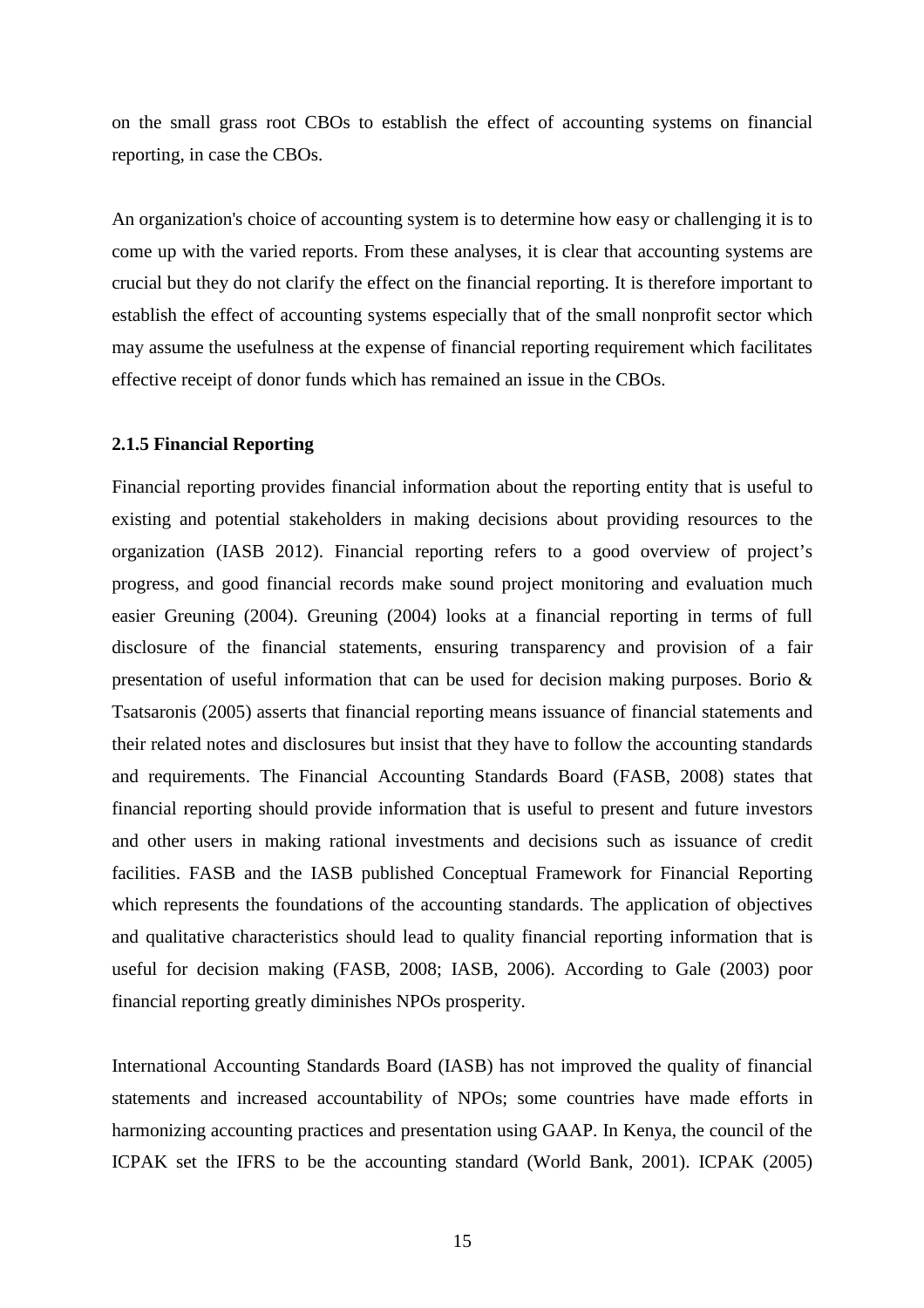on the small grass root CBOs to establish the effect of accounting systems on financial reporting, in case the CBOs.

An organization's choice of accounting system is to determine how easy or challenging it is to come up with the varied reports. From these analyses, it is clear that accounting systems are crucial but they do not clarify the effect on the financial reporting. It is therefore important to establish the effect of accounting systems especially that of the small nonprofit sector which may assume the usefulness at the expense of financial reporting requirement which facilitates effective receipt of donor funds which has remained an issue in the CBOs.

### 2.1.5 Financial Reporting

Financial reporting provides financial information about the reporting entity that is useful to existing and potential stakeholders in making decisions about providing resources to the organization (IASB 2012). Financial reporting refers to a good overview of project's progress, and good financial records make sound project monitoring and evaluation much easier Greuning (2004). Greuning (2004) looks at a financial reporting in terms of full disclosure of the financial statements, ensuring transparency and provision of a fair presentation of useful information that can be used for decision making purposes. Borio & Tsatsaronis (2005) asserts that financial reporting means issuance of financial statements and their related notes and disclosures but insist that they have to follow the accounting standards and requirements. The Financial Accounting Standards Board (FASB, 2008) states that financial reporting should provide information that is useful to present and future investors and other users in making rational investments and decisions such as issuance of credit facilities. FASB and the IASB published Conceptual Framework for Financial Reporting which represents the foundations of the accounting standards. The application of objectives and qualitative characteristics should lead to quality financial reporting information that is useful for decision making (FASB, 2008; IASB, 2006). According to Gale (2003) poor financial reporting greatly diminishes NPOs prosperity.

International Accounting Standards Board (IASB) has not improved the quality of financial statements and increased accountability of NPOs; some countries have made efforts in harmonizing accounting practices and presentation using GAAP. In Kenya, the council of the ICPAK set the IFRS to be the accounting standard (World Bank, 2001). ICPAK (2005)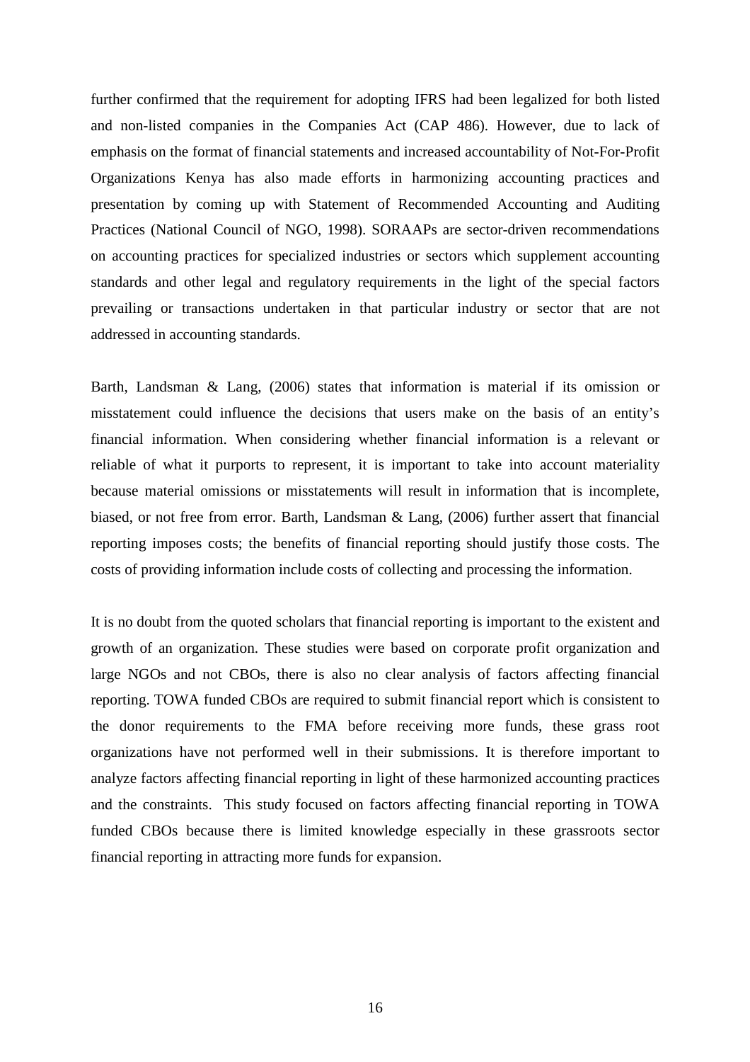further confirmed that the requirement for adopting IFRS had been legalized for both listed and non-listed companies in the Companies Act (CAP 486). However, due to lack of emphasis on the format of financial statements and increased accountability of Not-For-Profit Organizations Kenya has also made efforts in harmonizing accounting practices and presentation by coming up with Statement of Recommended Accounting and Auditing Practices (National Council of NGO, 1998). SORAAPs are sector-driven recommendations on accounting practices for specialized industries or sectors which supplement accounting standards and other legal and regulatory requirements in the light of the special factors prevailing or transactions undertaken in that particular industry or sector that are not addressed in accounting standards.

Barth, Landsman & Lang, (2006) states that information is material if its omission or misstatement could influence the decisions that users make on the basis of an entity's financial information. When considering whether financial information is a relevant or reliable of what it purports to represent, it is important to take into account materiality because material omissions or misstatements will result in information that is incomplete, biased, or not free from error. Barth, Landsman & Lang, (2006) further assert that financial reporting imposes costs; the benefits of financial reporting should justify those costs. The costs of providing information include costs of collecting and processing the information.

It is no doubt from the quoted scholars that financial reporting is important to the existent and growth of an organization. These studies were based on corporate profit organization and large NGOs and not CBOs, there is also no clear analysis of factors affecting financial reporting. TOWA funded CBOs are required to submit financial report which is consistent to the donor requirements to the FMA before receiving more funds, these grass root organizations have not performed well in their submissions. It is therefore important to analyze factors affecting financial reporting in light of these harmonized accounting practices and the constraints. This study focused on factors affecting financial reporting in TOWA funded CBOs because there is limited knowledge especially in these grassroots sector financial reporting in attracting more funds for expansion.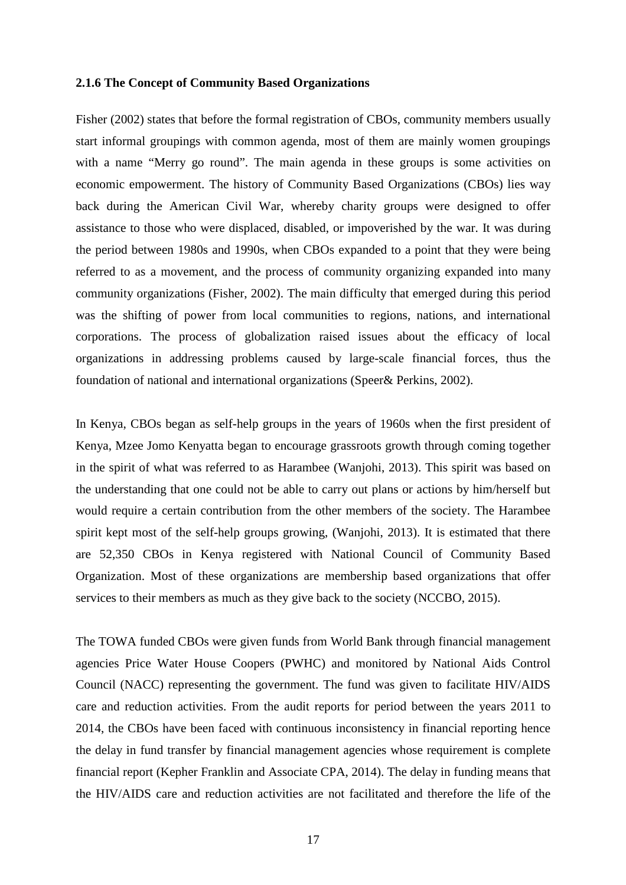### 2.1.6 The Concept of Community Based Organizations

Fisher (2002) states that before the formal registration of CBOs, community members usually start informal groupings with common agenda, most of them are mainly women groupings with a name "Merry go round". The main agenda in these groups is some activities on economic empowerment. The history of Community Based Organizations (CBOs) lies way back during the American Civil War, whereby charity groups were designed to offer assistance to those who were displaced, disabled, or impoverished by the war. It was during the period between 1980s and 1990s, when CBOs expanded to a point that they were being referred to as a movement, and the process of community organizing expanded into many community organizations (Fisher, 2002). The main difficulty that emerged during this period was the shifting of power from local communities to regions, nations, and international corporations. The process of globalization raised issues about the efficacy of local organizations in addressing problems caused by large-scale financial forces, thus the foundation of national and international organizations (Speer& Perkins, 2002).

In Kenya, CBOs began as self-help groups in the years of 1960s when the first president of Kenya, Mzee Jomo Kenyatta began to encourage grassroots growth through coming together in the spirit of what was referred to as Harambee (Wanjohi, 2013). This spirit was based on the understanding that one could not be able to carry out plans or actions by him/herself but would require a certain contribution from the other members of the society. The Harambee spirit kept most of the self-help groups growing, (Wanjohi, 2013). It is estimated that there are 52,350 CBOs in Kenya registered with National Council of Community Based Organization. Most of these organizations are membership based organizations that offer services to their members as much as they give back to the society (NCCBO, 2015).

The TOWA funded CBOs were given funds from World Bank through financial management agencies Price Water House Coopers (PWHC) and monitored by National Aids Control Council (NACC) representing the government. The fund was given to facilitate HIV/AIDS care and reduction activities. From the audit reports for period between the years 2011 to 2014, the CBOs have been faced with continuous inconsistency in financial reporting hence the delay in fund transfer by financial management agencies whose requirement is complete financial report (Kepher Franklin and Associate CPA, 2014). The delay in funding means that the HIV/AIDS care and reduction activities are not facilitated and therefore the life of the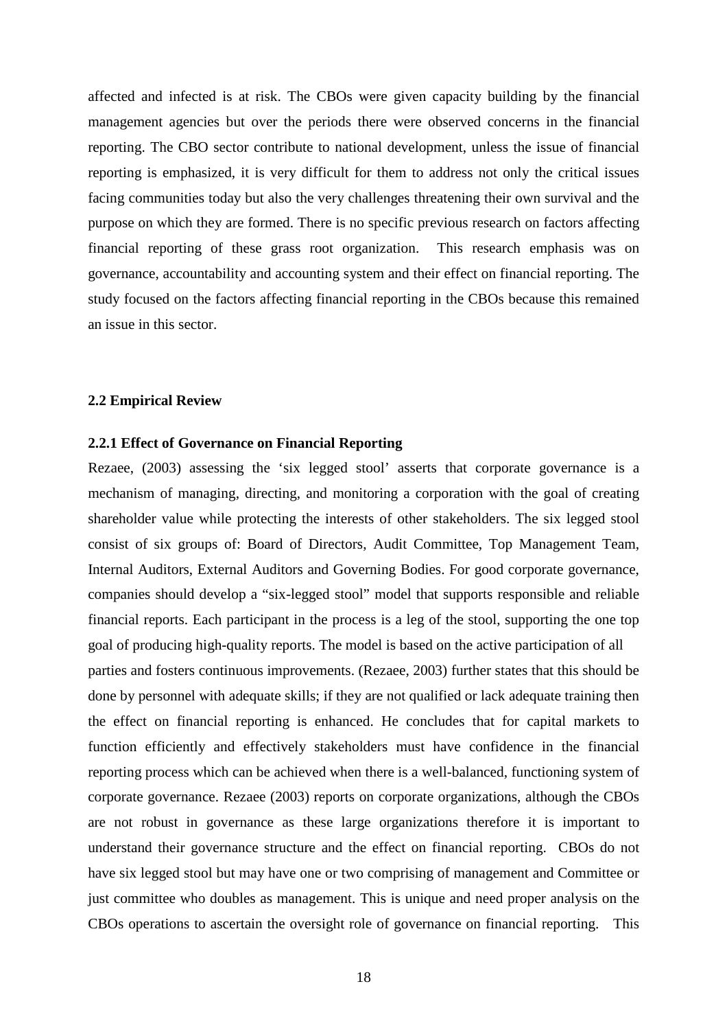affected and infected is at risk. The CBOs were given capacity building by the financial management agencies but over the periods there were observed concerns in the financial reporting. The CBO sector contribute to national development, unless the issue of financial reporting is emphasized, it is very difficult for them to address not only the critical issues facing communities today but also the very challenges threatening their own survival and the purpose on which they are formed. There is no specific previous research on factors affecting financial reporting of these grass root organization. This research emphasis was on governance, accountability and accounting system and their effect on financial reporting. The study focused on the factors affecting financial reporting in the CBOs because this remained an issue in this sector.

## 2.2 Empirical Review

### 2.2.1 Effect of Governance on Financial Reporting

Rezaee, (2003) assessing the 'six legged stool' asserts that corporate governance is a mechanism of managing, directing, and monitoring a corporation with the goal of creating shareholder value while protecting the interests of other stakeholders. The six legged stool consist of six groups of: Board of Directors, Audit Committee, Top Management Team, Internal Auditors, External Auditors and Governing Bodies. For good corporate governance, companies should develop a "six-legged stool" model that supports responsible and reliable financial reports. Each participant in the process is a leg of the stool, supporting the one top goal of producing high-quality reports. The model is based on the active participation of all parties and fosters continuous improvements. (Rezaee, 2003) further states that this should be done by personnel with adequate skills; if they are not qualified or lack adequate training then the effect on financial reporting is enhanced. He concludes that for capital markets to function efficiently and effectively stakeholders must have confidence in the financial reporting process which can be achieved when there is a well-balanced, functioning system of corporate governance. Rezaee (2003) reports on corporate organizations, although the CBOs are not robust in governance as these large organizations therefore it is important to understand their governance structure and the effect on financial reporting. CBOs do not have six legged stool but may have one or two comprising of management and Committee or just committee who doubles as management. This is unique and need proper analysis on the CBOs operations to ascertain the oversight role of governance on financial reporting. This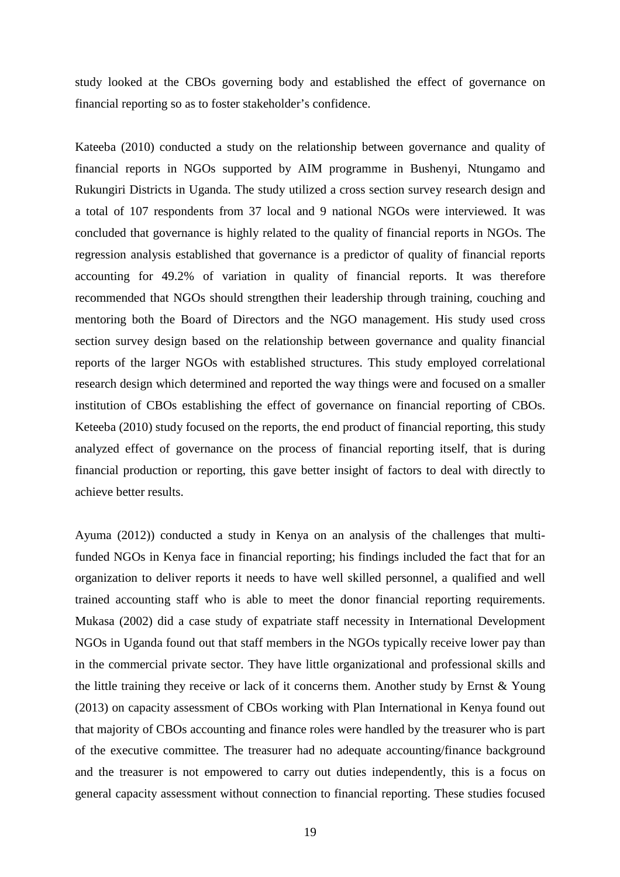study looked at the CBOs governing body and established the effect of governance on financial reporting so as to foster stakeholder's confidence.

Kateeba (2010) conducted a study on the relationship between governance and quality of financial reports in NGOs supported by AIM programme in Bushenyi, Ntungamo and Rukungiri Districts in Uganda. The study utilized a cross section survey research design and a total of 107 respondents from 37 local and 9 national NGOs were interviewed. It was concluded that governance is highly related to the quality of financial reports in NGOs. The regression analysis established that governance is a predictor of quality of financial reports accounting for 49.2% of variation in quality of financial reports. It was therefore recommended that NGOs should strengthen their leadership through training, couching and mentoring both the Board of Directors and the NGO management. His study used cross section survey design based on the relationship between governance and quality financial reports of the larger NGOs with established structures. This study employed correlational research design which determined and reported the way things were and focused on a smaller institution of CBOs establishing the effect of governance on financial reporting of CBOs. Keteeba (2010) study focused on the reports, the end product of financial reporting, this study analyzed effect of governance on the process of financial reporting itself, that is during financial production or reporting, this gave better insight of factors to deal with directly to achieve better results.

Ayuma (2012)) conducted a study in Kenya on an analysis of the challenges that multi-funded NGOs in Kenya face in financial reporting; his findings included the fact that for an organization to deliver reports it needs to have well skilled personnel, a qualified and well trained accounting staff who is able to meet the donor financial reporting requirements. Mukasa (2002) did a case study of expatriate staff necessity in International Development NGOs in Uganda found out that staff members in the NGOs typically receive lower pay than in the commercial private sector. They have little organizational and professional skills and the little training they receive or lack of it concerns them. Another study by Ernst & Young (2013) on capacity assessment of CBOs working with Plan International in Kenya found out that majority of CBOs accounting and finance roles were handled by the treasurer who is part of the executive committee. The treasurer had no adequate accounting/finance background and the treasurer is not empowered to carry out duties independently, this is a focus on general capacity assessment without connection to financial reporting. These studies focused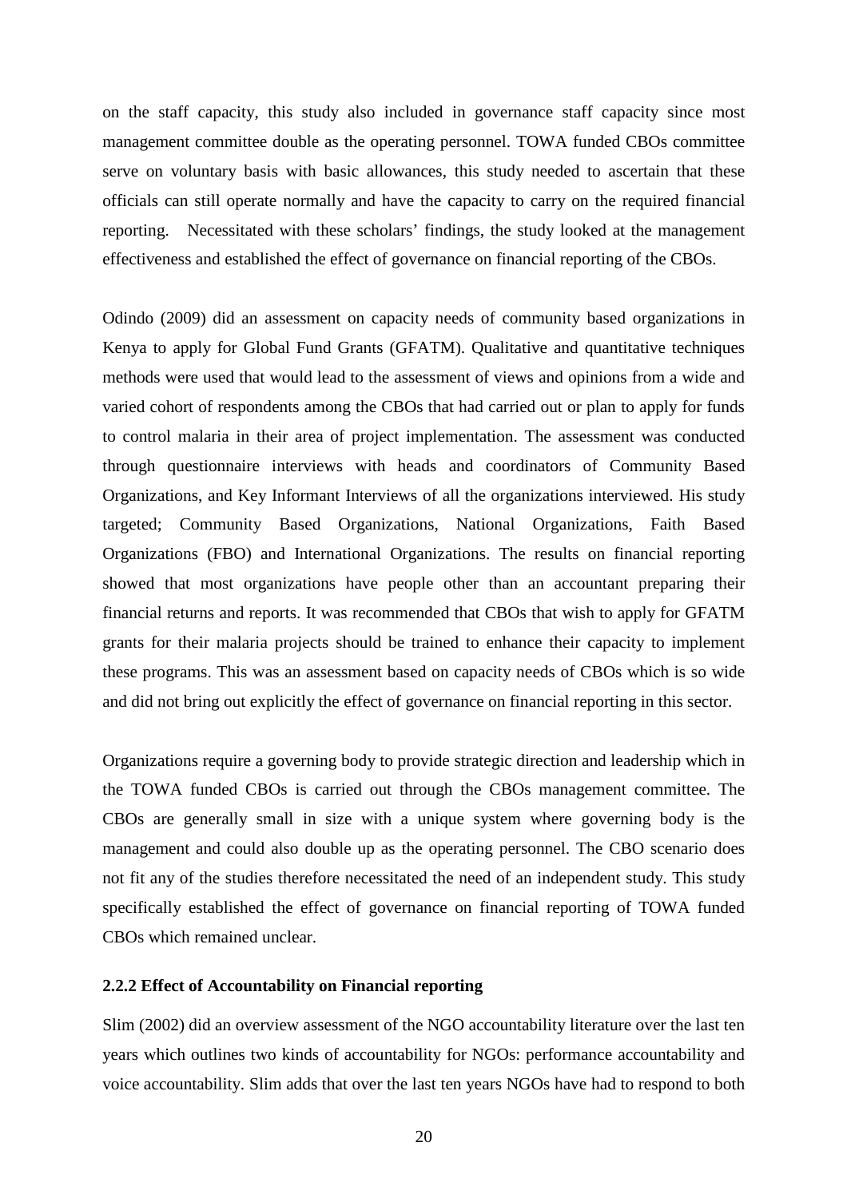on the staff capacity, this study also included in governance staff capacity since most management committee double as the operating personnel. TOWA funded CBOs committee serve on voluntary basis with basic allowances, this study needed to ascertain that these officials can still operate normally and have the capacity to carry on the required financial reporting. Necessitated with these scholars' findings, the study looked at the management effectiveness and established the effect of governance on financial reporting of the CBOs.

Odindo (2009) did an assessment on capacity needs of community based organizations in Kenya to apply for Global Fund Grants (GFATM). Qualitative and quantitative techniques methods were used that would lead to the assessment of views and opinions from a wide and varied cohort of respondents among the CBOs that had carried out or plan to apply for funds to control malaria in their area of project implementation. The assessment was conducted through questionnaire interviews with heads and coordinators of Community Based Organizations, and Key Informant Interviews of all the organizations interviewed. His study targeted; Community Based Organizations, National Organizations, Faith Based Organizations (FBO) and International Organizations. The results on financial reporting showed that most organizations have people other than an accountant preparing their financial returns and reports. It was recommended that CBOs that wish to apply for GFATM grants for their malaria projects should be trained to enhance their capacity to implement these programs. This was an assessment based on capacity needs of CBOs which is so wide and did not bring out explicitly the effect of governance on financial reporting in this sector.

Organizations require a governing body to provide strategic direction and leadership which in the TOWA funded CBOs is carried out through the CBOs management committee. The CBOs are generally small in size with a unique system where governing body is the management and could also double up as the operating personnel. The CBO scenario does not fit any of the studies therefore necessitated the need of an independent study. This study specifically established the effect of governance on financial reporting of TOWA funded CBOs which remained unclear.

### 2.2.2 Effect of Accountability on Financial reporting

Slim (2002) did an overview assessment of the NGO accountability literature over the last ten years which outlines two kinds of accountability for NGOs: performance accountability and voice accountability. Slim adds that over the last ten years NGOs have had to respond to both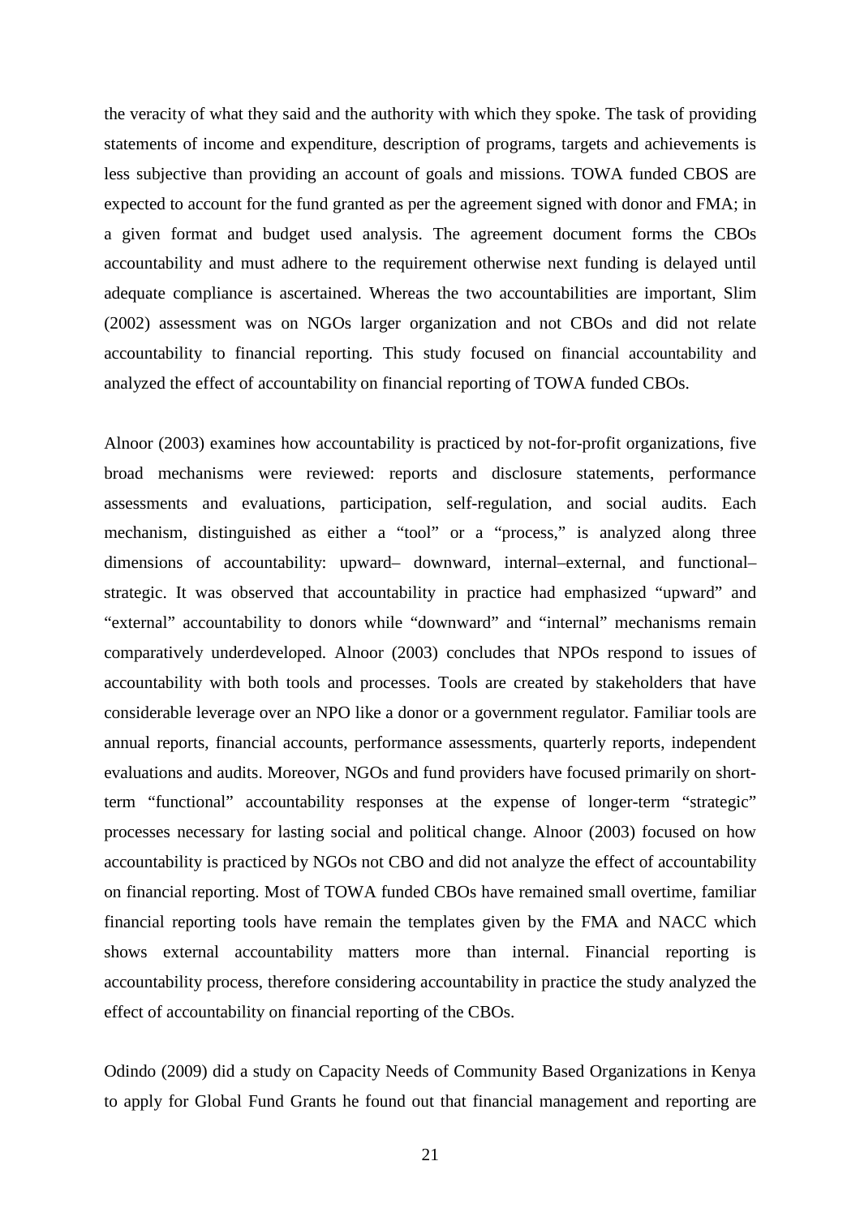the veracity of what they said and the authority with which they spoke. The task of providing statements of income and expenditure, description of programs, targets and achievements is less subjective than providing an account of goals and missions. TOWA funded CBOS are expected to account for the fund granted as per the agreement signed with donor and FMA; in a given format and budget used analysis. The agreement document forms the CBOs accountability and must adhere to the requirement otherwise next funding is delayed until adequate compliance is ascertained. Whereas the two accountabilities are important, Slim (2002) assessment was on NGOs larger organization and not CBOs and did not relate accountability to financial reporting. This study focused on financial accountability and analyzed the effect of accountability on financial reporting of TOWA funded CBOs.

Alnoor (2003) examines how accountability is practiced by not-for-profit organizations, five broad mechanisms were reviewed: reports and disclosure statements, performance assessments and evaluations, participation, self-regulation, and social audits. Each mechanism, distinguished as either a "tool" or a "process," is analyzed along three dimensions of accountability: upward– downward, internal–external, and functional–strategic. It was observed that accountability in practice had emphasized "upward" and "external" accountability to donors while "downward" and "internal" mechanisms remain comparatively underdeveloped. Alnoor (2003) concludes that NPOs respond to issues of accountability with both tools and processes. Tools are created by stakeholders that have considerable leverage over an NPO like a donor or a government regulator. Familiar tools are annual reports, financial accounts, performance assessments, quarterly reports, independent evaluations and audits. Moreover, NGOs and fund providers have focused primarily on short-term "functional" accountability responses at the expense of longer-term "strategic" processes necessary for lasting social and political change. Alnoor (2003) focused on how accountability is practiced by NGOs not CBO and did not analyze the effect of accountability on financial reporting. Most of TOWA funded CBOs have remained small overtime, familiar financial reporting tools have remain the templates given by the FMA and NACC which shows external accountability matters more than internal. Financial reporting is accountability process, therefore considering accountability in practice the study analyzed the effect of accountability on financial reporting of the CBOs.

Odindo (2009) did a study on Capacity Needs of Community Based Organizations in Kenya to apply for Global Fund Grants he found out that financial management and reporting are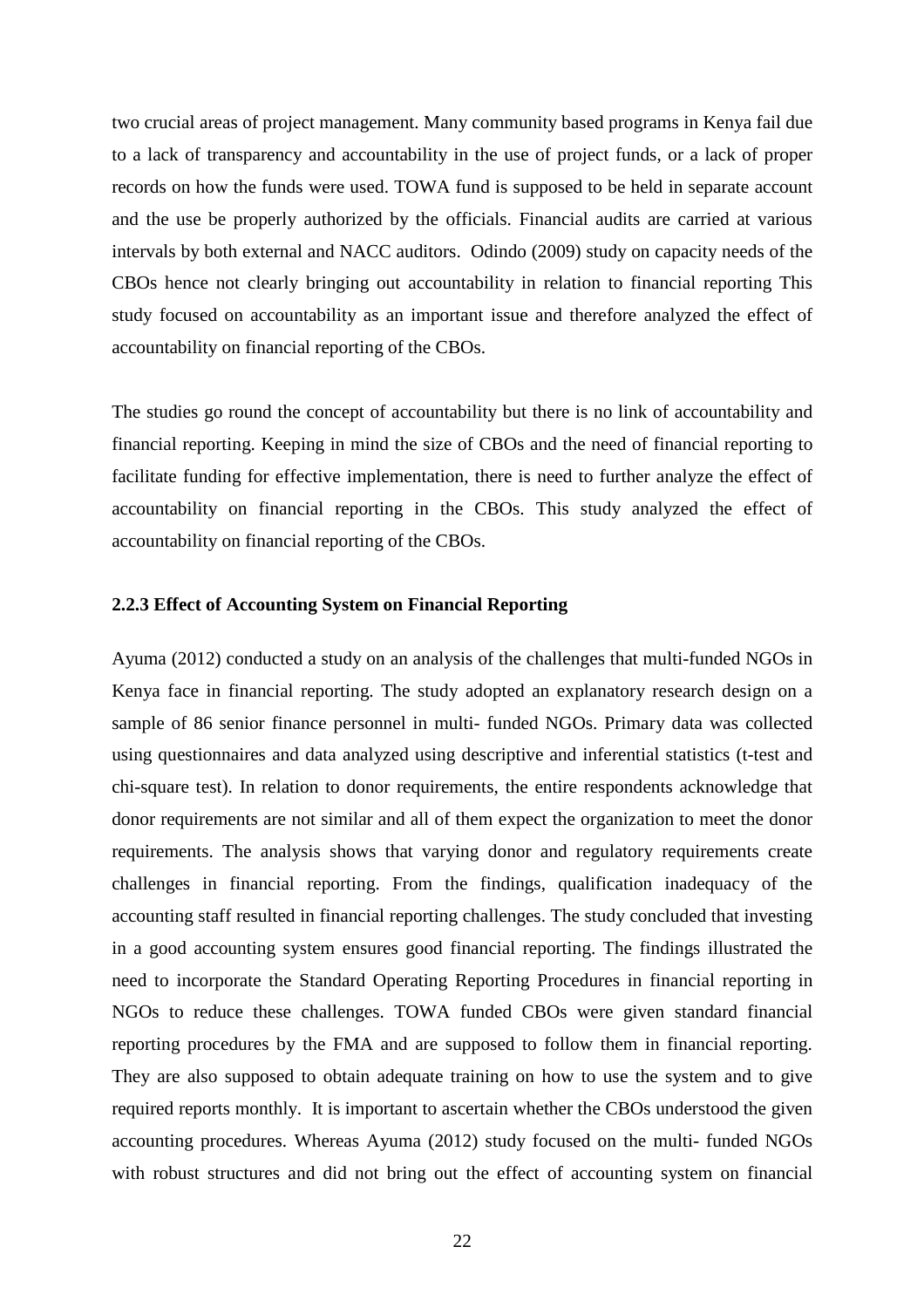two crucial areas of project management. Many community based programs in Kenya fail due to a lack of transparency and accountability in the use of project funds, or a lack of proper records on how the funds were used. TOWA fund is supposed to be held in separate account and the use be properly authorized by the officials. Financial audits are carried at various intervals by both external and NACC auditors. Odindo (2009) study on capacity needs of the CBOs hence not clearly bringing out accountability in relation to financial reporting This study focused on accountability as an important issue and therefore analyzed the effect of accountability on financial reporting of the CBOs.

The studies go round the concept of accountability but there is no link of accountability and financial reporting. Keeping in mind the size of CBOs and the need of financial reporting to facilitate funding for effective implementation, there is need to further analyze the effect of accountability on financial reporting in the CBOs. This study analyzed the effect of accountability on financial reporting of the CBOs.

### 2.2.3 Effect of Accounting System on Financial Reporting

Ayuma (2012) conducted a study on an analysis of the challenges that multi-funded NGOs in Kenya face in financial reporting. The study adopted an explanatory research design on a sample of 86 senior finance personnel in multi- funded NGOs. Primary data was collected using questionnaires and data analyzed using descriptive and inferential statistics (t-test and chi-square test). In relation to donor requirements, the entire respondents acknowledge that donor requirements are not similar and all of them expect the organization to meet the donor requirements. The analysis shows that varying donor and regulatory requirements create challenges in financial reporting. From the findings, qualification inadequacy of the accounting staff resulted in financial reporting challenges. The study concluded that investing in a good accounting system ensures good financial reporting. The findings illustrated the need to incorporate the Standard Operating Reporting Procedures in financial reporting in NGOs to reduce these challenges. TOWA funded CBOs were given standard financial reporting procedures by the FMA and are supposed to follow them in financial reporting. They are also supposed to obtain adequate training on how to use the system and to give required reports monthly. It is important to ascertain whether the CBOs understood the given accounting procedures. Whereas Ayuma (2012) study focused on the multi- funded NGOs with robust structures and did not bring out the effect of accounting system on financial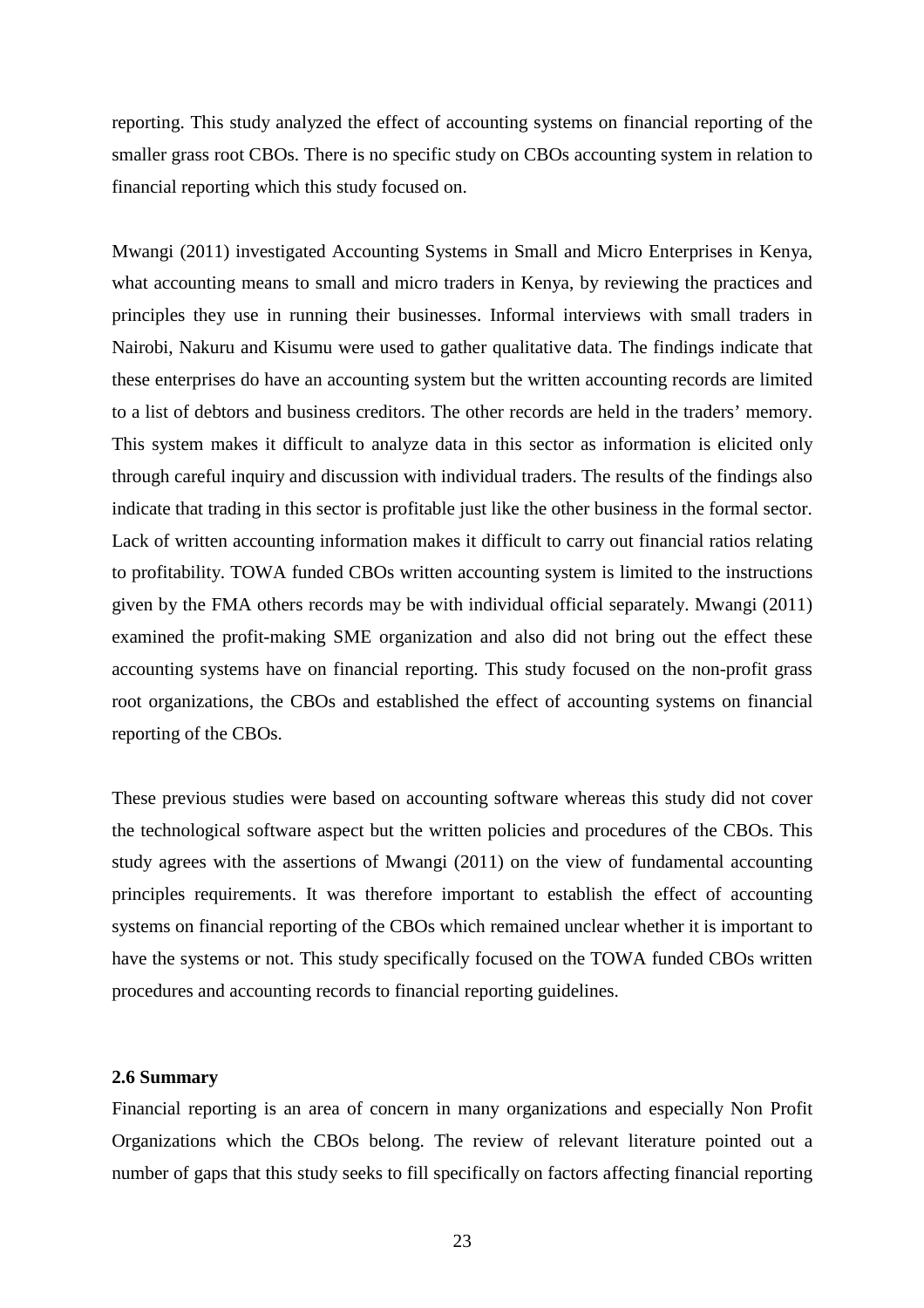reporting. This study analyzed the effect of accounting systems on financial reporting of the smaller grass root CBOs. There is no specific study on CBOs accounting system in relation to financial reporting which this study focused on.

Mwangi (2011) investigated Accounting Systems in Small and Micro Enterprises in Kenya, what accounting means to small and micro traders in Kenya, by reviewing the practices and principles they use in running their businesses. Informal interviews with small traders in Nairobi, Nakuru and Kisumu were used to gather qualitative data. The findings indicate that these enterprises do have an accounting system but the written accounting records are limited to a list of debtors and business creditors. The other records are held in the traders' memory. This system makes it difficult to analyze data in this sector as information is elicited only through careful inquiry and discussion with individual traders. The results of the findings also indicate that trading in this sector is profitable just like the other business in the formal sector. Lack of written accounting information makes it difficult to carry out financial ratios relating to profitability. TOWA funded CBOs written accounting system is limited to the instructions given by the FMA others records may be with individual official separately. Mwangi (2011) examined the profit-making SME organization and also did not bring out the effect these accounting systems have on financial reporting. This study focused on the non-profit grass root organizations, the CBOs and established the effect of accounting systems on financial reporting of the CBOs.

These previous studies were based on accounting software whereas this study did not cover the technological software aspect but the written policies and procedures of the CBOs. This study agrees with the assertions of Mwangi (2011) on the view of fundamental accounting principles requirements. It was therefore important to establish the effect of accounting systems on financial reporting of the CBOs which remained unclear whether it is important to have the systems or not. This study specifically focused on the TOWA funded CBOs written procedures and accounting records to financial reporting guidelines.

### 2.6 Summary

Financial reporting is an area of concern in many organizations and especially Non Profit Organizations which the CBOs belong. The review of relevant literature pointed out a number of gaps that this study seeks to fill specifically on factors affecting financial reporting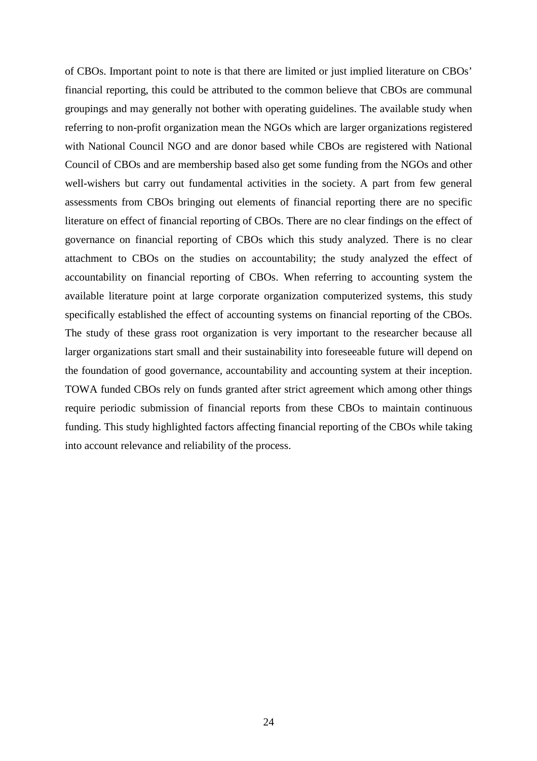of CBOs. Important point to note is that there are limited or just implied literature on CBOs' financial reporting, this could be attributed to the common believe that CBOs are communal groupings and may generally not bother with operating guidelines. The available study when referring to non-profit organization mean the NGOs which are larger organizations registered with National Council NGO and are donor based while CBOs are registered with National Council of CBOs and are membership based also get some funding from the NGOs and other well-wishers but carry out fundamental activities in the society. A part from few general assessments from CBOs bringing out elements of financial reporting there are no specific literature on effect of financial reporting of CBOs. There are no clear findings on the effect of governance on financial reporting of CBOs which this study analyzed. There is no clear attachment to CBOs on the studies on accountability; the study analyzed the effect of accountability on financial reporting of CBOs. When referring to accounting system the available literature point at large corporate organization computerized systems, this study specifically established the effect of accounting systems on financial reporting of the CBOs. The study of these grass root organization is very important to the researcher because all larger organizations start small and their sustainability into foreseeable future will depend on the foundation of good governance, accountability and accounting system at their inception. TOWA funded CBOs rely on funds granted after strict agreement which among other things require periodic submission of financial reports from these CBOs to maintain continuous funding. This study highlighted factors affecting financial reporting of the CBOs while taking into account relevance and reliability of the process.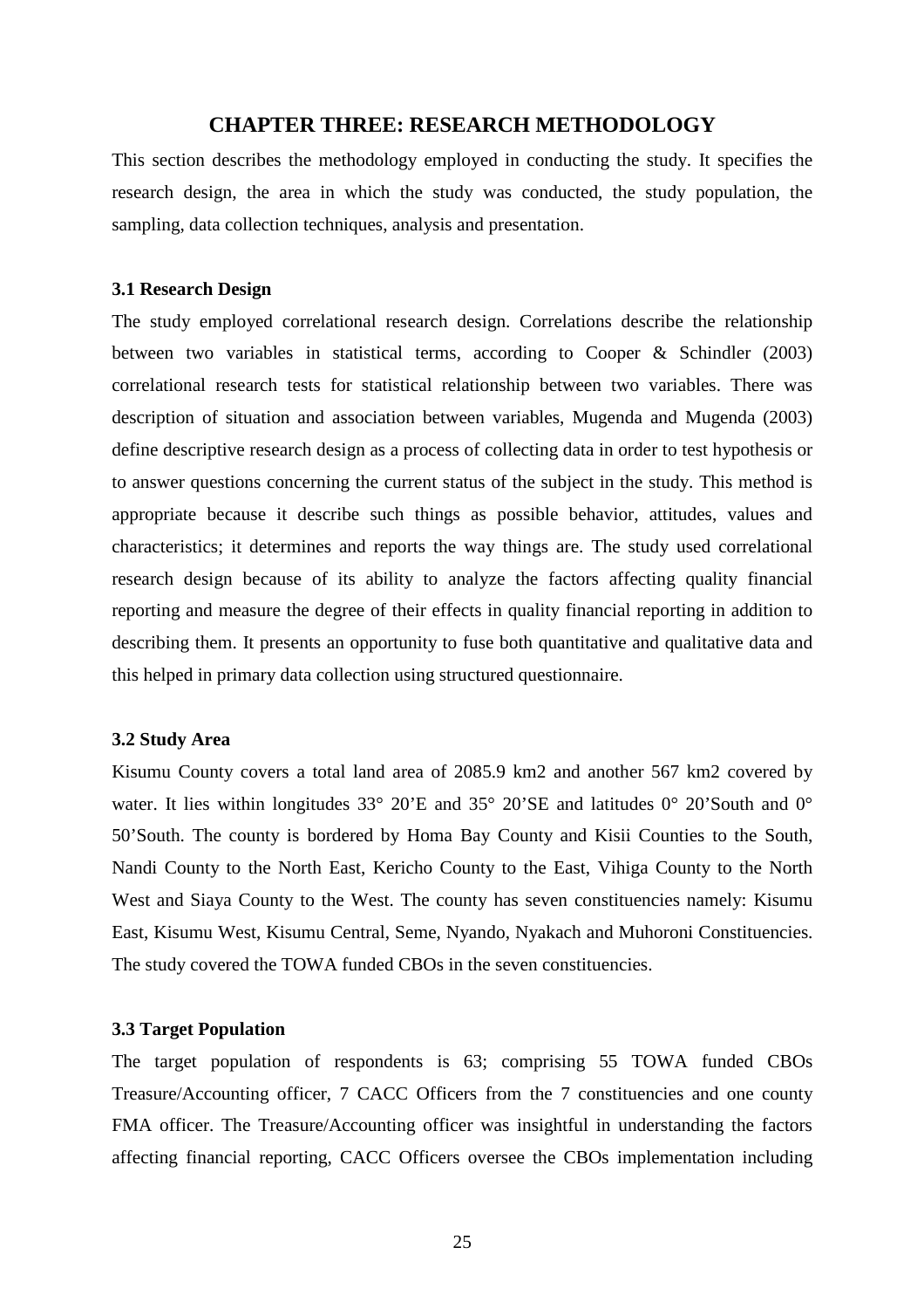# CHAPTER THREE: RESEARCH METHODOLOGY

This section describes the methodology employed in conducting the study. It specifies the research design, the area in which the study was conducted, the study population, the sampling, data collection techniques, analysis and presentation.

### 3.1 Research Design

The study employed correlational research design. Correlations describe the relationship between two variables in statistical terms, according to Cooper & Schindler (2003) correlational research tests for statistical relationship between two variables. There was description of situation and association between variables, Mugenda and Mugenda (2003) define descriptive research design as a process of collecting data in order to test hypothesis or to answer questions concerning the current status of the subject in the study. This method is appropriate because it describe such things as possible behavior, attitudes, values and characteristics; it determines and reports the way things are. The study used correlational research design because of its ability to analyze the factors affecting quality financial reporting and measure the degree of their effects in quality financial reporting in addition to describing them. It presents an opportunity to fuse both quantitative and qualitative data and this helped in primary data collection using structured questionnaire.

### 3.2 Study Area

Kisumu County covers a total land area of 2085.9 km2 and another 567 km2 covered by water. It lies within longitudes 33° 20'E and 35° 20'SE and latitudes 0° 20'South and 0° 50'South. The county is bordered by Homa Bay County and Kisii Counties to the South, Nandi County to the North East, Kericho County to the East, Vihiga County to the North West and Siaya County to the West. The county has seven constituencies namely: Kisumu East, Kisumu West, Kisumu Central, Seme, Nyando, Nyakach and Muhoroni Constituencies. The study covered the TOWA funded CBOs in the seven constituencies.

### 3.3 Target Population

The target population of respondents is 63; comprising 55 TOWA funded CBOs Treasure/Accounting officer, 7 CACC Officers from the 7 constituencies and one county FMA officer. The Treasure/Accounting officer was insightful in understanding the factors affecting financial reporting, CACC Officers oversee the CBOs implementation including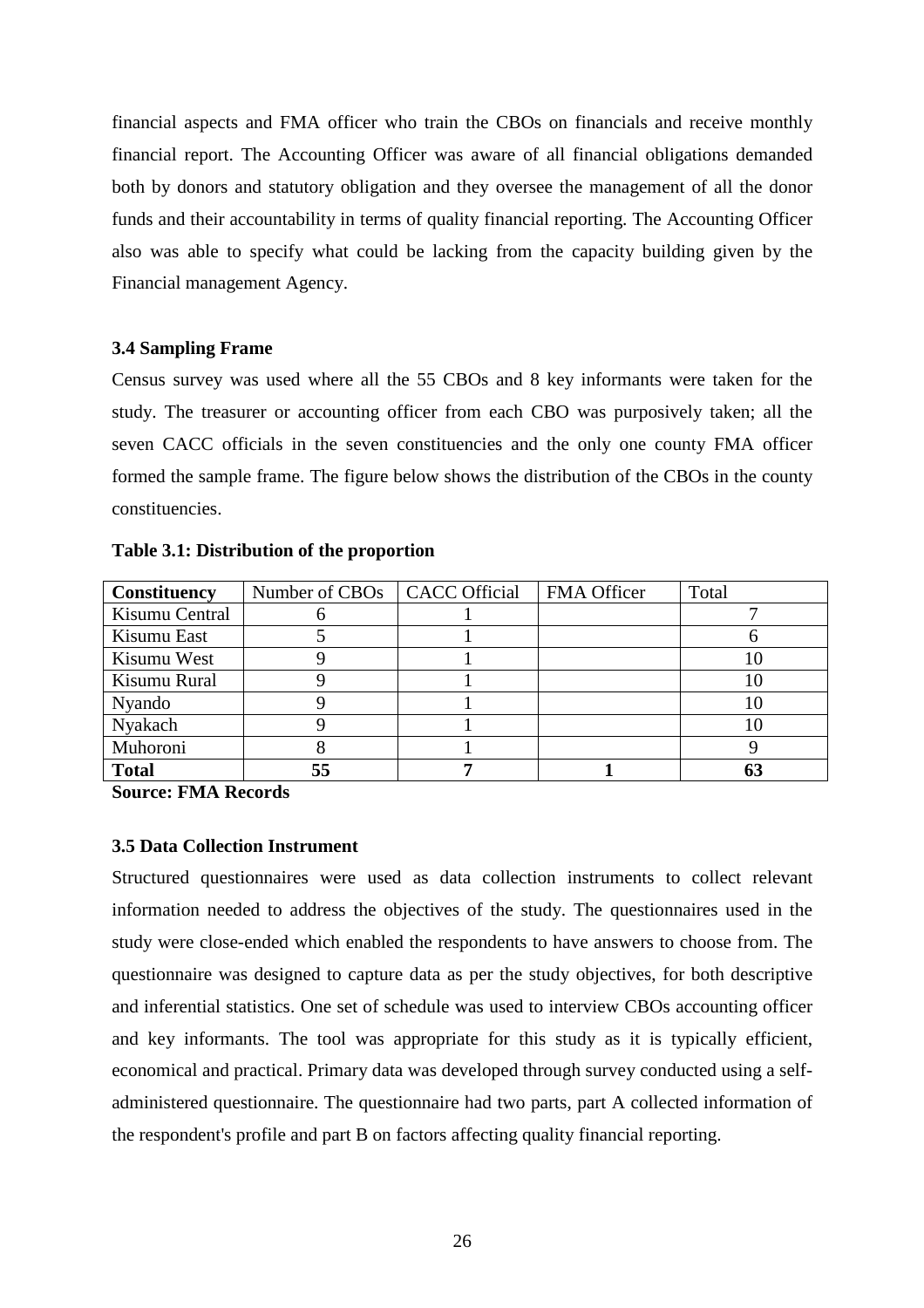financial aspects and FMA officer who train the CBOs on financials and receive monthly financial report. The Accounting Officer was aware of all financial obligations demanded both by donors and statutory obligation and they oversee the management of all the donor funds and their accountability in terms of quality financial reporting. The Accounting Officer also was able to specify what could be lacking from the capacity building given by the Financial management Agency.

### 3.4 Sampling Frame

Census survey was used where all the 55 CBOs and 8 key informants were taken for the study. The treasurer or accounting officer from each CBO was purposively taken; all the seven CACC officials in the seven constituencies and the only one county FMA officer formed the sample frame. The figure below shows the distribution of the CBOs in the county constituencies.

**Table 3.1: Distribution of the proportion**

| Constituency | Number of CBOs | CACC Official | FMA Officer | Total |
|---|---|---|---|---|
| Kisumu Central | 6 | 1 | | 7 |
| Kisumu East | 5 | 1 | | 6 |
| Kisumu West | 9 | 1 | | 10 |
| Kisumu Rural | 9 | 1 | | 10 |
| Nyando | 9 | 1 | | 10 |
| Nyakach | 9 | 1 | | 10 |
| Muhoroni | 8 | 1 | | 9 |
| **Total** | **55** | **7** | **1** | **63** |

**Source: FMA Records**

### 3.5 Data Collection Instrument

Structured questionnaires were used as data collection instruments to collect relevant information needed to address the objectives of the study. The questionnaires used in the study were close-ended which enabled the respondents to have answers to choose from. The questionnaire was designed to capture data as per the study objectives, for both descriptive and inferential statistics. One set of schedule was used to interview CBOs accounting officer and key informants. The tool was appropriate for this study as it is typically efficient, economical and practical. Primary data was developed through survey conducted using a self-administered questionnaire. The questionnaire had two parts, part A collected information of the respondent's profile and part B on factors affecting quality financial reporting.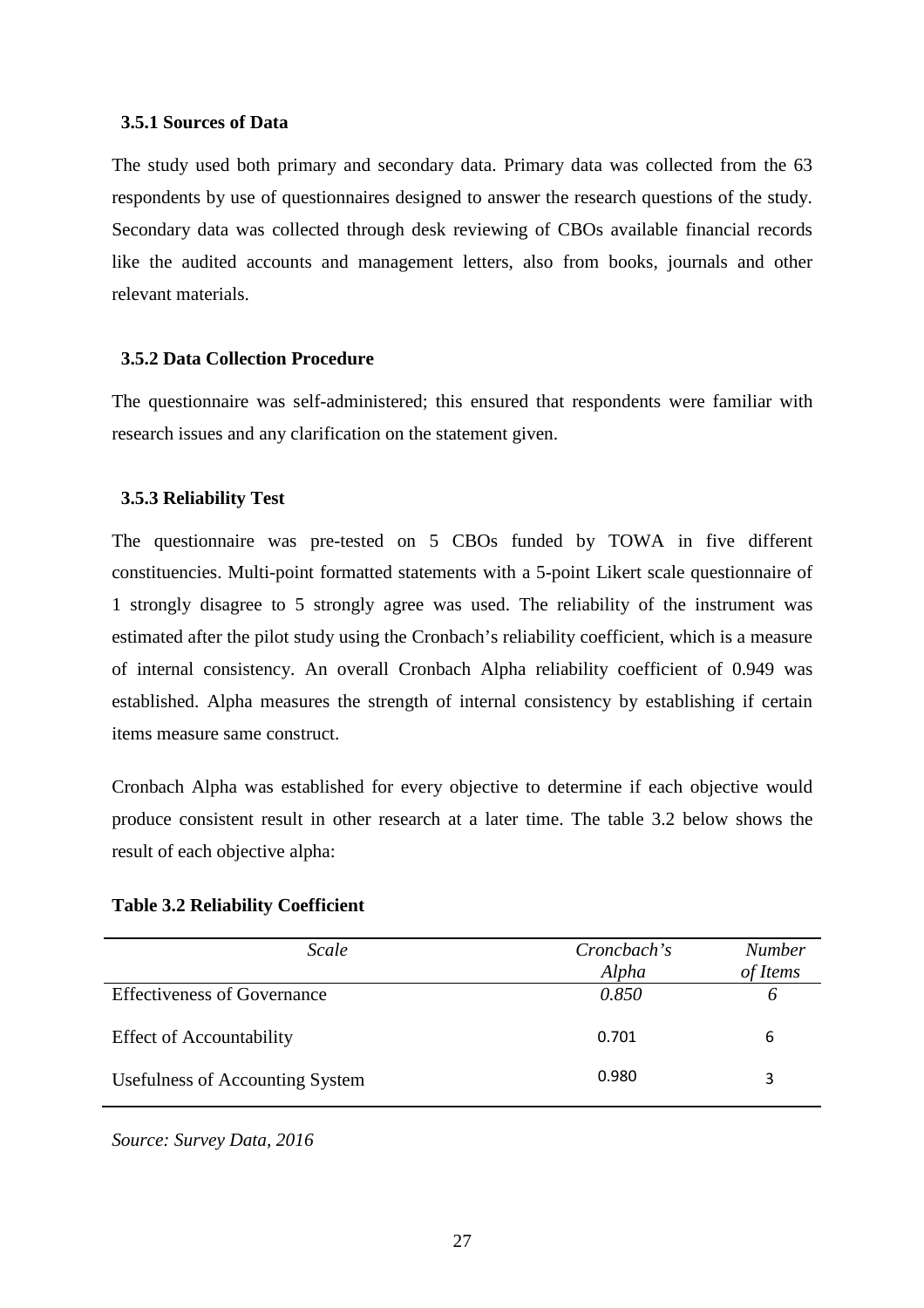### 3.5.1 Sources of Data

The study used both primary and secondary data. Primary data was collected from the 63 respondents by use of questionnaires designed to answer the research questions of the study. Secondary data was collected through desk reviewing of CBOs available financial records like the audited accounts and management letters, also from books, journals and other relevant materials.

### 3.5.2 Data Collection Procedure

The questionnaire was self-administered; this ensured that respondents were familiar with research issues and any clarification on the statement given.

### 3.5.3 Reliability Test

The questionnaire was pre-tested on 5 CBOs funded by TOWA in five different constituencies. Multi-point formatted statements with a 5-point Likert scale questionnaire of 1 strongly disagree to 5 strongly agree was used. The reliability of the instrument was estimated after the pilot study using the Cronbach's reliability coefficient, which is a measure of internal consistency. An overall Cronbach Alpha reliability coefficient of 0.949 was established. Alpha measures the strength of internal consistency by establishing if certain items measure same construct.

Cronbach Alpha was established for every objective to determine if each objective would produce consistent result in other research at a later time. The table 3.2 below shows the result of each objective alpha:

**Table 3.2 Reliability Coefficient**

| *Scale* | *Croncbach's Alpha* | *Number of Items* |
|---|---|---|
| Effectiveness of Governance | *0.850* | *6* |
| Effect of Accountability | 0.701 | 6 |
| Usefulness of Accounting System | 0.980 | 3 |

*Source: Survey Data, 2016*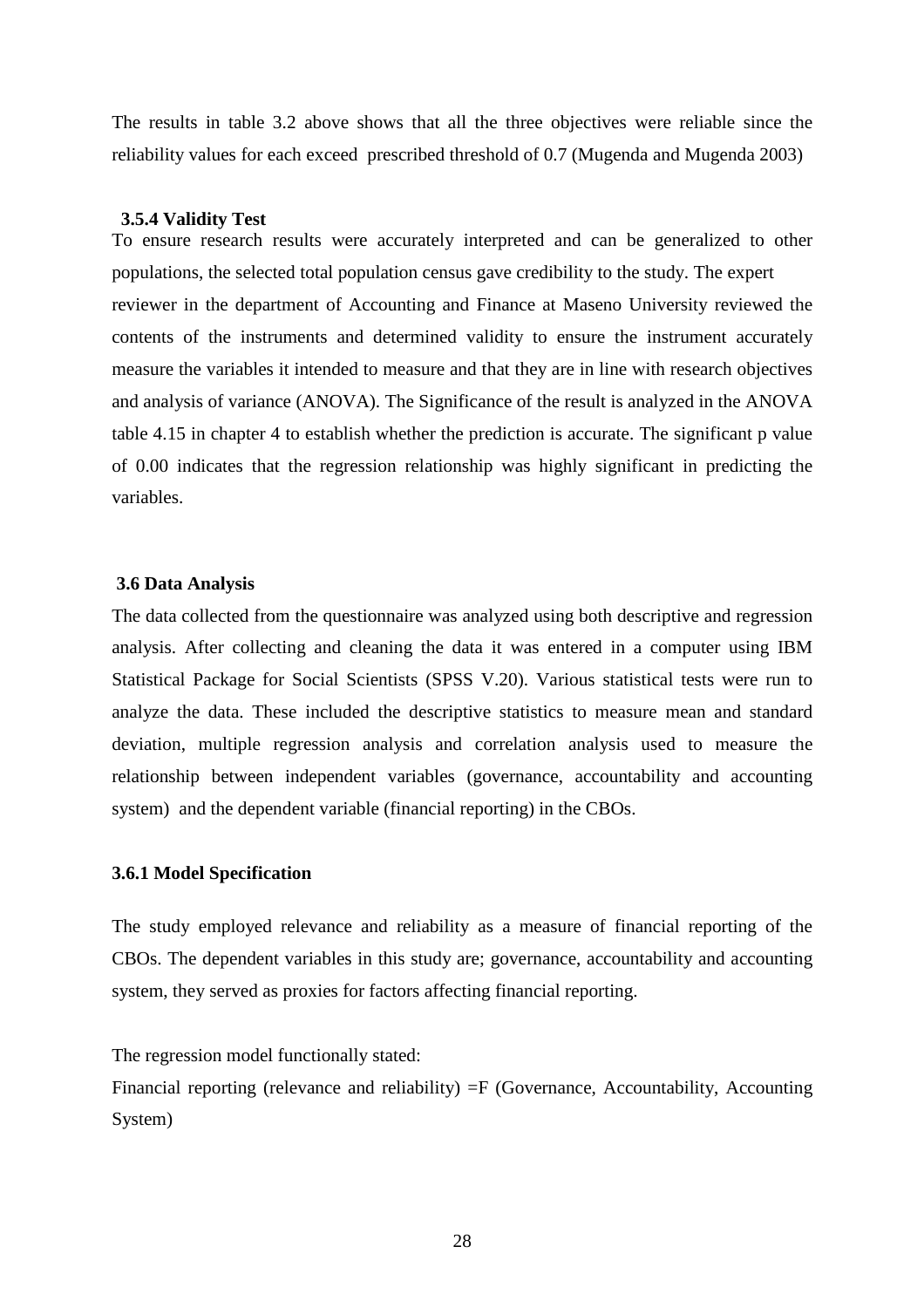The results in table 3.2 above shows that all the three objectives were reliable since the reliability values for each exceed prescribed threshold of 0.7 (Mugenda and Mugenda 2003)

### 3.5.4 Validity Test

To ensure research results were accurately interpreted and can be generalized to other populations, the selected total population census gave credibility to the study. The expert reviewer in the department of Accounting and Finance at Maseno University reviewed the contents of the instruments and determined validity to ensure the instrument accurately measure the variables it intended to measure and that they are in line with research objectives and analysis of variance (ANOVA). The Significance of the result is analyzed in the ANOVA table 4.15 in chapter 4 to establish whether the prediction is accurate. The significant p value of 0.00 indicates that the regression relationship was highly significant in predicting the variables.

## 3.6 Data Analysis

The data collected from the questionnaire was analyzed using both descriptive and regression analysis. After collecting and cleaning the data it was entered in a computer using IBM Statistical Package for Social Scientists (SPSS V.20). Various statistical tests were run to analyze the data. These included the descriptive statistics to measure mean and standard deviation, multiple regression analysis and correlation analysis used to measure the relationship between independent variables (governance, accountability and accounting system) and the dependent variable (financial reporting) in the CBOs.

### 3.6.1 Model Specification

The study employed relevance and reliability as a measure of financial reporting of the CBOs. The dependent variables in this study are; governance, accountability and accounting system, they served as proxies for factors affecting financial reporting.

The regression model functionally stated:

Financial reporting (relevance and reliability) =F (Governance, Accountability, Accounting System)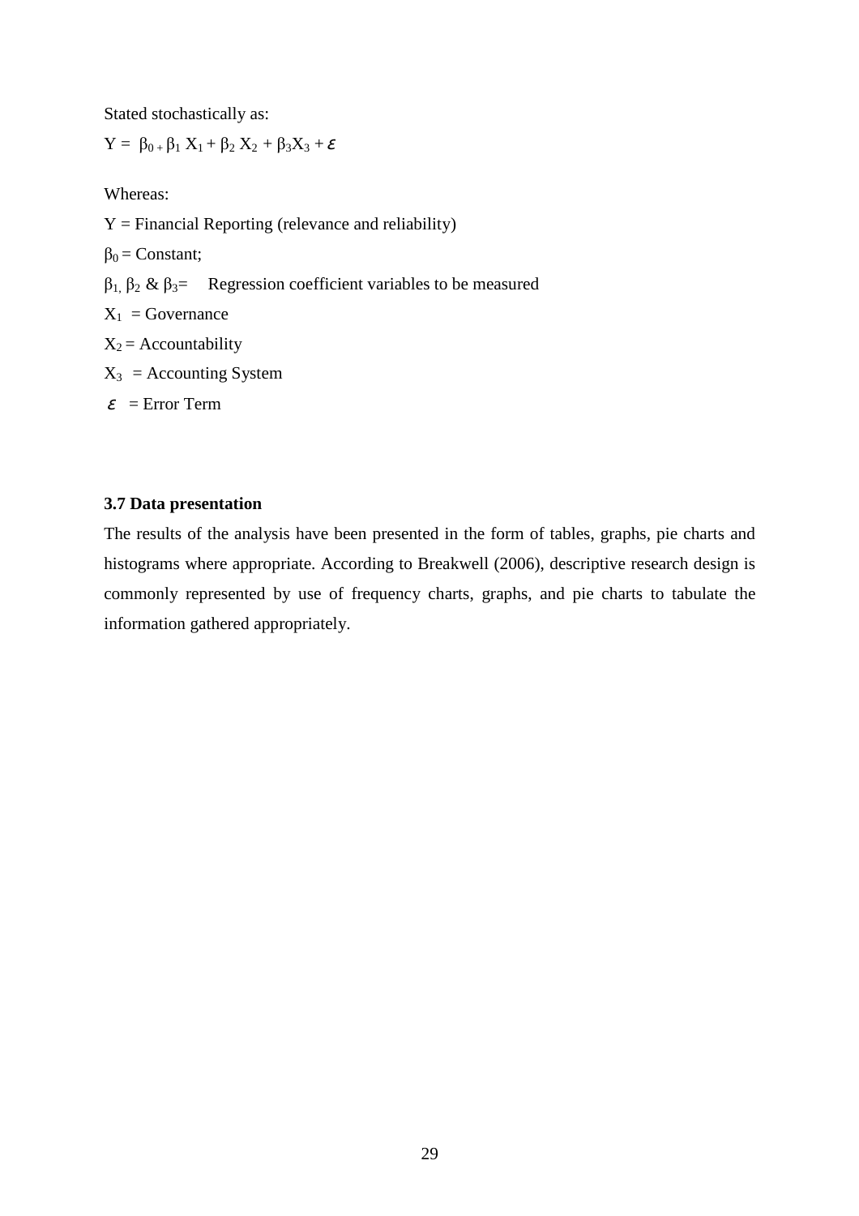Stated stochastically as:

$$Y = \beta_0 + \beta_1 X_1 + \beta_2 X_2 + \beta_3 X_3 + \varepsilon$$

Whereas:

$Y$ = Financial Reporting (relevance and reliability)

$\beta_0$ = Constant;

$\beta_1$, $\beta_2$ & $\beta_3$= Regression coefficient variables to be measured

$X_1$ = Governance

$X_2$ = Accountability

$X_3$ = Accounting System

$\varepsilon$ = Error Term

### 3.7 Data presentation

The results of the analysis have been presented in the form of tables, graphs, pie charts and histograms where appropriate. According to Breakwell (2006), descriptive research design is commonly represented by use of frequency charts, graphs, and pie charts to tabulate the information gathered appropriately.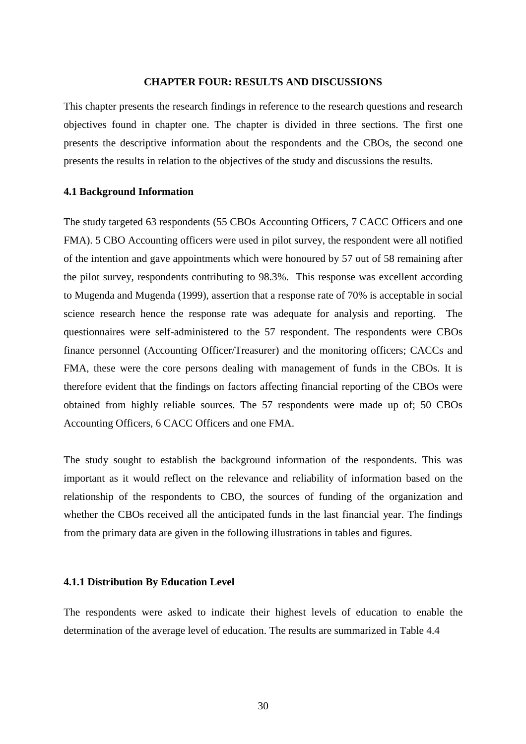# CHAPTER FOUR: RESULTS AND DISCUSSIONS

This chapter presents the research findings in reference to the research questions and research objectives found in chapter one. The chapter is divided in three sections. The first one presents the descriptive information about the respondents and the CBOs, the second one presents the results in relation to the objectives of the study and discussions the results.

## 4.1 Background Information

The study targeted 63 respondents (55 CBOs Accounting Officers, 7 CACC Officers and one FMA). 5 CBO Accounting officers were used in pilot survey, the respondent were all notified of the intention and gave appointments which were honoured by 57 out of 58 remaining after the pilot survey, respondents contributing to 98.3%. This response was excellent according to Mugenda and Mugenda (1999), assertion that a response rate of 70% is acceptable in social science research hence the response rate was adequate for analysis and reporting. The questionnaires were self-administered to the 57 respondent. The respondents were CBOs finance personnel (Accounting Officer/Treasurer) and the monitoring officers; CACCs and FMA, these were the core persons dealing with management of funds in the CBOs. It is therefore evident that the findings on factors affecting financial reporting of the CBOs were obtained from highly reliable sources. The 57 respondents were made up of; 50 CBOs Accounting Officers, 6 CACC Officers and one FMA.

The study sought to establish the background information of the respondents. This was important as it would reflect on the relevance and reliability of information based on the relationship of the respondents to CBO, the sources of funding of the organization and whether the CBOs received all the anticipated funds in the last financial year. The findings from the primary data are given in the following illustrations in tables and figures.

### 4.1.1 Distribution By Education Level

The respondents were asked to indicate their highest levels of education to enable the determination of the average level of education. The results are summarized in Table 4.4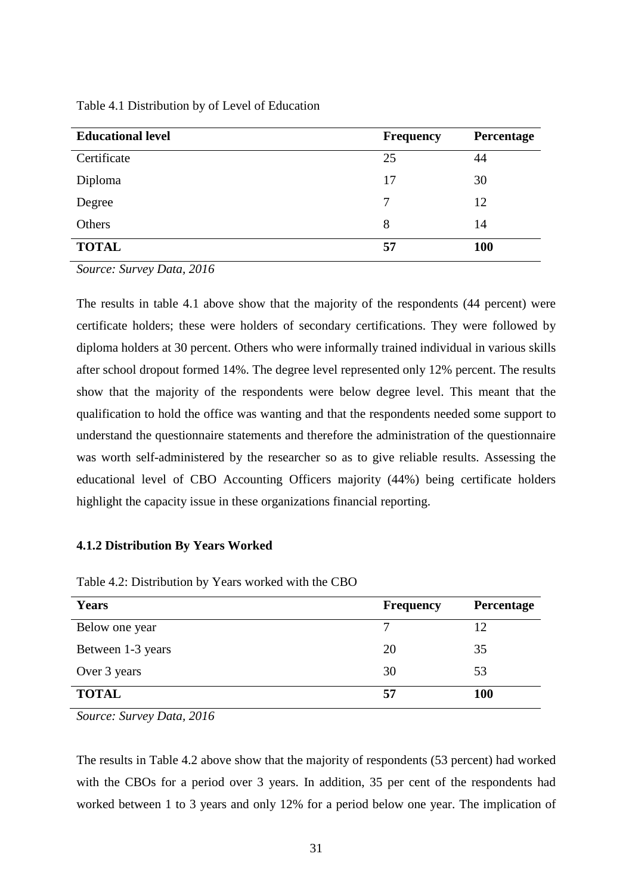Table 4.1 Distribution by of Level of Education

| Educational level | Frequency | Percentage |
|---|---|---|
| Certificate | 25 | 44 |
| Diploma | 17 | 30 |
| Degree | 7 | 12 |
| Others | 8 | 14 |
| **TOTAL** | **57** | **100** |

*Source: Survey Data, 2016*

The results in table 4.1 above show that the majority of the respondents (44 percent) were certificate holders; these were holders of secondary certifications. They were followed by diploma holders at 30 percent. Others who were informally trained individual in various skills after school dropout formed 14%. The degree level represented only 12% percent. The results show that the majority of the respondents were below degree level. This meant that the qualification to hold the office was wanting and that the respondents needed some support to understand the questionnaire statements and therefore the administration of the questionnaire was worth self-administered by the researcher so as to give reliable results. Assessing the educational level of CBO Accounting Officers majority (44%) being certificate holders highlight the capacity issue in these organizations financial reporting.

#### 4.1.2 Distribution By Years Worked

Table 4.2: Distribution by Years worked with the CBO

| Years | Frequency | Percentage |
|---|---|---|
| Below one year | 7 | 12 |
| Between 1-3 years | 20 | 35 |
| Over 3 years | 30 | 53 |
| **TOTAL** | **57** | **100** |

*Source: Survey Data, 2016*

The results in Table 4.2 above show that the majority of respondents (53 percent) had worked with the CBOs for a period over 3 years. In addition, 35 per cent of the respondents had worked between 1 to 3 years and only 12% for a period below one year. The implication of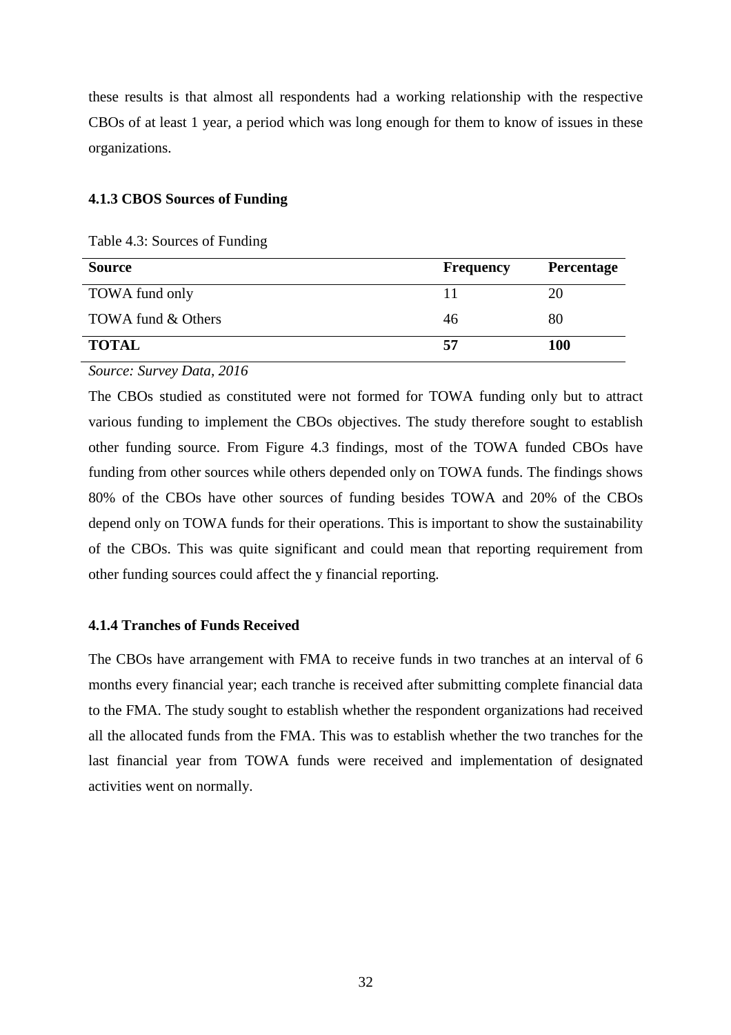these results is that almost all respondents had a working relationship with the respective CBOs of at least 1 year, a period which was long enough for them to know of issues in these organizations.

### 4.1.3 CBOS Sources of Funding

Table 4.3: Sources of Funding

| Source | Frequency | Percentage |
|---|---|---|
| TOWA fund only | 11 | 20 |
| TOWA fund & Others | 46 | 80 |
| **TOTAL** | **57** | **100** |

*Source: Survey Data, 2016*

The CBOs studied as constituted were not formed for TOWA funding only but to attract various funding to implement the CBOs objectives. The study therefore sought to establish other funding source. From Figure 4.3 findings, most of the TOWA funded CBOs have funding from other sources while others depended only on TOWA funds. The findings shows 80% of the CBOs have other sources of funding besides TOWA and 20% of the CBOs depend only on TOWA funds for their operations. This is important to show the sustainability of the CBOs. This was quite significant and could mean that reporting requirement from other funding sources could affect the y financial reporting.

### 4.1.4 Tranches of Funds Received

The CBOs have arrangement with FMA to receive funds in two tranches at an interval of 6 months every financial year; each tranche is received after submitting complete financial data to the FMA. The study sought to establish whether the respondent organizations had received all the allocated funds from the FMA. This was to establish whether the two tranches for the last financial year from TOWA funds were received and implementation of designated activities went on normally.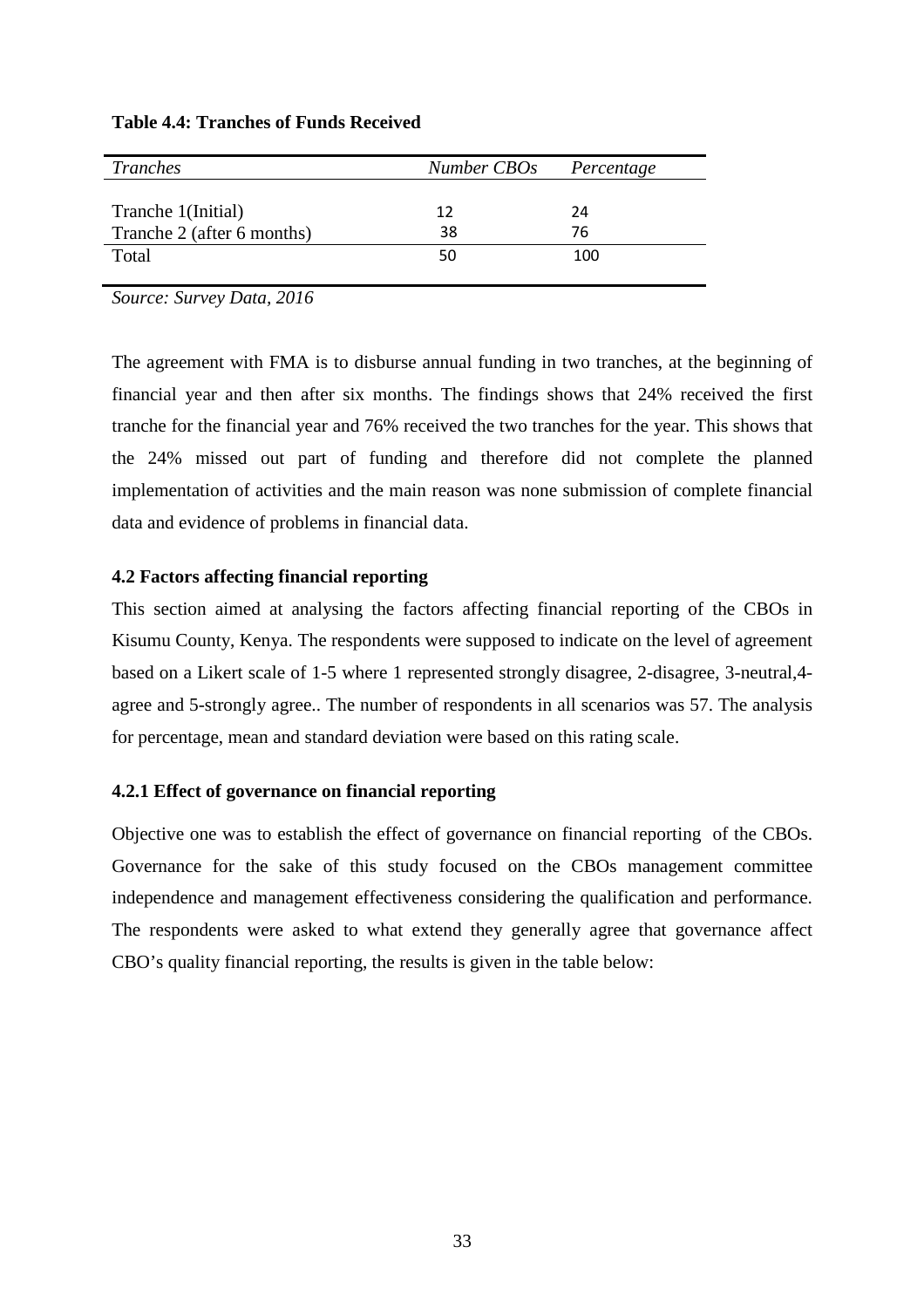**Table 4.4: Tranches of Funds Received**

| *Tranches* | *Number CBOs* | *Percentage* |
|---|---|---|
| Tranche 1(Initial) | 12 | 24 |
| Tranche 2 (after 6 months) | 38 | 76 |
| Total | 50 | 100 |

*Source: Survey Data, 2016*

The agreement with FMA is to disburse annual funding in two tranches, at the beginning of financial year and then after six months. The findings shows that 24% received the first tranche for the financial year and 76% received the two tranches for the year. This shows that the 24% missed out part of funding and therefore did not complete the planned implementation of activities and the main reason was none submission of complete financial data and evidence of problems in financial data.

### 4.2 Factors affecting financial reporting

This section aimed at analysing the factors affecting financial reporting of the CBOs in Kisumu County, Kenya. The respondents were supposed to indicate on the level of agreement based on a Likert scale of 1-5 where 1 represented strongly disagree, 2-disagree, 3-neutral,4-agree and 5-strongly agree.. The number of respondents in all scenarios was 57. The analysis for percentage, mean and standard deviation were based on this rating scale.

#### 4.2.1 Effect of governance on financial reporting

Objective one was to establish the effect of governance on financial reporting of the CBOs. Governance for the sake of this study focused on the CBOs management committee independence and management effectiveness considering the qualification and performance. The respondents were asked to what extend they generally agree that governance affect CBO's quality financial reporting, the results is given in the table below: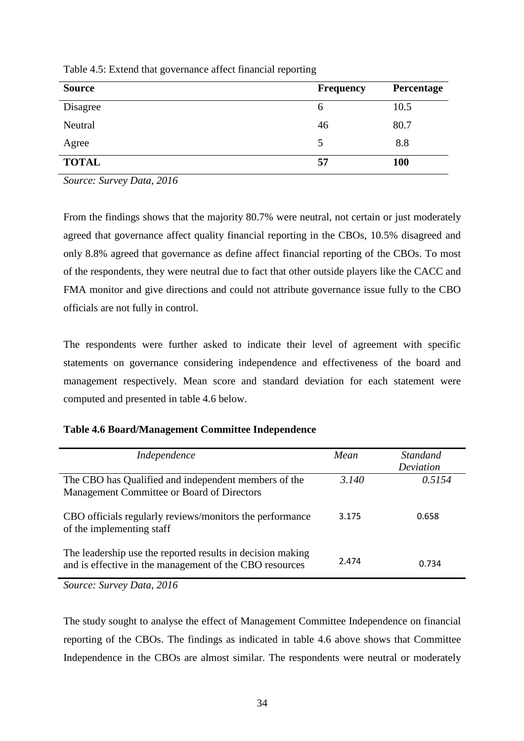Table 4.5: Extend that governance affect financial reporting

| Source | Frequency | Percentage |
|---|---|---|
| Disagree | 6 | 10.5 |
| Neutral | 46 | 80.7 |
| Agree | 5 | 8.8 |
| **TOTAL** | **57** | **100** |

*Source: Survey Data, 2016*

From the findings shows that the majority 80.7% were neutral, not certain or just moderately agreed that governance affect quality financial reporting in the CBOs, 10.5% disagreed and only 8.8% agreed that governance as define affect financial reporting of the CBOs. To most of the respondents, they were neutral due to fact that other outside players like the CACC and FMA monitor and give directions and could not attribute governance issue fully to the CBO officials are not fully in control.

The respondents were further asked to indicate their level of agreement with specific statements on governance considering independence and effectiveness of the board and management respectively. Mean score and standard deviation for each statement were computed and presented in table 4.6 below.

**Table 4.6 Board/Management Committee Independence**

| *Independence* | *Mean* | *Standand Deviation* |
|---|---|---|
| The CBO has Qualified and independent members of the Management Committee or Board of Directors | *3.140* | *0.5154* |
| CBO officials regularly reviews/monitors the performance of the implementing staff | 3.175 | 0.658 |
| The leadership use the reported results in decision making and is effective in the management of the CBO resources | 2.474 | 0.734 |

*Source: Survey Data, 2016*

The study sought to analyse the effect of Management Committee Independence on financial reporting of the CBOs. The findings as indicated in table 4.6 above shows that Committee Independence in the CBOs are almost similar. The respondents were neutral or moderately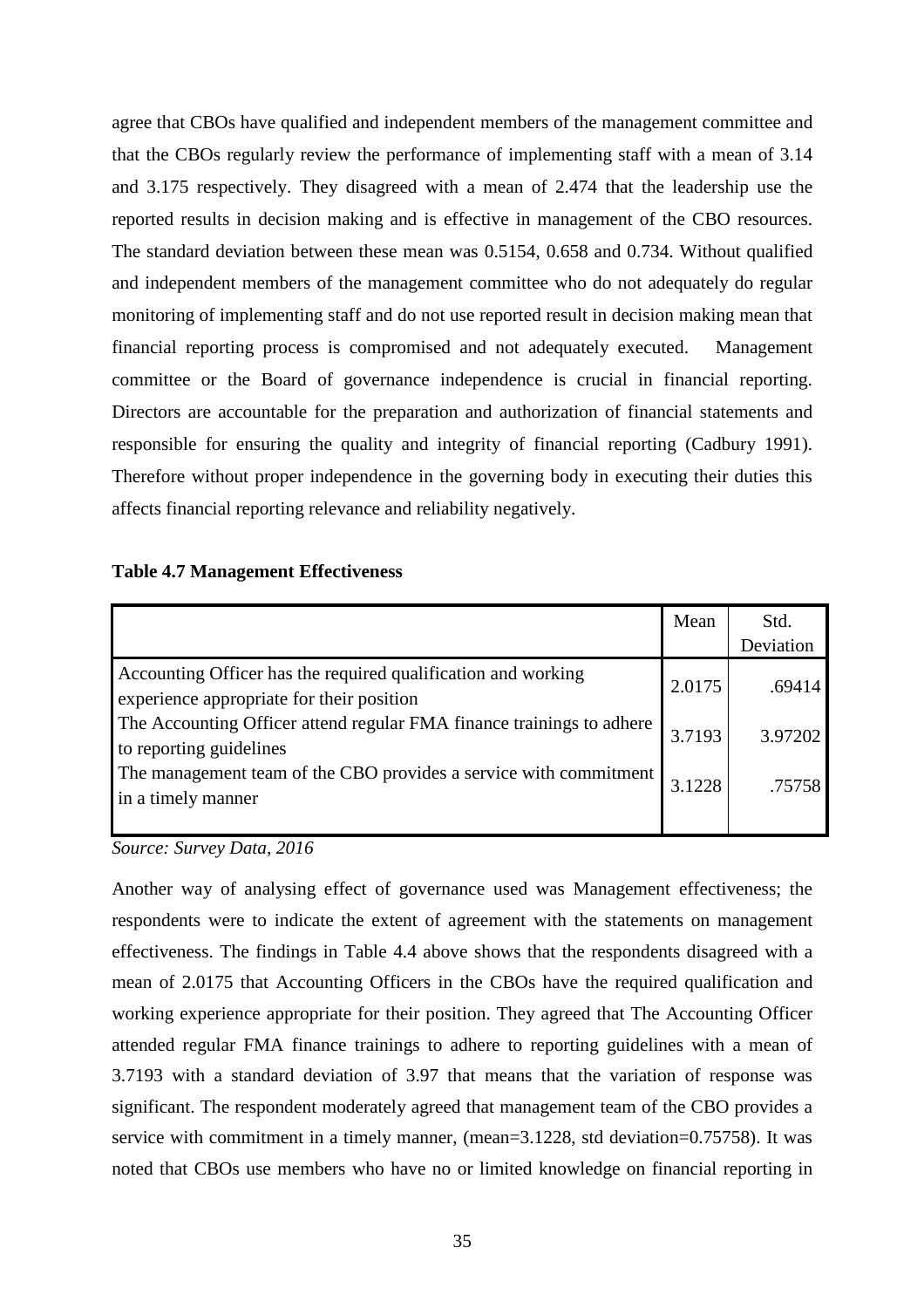agree that CBOs have qualified and independent members of the management committee and that the CBOs regularly review the performance of implementing staff with a mean of 3.14 and 3.175 respectively. They disagreed with a mean of 2.474 that the leadership use the reported results in decision making and is effective in management of the CBO resources. The standard deviation between these mean was 0.5154, 0.658 and 0.734. Without qualified and independent members of the management committee who do not adequately do regular monitoring of implementing staff and do not use reported result in decision making mean that financial reporting process is compromised and not adequately executed. Management committee or the Board of governance independence is crucial in financial reporting. Directors are accountable for the preparation and authorization of financial statements and responsible for ensuring the quality and integrity of financial reporting (Cadbury 1991). Therefore without proper independence in the governing body in executing their duties this affects financial reporting relevance and reliability negatively.

**Table 4.7 Management Effectiveness**

| | Mean | Std. Deviation |
|---|---|---|
| Accounting Officer has the required qualification and working experience appropriate for their position | 2.0175 | .69414 |
| The Accounting Officer attend regular FMA finance trainings to adhere to reporting guidelines | 3.7193 | 3.97202 |
| The management team of the CBO provides a service with commitment in a timely manner | 3.1228 | .75758 |

*Source: Survey Data, 2016*

Another way of analysing effect of governance used was Management effectiveness; the respondents were to indicate the extent of agreement with the statements on management effectiveness. The findings in Table 4.4 above shows that the respondents disagreed with a mean of 2.0175 that Accounting Officers in the CBOs have the required qualification and working experience appropriate for their position. They agreed that The Accounting Officer attended regular FMA finance trainings to adhere to reporting guidelines with a mean of 3.7193 with a standard deviation of 3.97 that means that the variation of response was significant. The respondent moderately agreed that management team of the CBO provides a service with commitment in a timely manner, (mean=3.1228, std deviation=0.75758). It was noted that CBOs use members who have no or limited knowledge on financial reporting in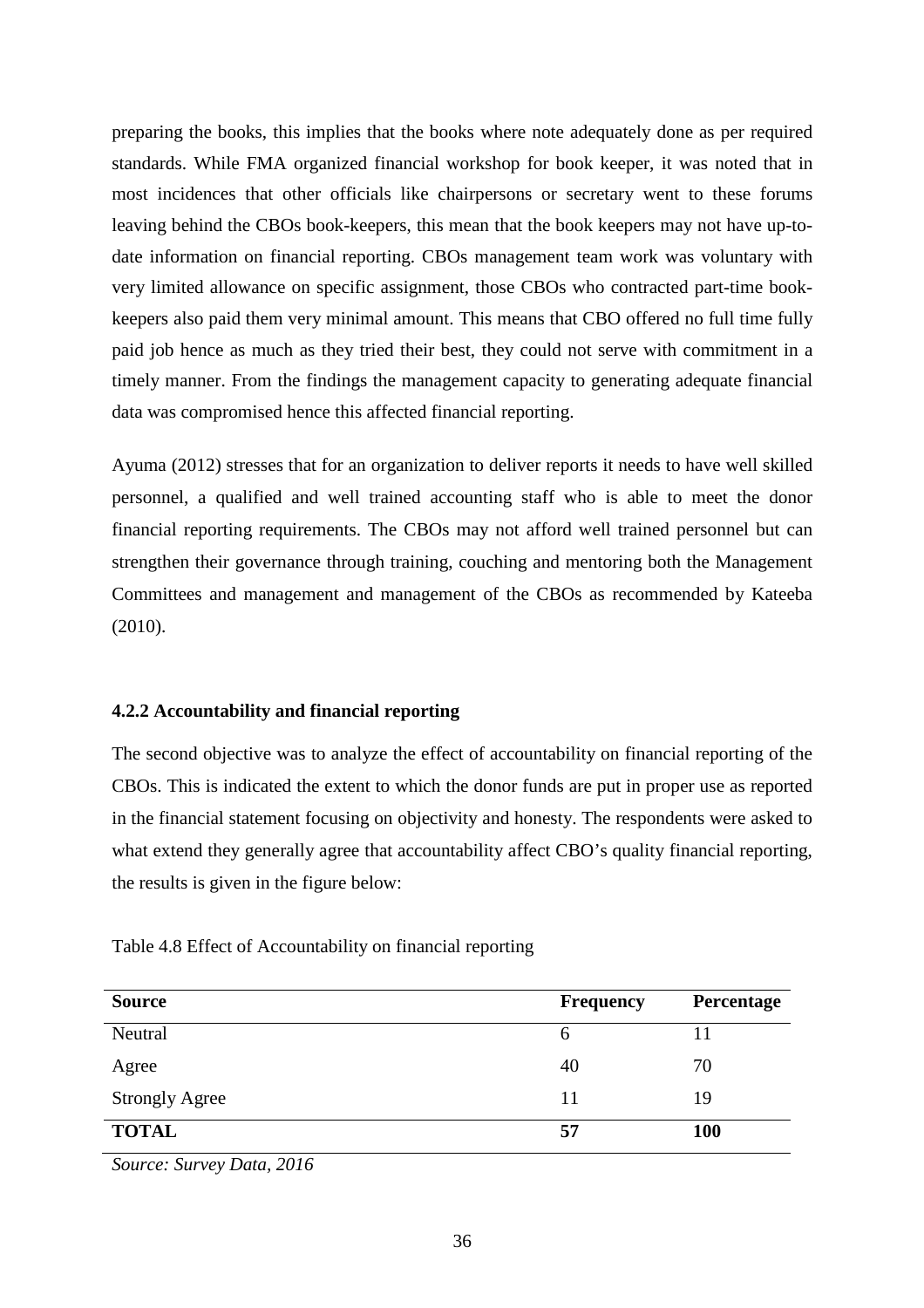preparing the books, this implies that the books where note adequately done as per required standards. While FMA organized financial workshop for book keeper, it was noted that in most incidences that other officials like chairpersons or secretary went to these forums leaving behind the CBOs book-keepers, this mean that the book keepers may not have up-to-date information on financial reporting. CBOs management team work was voluntary with very limited allowance on specific assignment, those CBOs who contracted part-time book-keepers also paid them very minimal amount. This means that CBO offered no full time fully paid job hence as much as they tried their best, they could not serve with commitment in a timely manner. From the findings the management capacity to generating adequate financial data was compromised hence this affected financial reporting.

Ayuma (2012) stresses that for an organization to deliver reports it needs to have well skilled personnel, a qualified and well trained accounting staff who is able to meet the donor financial reporting requirements. The CBOs may not afford well trained personnel but can strengthen their governance through training, couching and mentoring both the Management Committees and management and management of the CBOs as recommended by Kateeba (2010).

#### 4.2.2 Accountability and financial reporting

The second objective was to analyze the effect of accountability on financial reporting of the CBOs. This is indicated the extent to which the donor funds are put in proper use as reported in the financial statement focusing on objectivity and honesty. The respondents were asked to what extend they generally agree that accountability affect CBO's quality financial reporting, the results is given in the figure below:

Table 4.8 Effect of Accountability on financial reporting

| Source | Frequency | Percentage |
|---|---|---|
| Neutral | 6 | 11 |
| Agree | 40 | 70 |
| Strongly Agree | 11 | 19 |
| **TOTAL** | **57** | **100** |

*Source: Survey Data, 2016*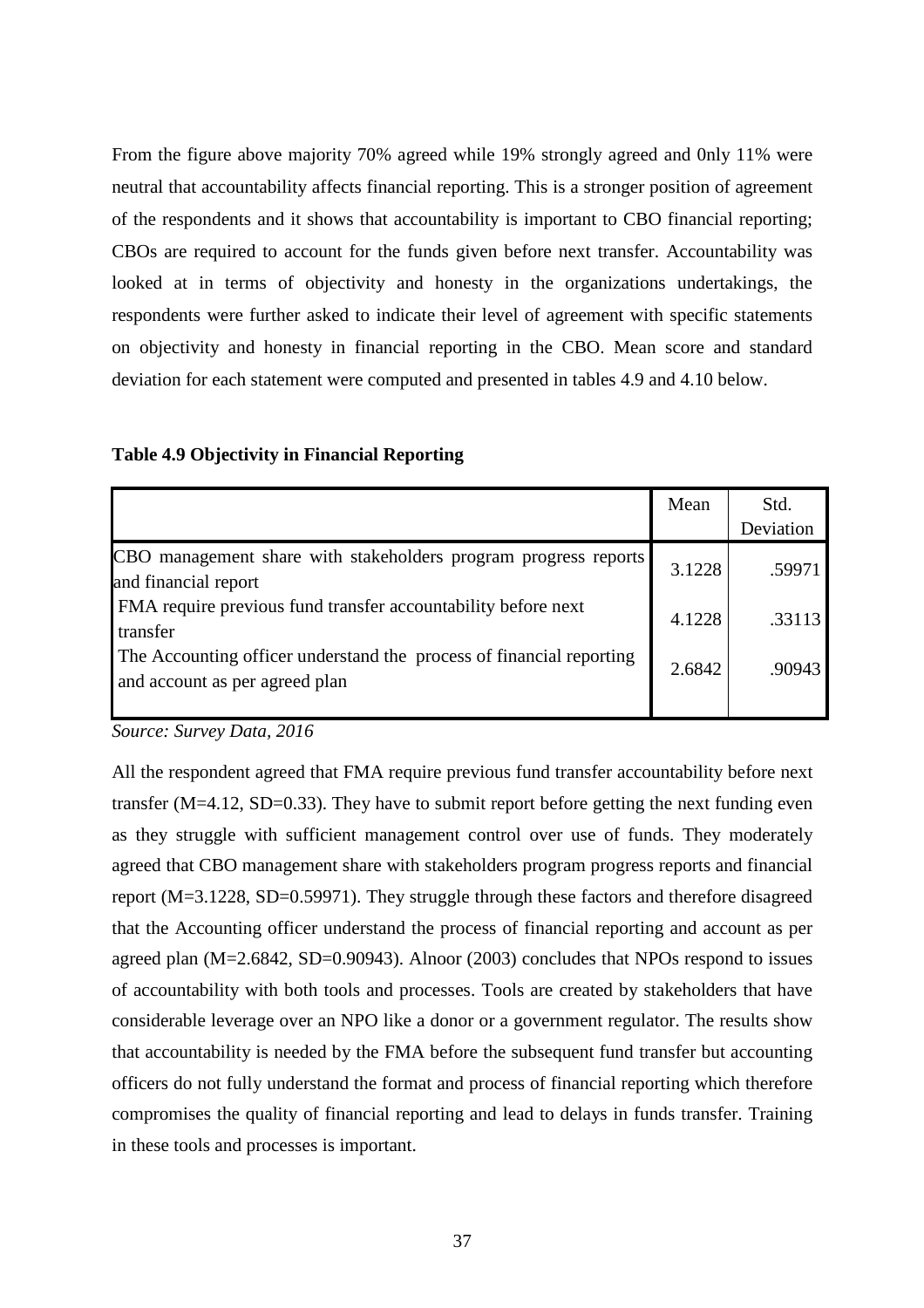From the figure above majority 70% agreed while 19% strongly agreed and 0nly 11% were neutral that accountability affects financial reporting. This is a stronger position of agreement of the respondents and it shows that accountability is important to CBO financial reporting; CBOs are required to account for the funds given before next transfer. Accountability was looked at in terms of objectivity and honesty in the organizations undertakings, the respondents were further asked to indicate their level of agreement with specific statements on objectivity and honesty in financial reporting in the CBO. Mean score and standard deviation for each statement were computed and presented in tables 4.9 and 4.10 below.

**Table 4.9 Objectivity in Financial Reporting**

| | Mean | Std. Deviation |
|---|---|---|
| CBO management share with stakeholders program progress reports and financial report | 3.1228 | .59971 |
| FMA require previous fund transfer accountability before next transfer | 4.1228 | .33113 |
| The Accounting officer understand the process of financial reporting and account as per agreed plan | 2.6842 | .90943 |

*Source: Survey Data, 2016*

All the respondent agreed that FMA require previous fund transfer accountability before next transfer (M=4.12, SD=0.33). They have to submit report before getting the next funding even as they struggle with sufficient management control over use of funds. They moderately agreed that CBO management share with stakeholders program progress reports and financial report (M=3.1228, SD=0.59971). They struggle through these factors and therefore disagreed that the Accounting officer understand the process of financial reporting and account as per agreed plan (M=2.6842, SD=0.90943). Alnoor (2003) concludes that NPOs respond to issues of accountability with both tools and processes. Tools are created by stakeholders that have considerable leverage over an NPO like a donor or a government regulator. The results show that accountability is needed by the FMA before the subsequent fund transfer but accounting officers do not fully understand the format and process of financial reporting which therefore compromises the quality of financial reporting and lead to delays in funds transfer. Training in these tools and processes is important.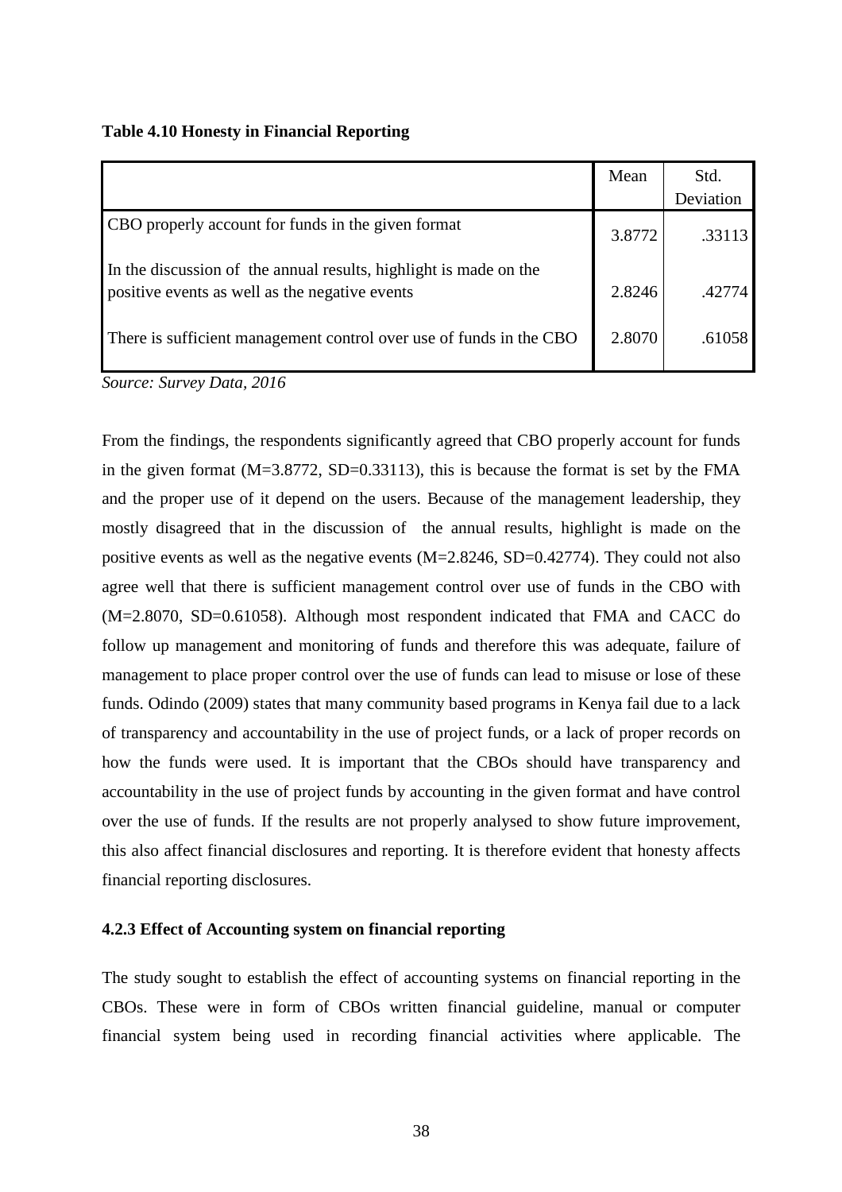**Table 4.10 Honesty in Financial Reporting**

| | Mean | Std. Deviation |
|---|---|---|
| CBO properly account for funds in the given format | 3.8772 | .33113 |
| In the discussion of the annual results, highlight is made on the positive events as well as the negative events | 2.8246 | .42774 |
| There is sufficient management control over use of funds in the CBO | 2.8070 | .61058 |

*Source: Survey Data, 2016*

From the findings, the respondents significantly agreed that CBO properly account for funds in the given format (M=3.8772, SD=0.33113), this is because the format is set by the FMA and the proper use of it depend on the users. Because of the management leadership, they mostly disagreed that in the discussion of the annual results, highlight is made on the positive events as well as the negative events (M=2.8246, SD=0.42774). They could not also agree well that there is sufficient management control over use of funds in the CBO with (M=2.8070, SD=0.61058). Although most respondent indicated that FMA and CACC do follow up management and monitoring of funds and therefore this was adequate, failure of management to place proper control over the use of funds can lead to misuse or lose of these funds. Odindo (2009) states that many community based programs in Kenya fail due to a lack of transparency and accountability in the use of project funds, or a lack of proper records on how the funds were used. It is important that the CBOs should have transparency and accountability in the use of project funds by accounting in the given format and have control over the use of funds. If the results are not properly analysed to show future improvement, this also affect financial disclosures and reporting. It is therefore evident that honesty affects financial reporting disclosures.

### 4.2.3 Effect of Accounting system on financial reporting

The study sought to establish the effect of accounting systems on financial reporting in the CBOs. These were in form of CBOs written financial guideline, manual or computer financial system being used in recording financial activities where applicable. The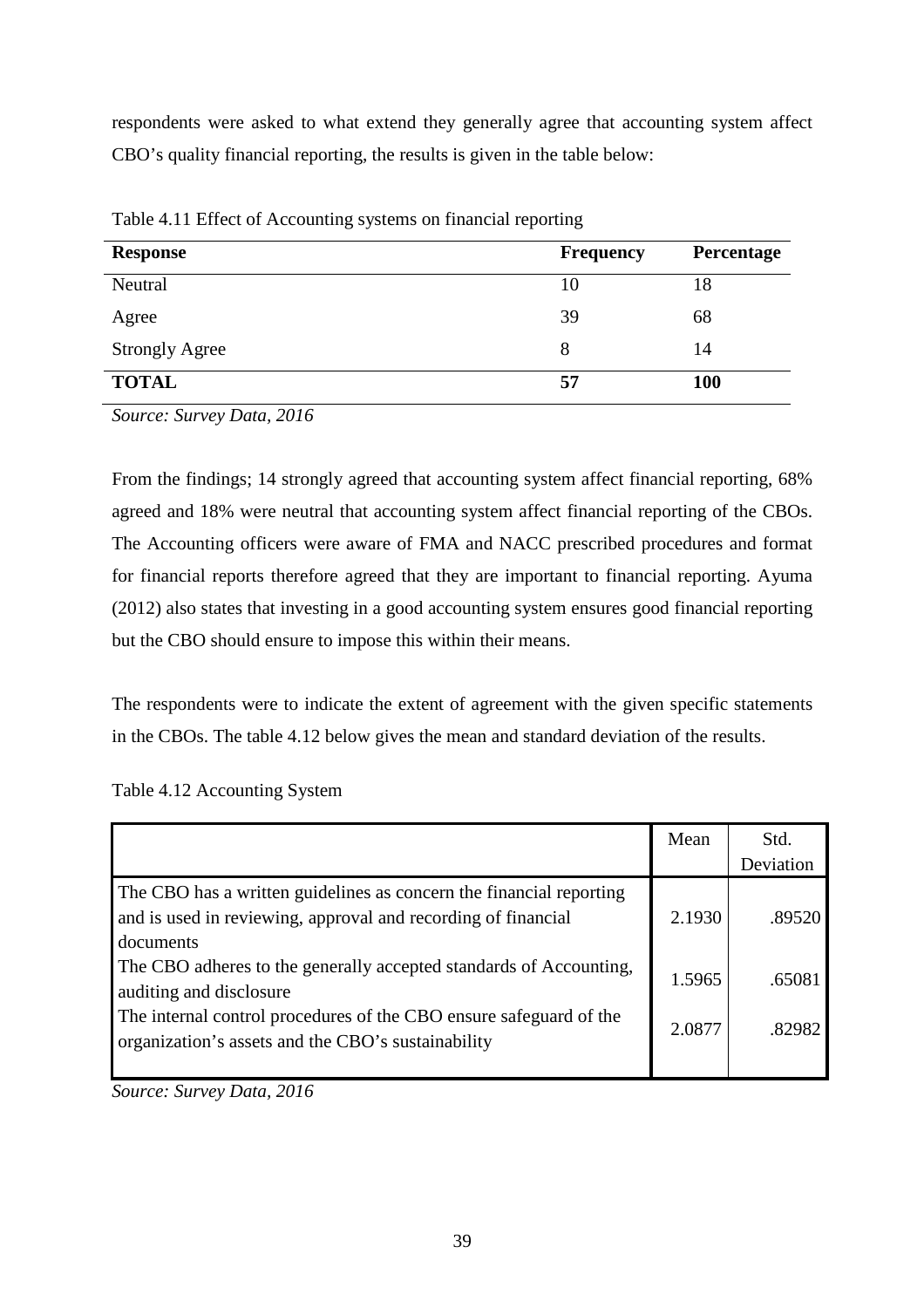respondents were asked to what extend they generally agree that accounting system affect CBO's quality financial reporting, the results is given in the table below:

Table 4.11 Effect of Accounting systems on financial reporting

| Response | Frequency | Percentage |
|---|---|---|
| Neutral | 10 | 18 |
| Agree | 39 | 68 |
| Strongly Agree | 8 | 14 |
| **TOTAL** | **57** | **100** |

*Source: Survey Data, 2016*

From the findings; 14 strongly agreed that accounting system affect financial reporting, 68% agreed and 18% were neutral that accounting system affect financial reporting of the CBOs. The Accounting officers were aware of FMA and NACC prescribed procedures and format for financial reports therefore agreed that they are important to financial reporting. Ayuma (2012) also states that investing in a good accounting system ensures good financial reporting but the CBO should ensure to impose this within their means.

The respondents were to indicate the extent of agreement with the given specific statements in the CBOs. The table 4.12 below gives the mean and standard deviation of the results.

Table 4.12 Accounting System

| | Mean | Std. Deviation |
|---|---|---|
| The CBO has a written guidelines as concern the financial reporting and is used in reviewing, approval and recording of financial documents | 2.1930 | .89520 |
| The CBO adheres to the generally accepted standards of Accounting, auditing and disclosure | 1.5965 | .65081 |
| The internal control procedures of the CBO ensure safeguard of the organization's assets and the CBO's sustainability | 2.0877 | .82982 |

*Source: Survey Data, 2016*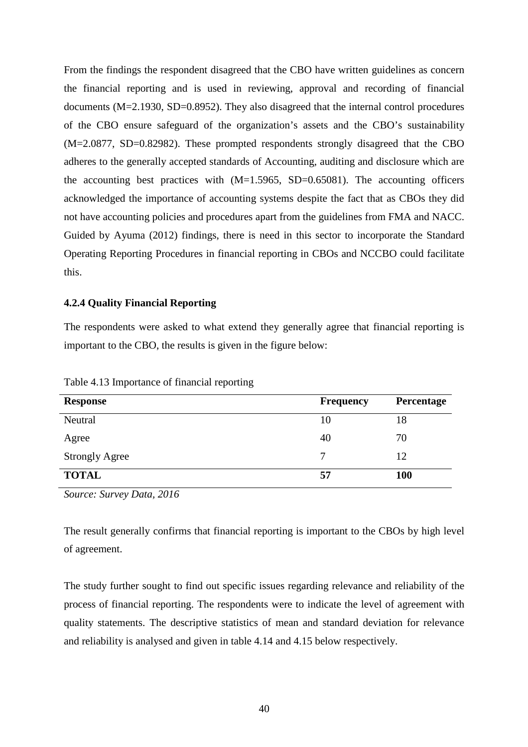From the findings the respondent disagreed that the CBO have written guidelines as concern the financial reporting and is used in reviewing, approval and recording of financial documents (M=2.1930, SD=0.8952). They also disagreed that the internal control procedures of the CBO ensure safeguard of the organization's assets and the CBO's sustainability (M=2.0877, SD=0.82982). These prompted respondents strongly disagreed that the CBO adheres to the generally accepted standards of Accounting, auditing and disclosure which are the accounting best practices with (M=1.5965, SD=0.65081). The accounting officers acknowledged the importance of accounting systems despite the fact that as CBOs they did not have accounting policies and procedures apart from the guidelines from FMA and NACC. Guided by Ayuma (2012) findings, there is need in this sector to incorporate the Standard Operating Reporting Procedures in financial reporting in CBOs and NCCBO could facilitate this.

### 4.2.4 Quality Financial Reporting

The respondents were asked to what extend they generally agree that financial reporting is important to the CBO, the results is given in the figure below:

Table 4.13 Importance of financial reporting

| Response | Frequency | Percentage |
|---|---|---|
| Neutral | 10 | 18 |
| Agree | 40 | 70 |
| Strongly Agree | 7 | 12 |
| **TOTAL** | **57** | **100** |

*Source: Survey Data, 2016*

The result generally confirms that financial reporting is important to the CBOs by high level of agreement.

The study further sought to find out specific issues regarding relevance and reliability of the process of financial reporting. The respondents were to indicate the level of agreement with quality statements. The descriptive statistics of mean and standard deviation for relevance and reliability is analysed and given in table 4.14 and 4.15 below respectively.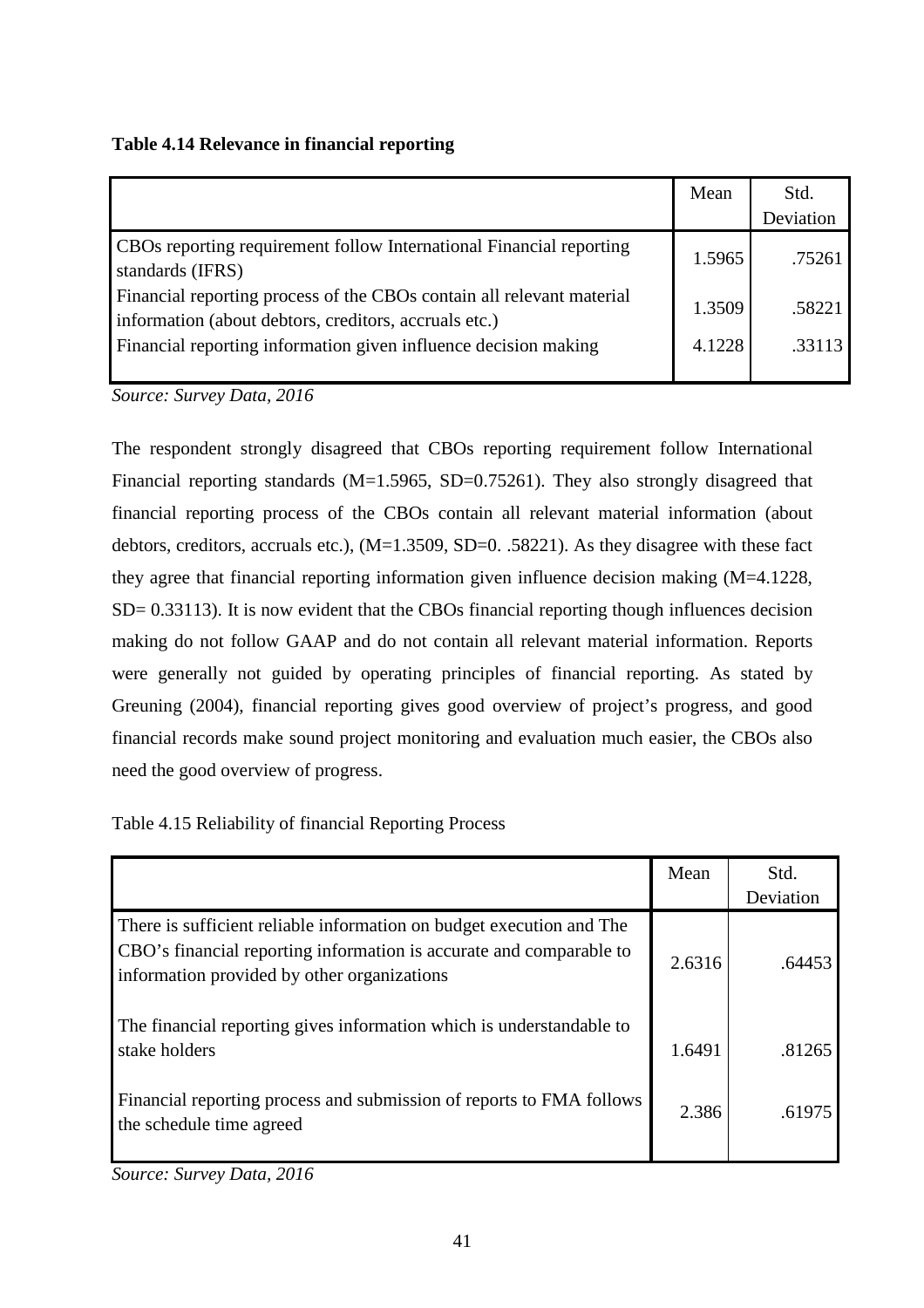**Table 4.14 Relevance in financial reporting**

| | Mean | Std. Deviation |
|---|---|---|
| CBOs reporting requirement follow International Financial reporting standards (IFRS) | 1.5965 | .75261 |
| Financial reporting process of the CBOs contain all relevant material information (about debtors, creditors, accruals etc.) | 1.3509 | .58221 |
| Financial reporting information given influence decision making | 4.1228 | .33113 |

*Source: Survey Data, 2016*

The respondent strongly disagreed that CBOs reporting requirement follow International Financial reporting standards (M=1.5965, SD=0.75261). They also strongly disagreed that financial reporting process of the CBOs contain all relevant material information (about debtors, creditors, accruals etc.), (M=1.3509, SD=0. .58221). As they disagree with these fact they agree that financial reporting information given influence decision making (M=4.1228, SD= 0.33113). It is now evident that the CBOs financial reporting though influences decision making do not follow GAAP and do not contain all relevant material information. Reports were generally not guided by operating principles of financial reporting. As stated by Greuning (2004), financial reporting gives good overview of project's progress, and good financial records make sound project monitoring and evaluation much easier, the CBOs also need the good overview of progress.

Table 4.15 Reliability of financial Reporting Process

| | Mean | Std. Deviation |
|---|---|---|
| There is sufficient reliable information on budget execution and The CBO's financial reporting information is accurate and comparable to information provided by other organizations | 2.6316 | .64453 |
| The financial reporting gives information which is understandable to stake holders | 1.6491 | .81265 |
| Financial reporting process and submission of reports to FMA follows the schedule time agreed | 2.386 | .61975 |

*Source: Survey Data, 2016*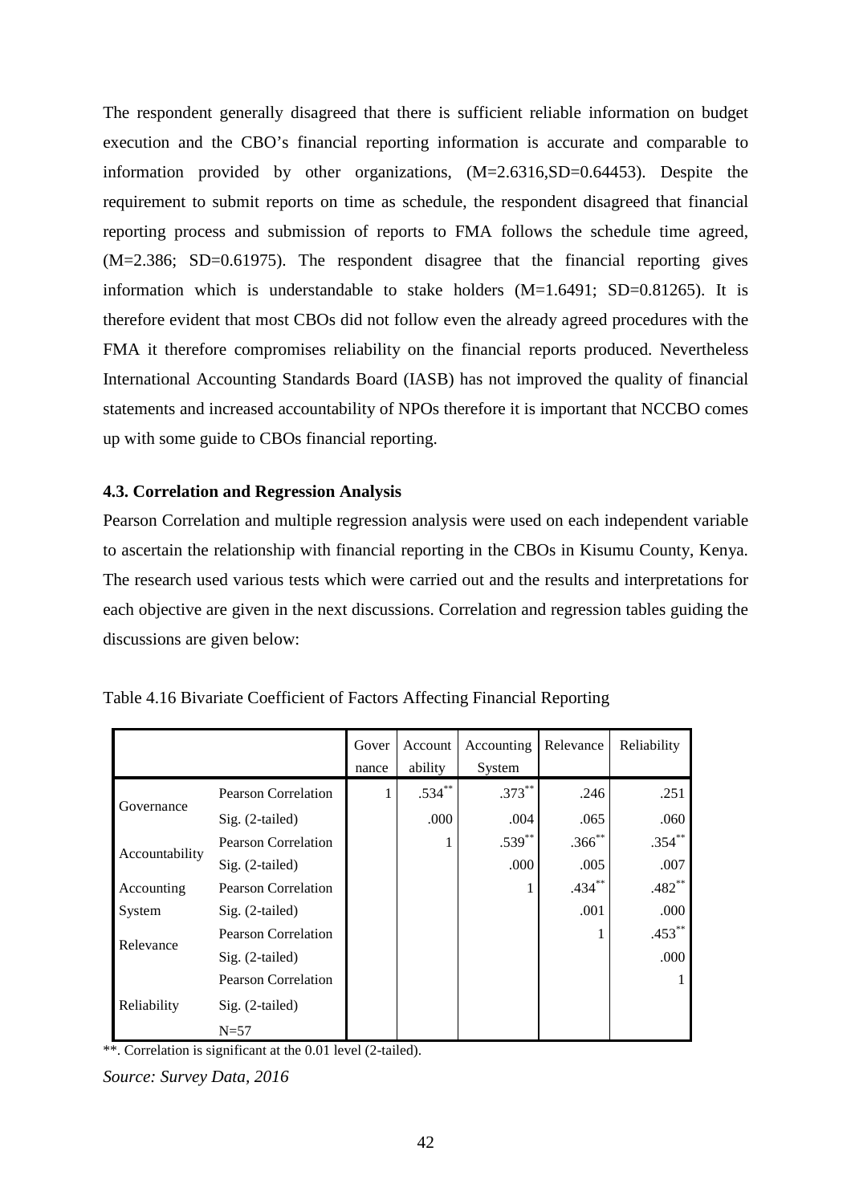The respondent generally disagreed that there is sufficient reliable information on budget execution and the CBO's financial reporting information is accurate and comparable to information provided by other organizations, (M=2.6316,SD=0.64453). Despite the requirement to submit reports on time as schedule, the respondent disagreed that financial reporting process and submission of reports to FMA follows the schedule time agreed, (M=2.386; SD=0.61975). The respondent disagree that the financial reporting gives information which is understandable to stake holders (M=1.6491; SD=0.81265). It is therefore evident that most CBOs did not follow even the already agreed procedures with the FMA it therefore compromises reliability on the financial reports produced. Nevertheless International Accounting Standards Board (IASB) has not improved the quality of financial statements and increased accountability of NPOs therefore it is important that NCCBO comes up with some guide to CBOs financial reporting.

### 4.3. Correlation and Regression Analysis

Pearson Correlation and multiple regression analysis were used on each independent variable to ascertain the relationship with financial reporting in the CBOs in Kisumu County, Kenya. The research used various tests which were carried out and the results and interpretations for each objective are given in the next discussions. Correlation and regression tables guiding the discussions are given below:

Table 4.16 Bivariate Coefficient of Factors Affecting Financial Reporting

| | | Governance | Accountability | Accounting System | Relevance | Reliability |
|---|---|---|---|---|---|---|
| Governance | Pearson Correlation | 1 | .534** | .373** | .246 | .251 |
| | Sig. (2-tailed) | | .000 | .004 | .065 | .060 |
| Accountability | Pearson Correlation | | 1 | .539** | .366** | .354** |
| | Sig. (2-tailed) | | | .000 | .005 | .007 |
| Accounting System | Pearson Correlation | | | 1 | .434** | .482** |
| | Sig. (2-tailed) | | | | .001 | .000 |
| Relevance | Pearson Correlation | | | | 1 | .453** |
| | Sig. (2-tailed) | | | | | .000 |
| Reliability | Pearson Correlation | | | | | 1 |
| | Sig. (2-tailed) | | | | | |
| | N=57 | | | | | |

**. Correlation is significant at the 0.01 level (2-tailed).

*Source: Survey Data, 2016*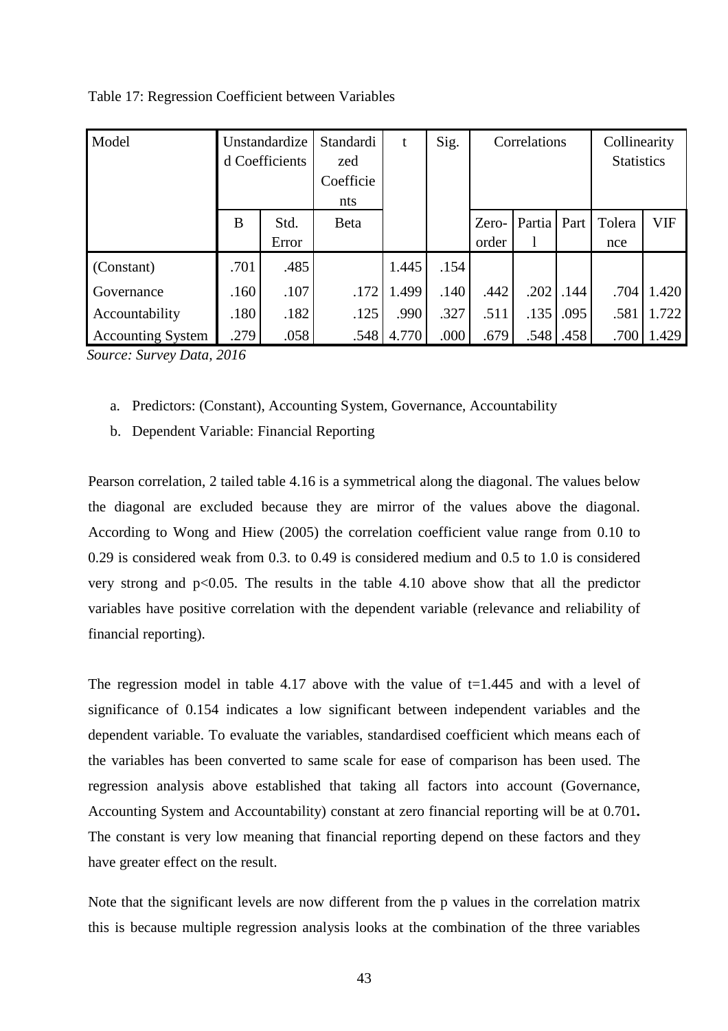Table 17: Regression Coefficient between Variables

| Model | Unstandardized Coefficients | | Standardized Coefficients | t | Sig. | Correlations | | | Collinearity Statistics | |
|---|---|---|---|---|---|---|---|---|---|---|
| | B | Std. Error | Beta | | | Zero-order | Partial | Part | Tolerance | VIF |
| (Constant) | .701 | .485 | | 1.445 | .154 | | | | | |
| Governance | .160 | .107 | .172 | 1.499 | .140 | .442 | .202 | .144 | .704 | 1.420 |
| Accountability | .180 | .182 | .125 | .990 | .327 | .511 | .135 | .095 | .581 | 1.722 |
| Accounting System | .279 | .058 | .548 | 4.770 | .000 | .679 | .548 | .458 | .700 | 1.429 |

*Source: Survey Data, 2016*

a. Predictors: (Constant), Accounting System, Governance, Accountability

b. Dependent Variable: Financial Reporting

Pearson correlation, 2 tailed table 4.16 is a symmetrical along the diagonal. The values below the diagonal are excluded because they are mirror of the values above the diagonal. According to Wong and Hiew (2005) the correlation coefficient value range from 0.10 to 0.29 is considered weak from 0.3. to 0.49 is considered medium and 0.5 to 1.0 is considered very strong and $p<0.05$. The results in the table 4.10 above show that all the predictor variables have positive correlation with the dependent variable (relevance and reliability of financial reporting).

The regression model in table 4.17 above with the value of $t=1.445$ and with a level of significance of 0.154 indicates a low significant between independent variables and the dependent variable. To evaluate the variables, standardised coefficient which means each of the variables has been converted to same scale for ease of comparison has been used. The regression analysis above established that taking all factors into account (Governance, Accounting System and Accountability) constant at zero financial reporting will be at 0.701**.** The constant is very low meaning that financial reporting depend on these factors and they have greater effect on the result.

Note that the significant levels are now different from the p values in the correlation matrix this is because multiple regression analysis looks at the combination of the three variables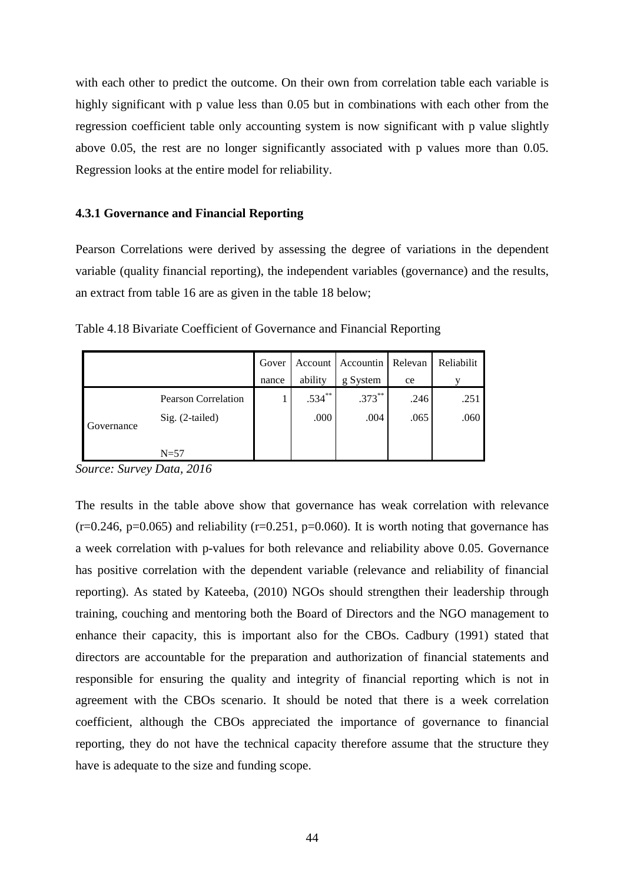with each other to predict the outcome. On their own from correlation table each variable is highly significant with p value less than 0.05 but in combinations with each other from the regression coefficient table only accounting system is now significant with p value slightly above 0.05, the rest are no longer significantly associated with p values more than 0.05. Regression looks at the entire model for reliability.

### 4.3.1 Governance and Financial Reporting

Pearson Correlations were derived by assessing the degree of variations in the dependent variable (quality financial reporting), the independent variables (governance) and the results, an extract from table 16 are as given in the table 18 below;

Table 4.18 Bivariate Coefficient of Governance and Financial Reporting

| | | Governance | Accountability | Accounting System | Relevance | Reliability |
|---|---|---|---|---|---|---|
| Governance | Pearson Correlation | 1 | .534** | .373** | .246 | .251 |
| | Sig. (2-tailed) | | .000 | .004 | .065 | .060 |
| | N=57 | | | | | |

*Source: Survey Data, 2016*

The results in the table above show that governance has weak correlation with relevance ($r=0.246$, $p=0.065$) and reliability ($r=0.251$, $p=0.060$). It is worth noting that governance has a week correlation with p-values for both relevance and reliability above 0.05. Governance has positive correlation with the dependent variable (relevance and reliability of financial reporting). As stated by Kateeba, (2010) NGOs should strengthen their leadership through training, couching and mentoring both the Board of Directors and the NGO management to enhance their capacity, this is important also for the CBOs. Cadbury (1991) stated that directors are accountable for the preparation and authorization of financial statements and responsible for ensuring the quality and integrity of financial reporting which is not in agreement with the CBOs scenario. It should be noted that there is a week correlation coefficient, although the CBOs appreciated the importance of governance to financial reporting, they do not have the technical capacity therefore assume that the structure they have is adequate to the size and funding scope.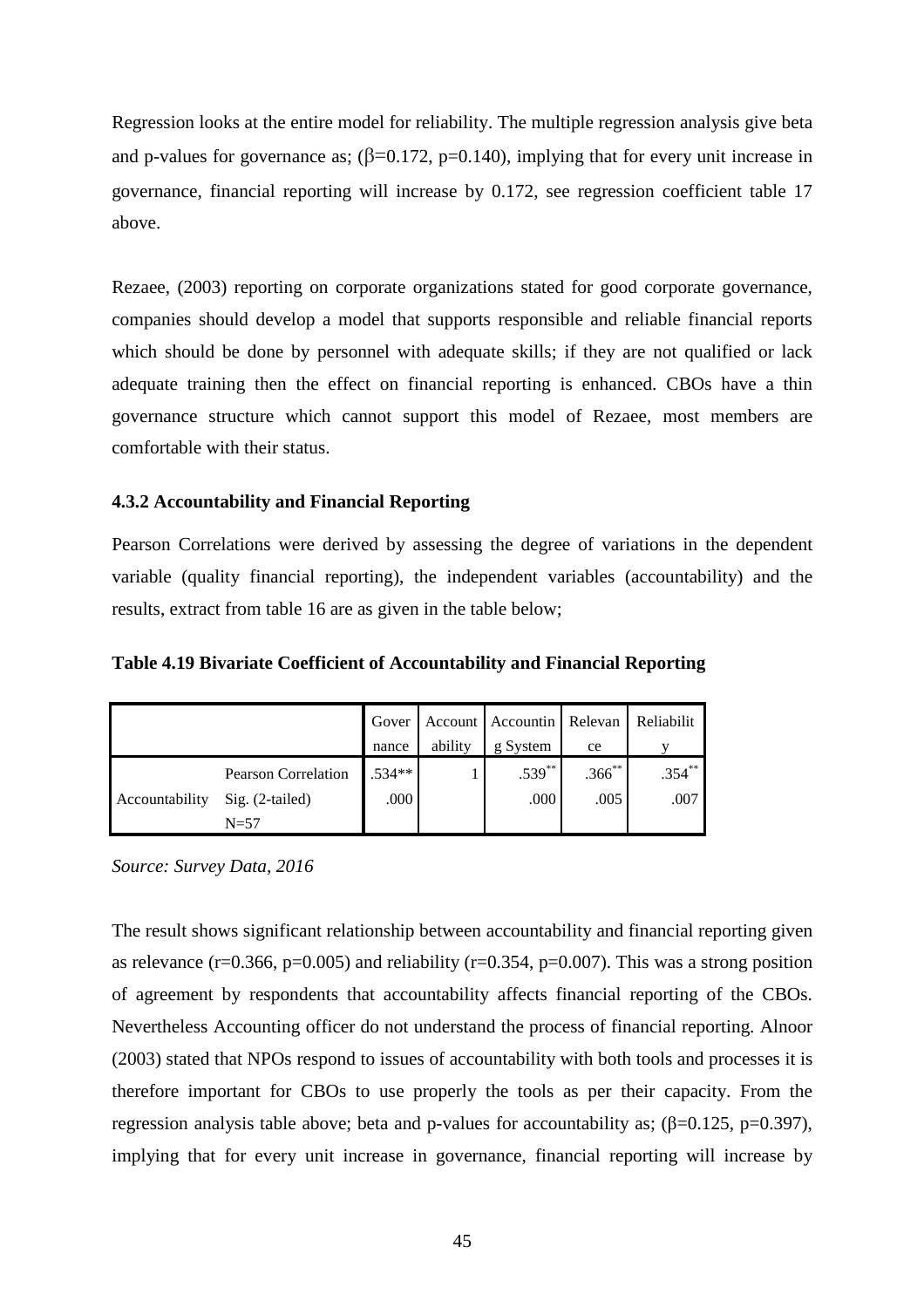Regression looks at the entire model for reliability. The multiple regression analysis give beta and p-values for governance as; ($\beta$=0.172, p=0.140), implying that for every unit increase in governance, financial reporting will increase by 0.172, see regression coefficient table 17 above.

Rezaee, (2003) reporting on corporate organizations stated for good corporate governance, companies should develop a model that supports responsible and reliable financial reports which should be done by personnel with adequate skills; if they are not qualified or lack adequate training then the effect on financial reporting is enhanced. CBOs have a thin governance structure which cannot support this model of Rezaee, most members are comfortable with their status.

### 4.3.2 Accountability and Financial Reporting

Pearson Correlations were derived by assessing the degree of variations in the dependent variable (quality financial reporting), the independent variables (accountability) and the results, extract from table 16 are as given in the table below;

**Table 4.19 Bivariate Coefficient of Accountability and Financial Reporting**

| | | Governance | Accountability | Accounting System | Relevance | Reliability |
|---|---|---|---|---|---|---|
| Accountability | Pearson Correlation | .534** | 1 | .539** | .366** | .354** |
| | Sig. (2-tailed) | .000 | | .000 | .005 | .007 |
| | N=57 | | | | | |

*Source: Survey Data, 2016*

The result shows significant relationship between accountability and financial reporting given as relevance (r=0.366, p=0.005) and reliability (r=0.354, p=0.007). This was a strong position of agreement by respondents that accountability affects financial reporting of the CBOs. Nevertheless Accounting officer do not understand the process of financial reporting. Alnoor (2003) stated that NPOs respond to issues of accountability with both tools and processes it is therefore important for CBOs to use properly the tools as per their capacity. From the regression analysis table above; beta and p-values for accountability as; ($\beta$=0.125, p=0.397), implying that for every unit increase in governance, financial reporting will increase by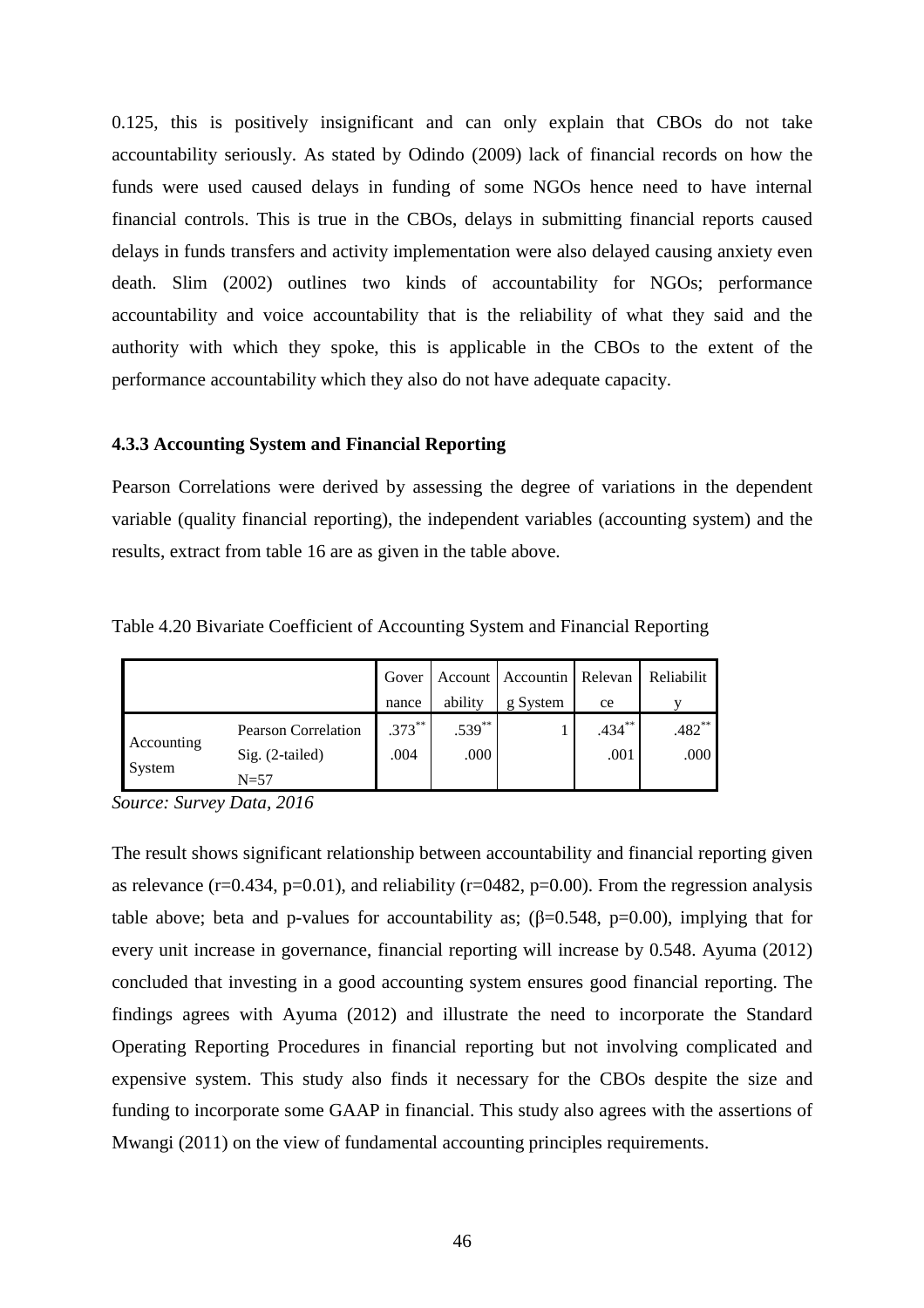0.125, this is positively insignificant and can only explain that CBOs do not take accountability seriously. As stated by Odindo (2009) lack of financial records on how the funds were used caused delays in funding of some NGOs hence need to have internal financial controls. This is true in the CBOs, delays in submitting financial reports caused delays in funds transfers and activity implementation were also delayed causing anxiety even death. Slim (2002) outlines two kinds of accountability for NGOs; performance accountability and voice accountability that is the reliability of what they said and the authority with which they spoke, this is applicable in the CBOs to the extent of the performance accountability which they also do not have adequate capacity.

### 4.3.3 Accounting System and Financial Reporting

Pearson Correlations were derived by assessing the degree of variations in the dependent variable (quality financial reporting), the independent variables (accounting system) and the results, extract from table 16 are as given in the table above.

Table 4.20 Bivariate Coefficient of Accounting System and Financial Reporting

| | | Governance | Accountability | Accounting System | Relevance | Reliability |
|---|---|---|---|---|---|---|
| Accounting System | Pearson Correlation | .373** | .539** | 1 | .434** | .482** |
| | Sig. (2-tailed) | .004 | .000 | | .001 | .000 |
| | N=57 | | | | | |

*Source: Survey Data, 2016*

The result shows significant relationship between accountability and financial reporting given as relevance (r=0.434, p=0.01), and reliability (r=0482, p=0.00). From the regression analysis table above; beta and p-values for accountability as; (β=0.548, p=0.00), implying that for every unit increase in governance, financial reporting will increase by 0.548. Ayuma (2012) concluded that investing in a good accounting system ensures good financial reporting. The findings agrees with Ayuma (2012) and illustrate the need to incorporate the Standard Operating Reporting Procedures in financial reporting but not involving complicated and expensive system. This study also finds it necessary for the CBOs despite the size and funding to incorporate some GAAP in financial. This study also agrees with the assertions of Mwangi (2011) on the view of fundamental accounting principles requirements.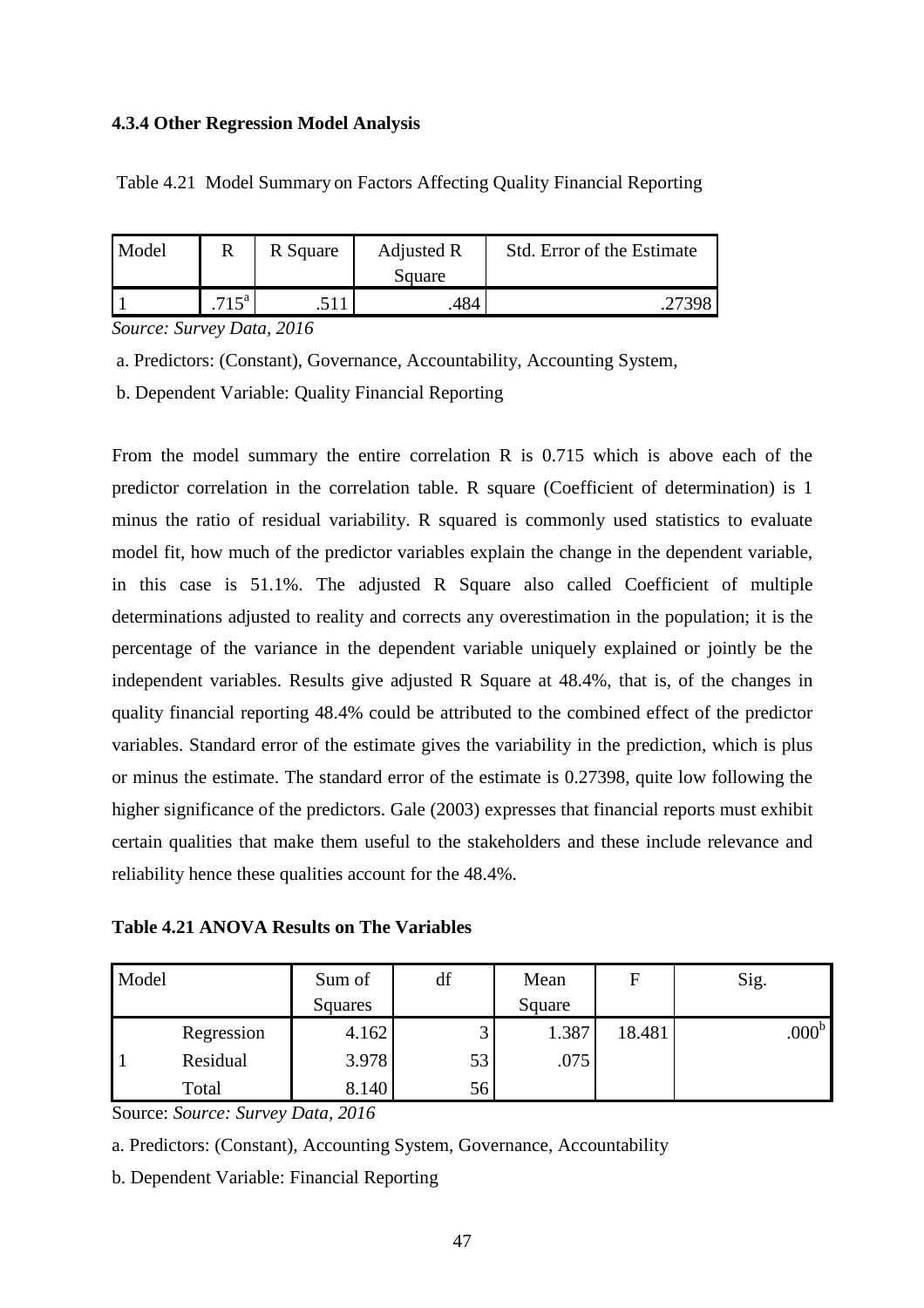### 4.3.4 Other Regression Model Analysis

Table 4.21 Model Summary on Factors Affecting Quality Financial Reporting

| Model | R | R Square | Adjusted R Square | Std. Error of the Estimate |
|---|---|---|---|---|
| 1 | .715[a] | .511 | .484 | .27398 |

*Source: Survey Data, 2016*

a. Predictors: (Constant), Governance, Accountability, Accounting System,

b. Dependent Variable: Quality Financial Reporting

From the model summary the entire correlation R is 0.715 which is above each of the predictor correlation in the correlation table. R square (Coefficient of determination) is 1 minus the ratio of residual variability. R squared is commonly used statistics to evaluate model fit, how much of the predictor variables explain the change in the dependent variable, in this case is 51.1%. The adjusted R Square also called Coefficient of multiple determinations adjusted to reality and corrects any overestimation in the population; it is the percentage of the variance in the dependent variable uniquely explained or jointly be the independent variables. Results give adjusted R Square at 48.4%, that is, of the changes in quality financial reporting 48.4% could be attributed to the combined effect of the predictor variables. Standard error of the estimate gives the variability in the prediction, which is plus or minus the estimate. The standard error of the estimate is 0.27398, quite low following the higher significance of the predictors. Gale (2003) expresses that financial reports must exhibit certain qualities that make them useful to the stakeholders and these include relevance and reliability hence these qualities account for the 48.4%.

**Table 4.21 ANOVA Results on The Variables**

| Model | | Sum of Squares | df | Mean Square | F | Sig. |
|---|---|---|---|---|---|---|
| 1 | Regression | 4.162 | 3 | 1.387 | 18.481 | .000[b] |
| | Residual | 3.978 | 53 | .075 | | |
| | Total | 8.140 | 56 | | | |

Source: *Source: Survey Data, 2016*

a. Predictors: (Constant), Accounting System, Governance, Accountability

b. Dependent Variable: Financial Reporting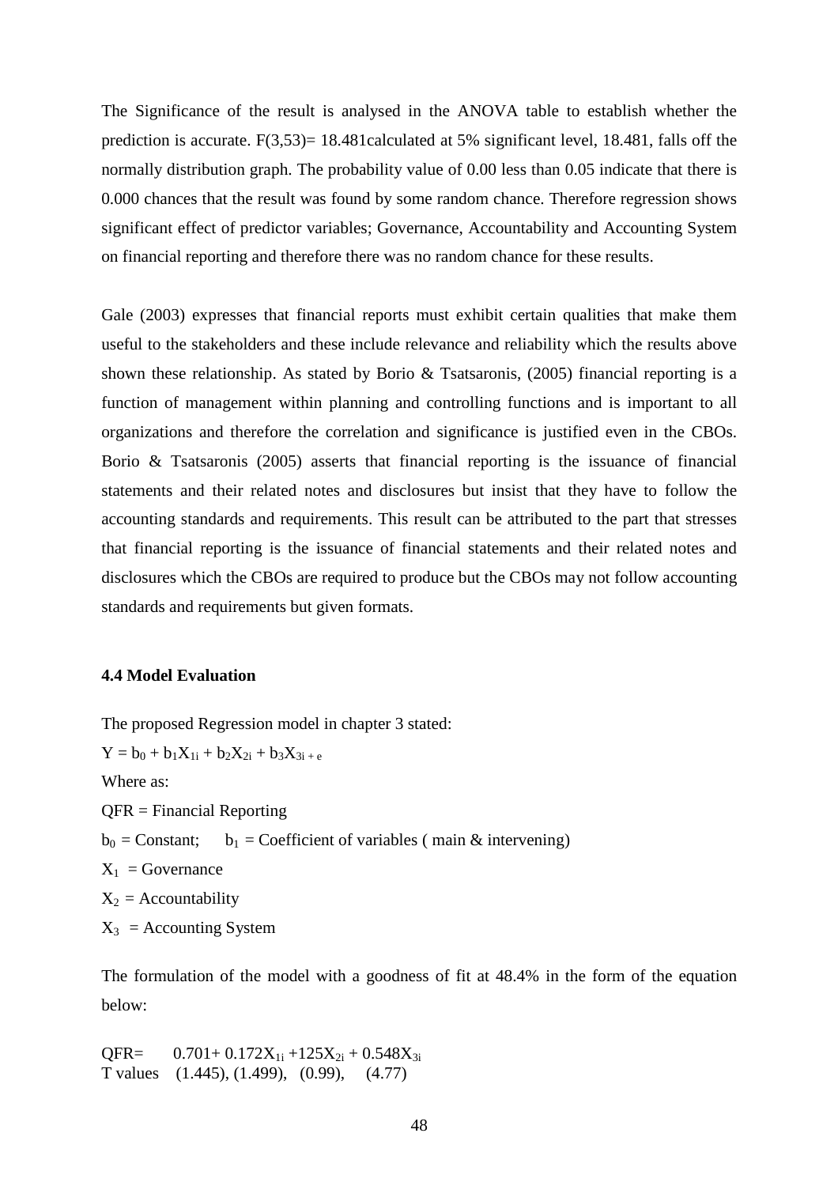The Significance of the result is analysed in the ANOVA table to establish whether the prediction is accurate. $F(3,53) = 18.481$calculated at 5% significant level, 18.481, falls off the normally distribution graph. The probability value of 0.00 less than 0.05 indicate that there is 0.000 chances that the result was found by some random chance. Therefore regression shows significant effect of predictor variables; Governance, Accountability and Accounting System on financial reporting and therefore there was no random chance for these results.

Gale (2003) expresses that financial reports must exhibit certain qualities that make them useful to the stakeholders and these include relevance and reliability which the results above shown these relationship. As stated by Borio & Tsatsaronis, (2005) financial reporting is a function of management within planning and controlling functions and is important to all organizations and therefore the correlation and significance is justified even in the CBOs. Borio & Tsatsaronis (2005) asserts that financial reporting is the issuance of financial statements and their related notes and disclosures but insist that they have to follow the accounting standards and requirements. This result can be attributed to the part that stresses that financial reporting is the issuance of financial statements and their related notes and disclosures which the CBOs are required to produce but the CBOs may not follow accounting standards and requirements but given formats.

**4.4 Model Evaluation**

The proposed Regression model in chapter 3 stated:

$Y = b_0 + b_1X_{1i} + b_2X_{2i} + b_3X_{3i + e}$

Where as:

QFR = Financial Reporting

$b_0$ = Constant; $b_1$ = Coefficient of variables ( main & intervening)

$X_1$ = Governance

$X_2$ = Accountability

$X_3$ = Accounting System

The formulation of the model with a goodness of fit at 48.4% in the form of the equation below:

QFR= $0.701 + 0.172X_{1i} + 125X_{2i} + 0.548X_{3i}$

T values (1.445), (1.499), (0.99), (4.77)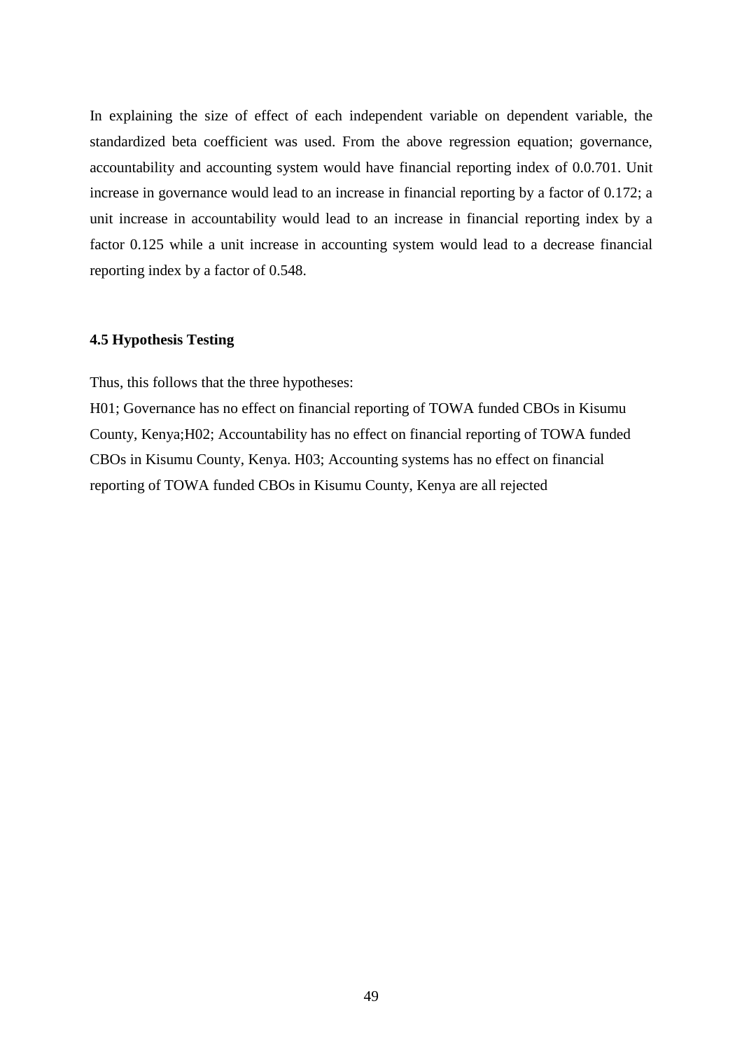In explaining the size of effect of each independent variable on dependent variable, the standardized beta coefficient was used. From the above regression equation; governance, accountability and accounting system would have financial reporting index of 0.0.701. Unit increase in governance would lead to an increase in financial reporting by a factor of 0.172; a unit increase in accountability would lead to an increase in financial reporting index by a factor 0.125 while a unit increase in accounting system would lead to a decrease financial reporting index by a factor of 0.548.

### 4.5 Hypothesis Testing

Thus, this follows that the three hypotheses:

H01; Governance has no effect on financial reporting of TOWA funded CBOs in Kisumu County, Kenya;H02; Accountability has no effect on financial reporting of TOWA funded CBOs in Kisumu County, Kenya. H03; Accounting systems has no effect on financial reporting of TOWA funded CBOs in Kisumu County, Kenya are all rejected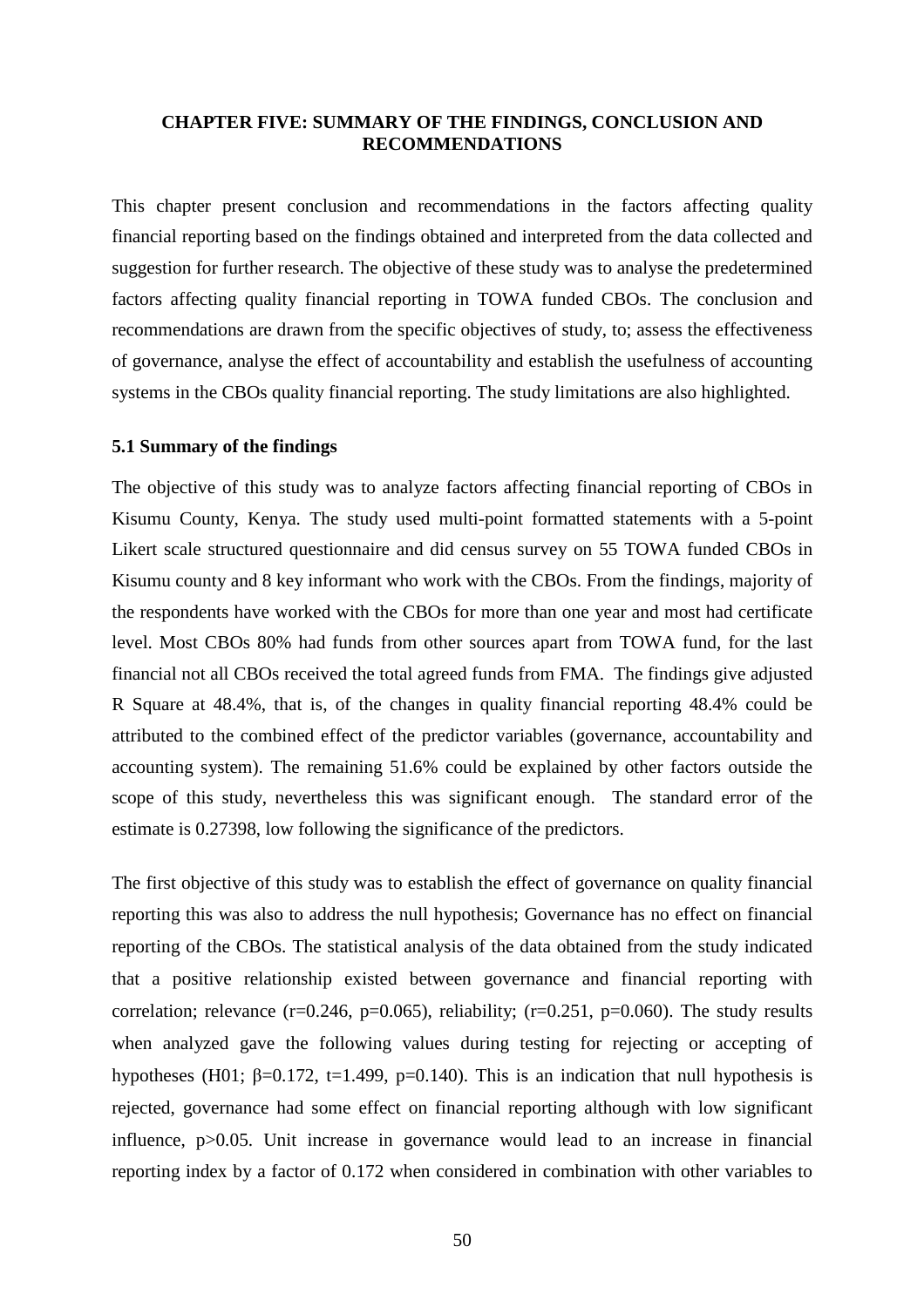## CHAPTER FIVE: SUMMARY OF THE FINDINGS, CONCLUSION AND RECOMMENDATIONS

This chapter present conclusion and recommendations in the factors affecting quality financial reporting based on the findings obtained and interpreted from the data collected and suggestion for further research. The objective of these study was to analyse the predetermined factors affecting quality financial reporting in TOWA funded CBOs. The conclusion and recommendations are drawn from the specific objectives of study, to; assess the effectiveness of governance, analyse the effect of accountability and establish the usefulness of accounting systems in the CBOs quality financial reporting. The study limitations are also highlighted.

### 5.1 Summary of the findings

The objective of this study was to analyze factors affecting financial reporting of CBOs in Kisumu County, Kenya. The study used multi-point formatted statements with a 5-point Likert scale structured questionnaire and did census survey on 55 TOWA funded CBOs in Kisumu county and 8 key informant who work with the CBOs. From the findings, majority of the respondents have worked with the CBOs for more than one year and most had certificate level. Most CBOs 80% had funds from other sources apart from TOWA fund, for the last financial not all CBOs received the total agreed funds from FMA. The findings give adjusted R Square at 48.4%, that is, of the changes in quality financial reporting 48.4% could be attributed to the combined effect of the predictor variables (governance, accountability and accounting system). The remaining 51.6% could be explained by other factors outside the scope of this study, nevertheless this was significant enough. The standard error of the estimate is 0.27398, low following the significance of the predictors.

The first objective of this study was to establish the effect of governance on quality financial reporting this was also to address the null hypothesis; Governance has no effect on financial reporting of the CBOs. The statistical analysis of the data obtained from the study indicated that a positive relationship existed between governance and financial reporting with correlation; relevance ($r=0.246$, $p=0.065$), reliability; ($r=0.251$, $p=0.060$). The study results when analyzed gave the following values during testing for rejecting or accepting of hypotheses (H01; $\beta=0.172$, $t=1.499$, $p=0.140$). This is an indication that null hypothesis is rejected, governance had some effect on financial reporting although with low significant influence, $p>0.05$. Unit increase in governance would lead to an increase in financial reporting index by a factor of 0.172 when considered in combination with other variables to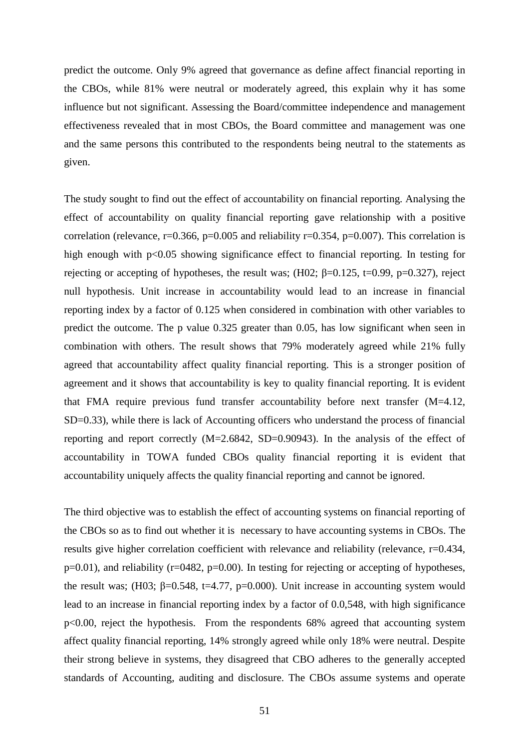predict the outcome. Only 9% agreed that governance as define affect financial reporting in the CBOs, while 81% were neutral or moderately agreed, this explain why it has some influence but not significant. Assessing the Board/committee independence and management effectiveness revealed that in most CBOs, the Board committee and management was one and the same persons this contributed to the respondents being neutral to the statements as given.

The study sought to find out the effect of accountability on financial reporting. Analysing the effect of accountability on quality financial reporting gave relationship with a positive correlation (relevance, $r=0.366$, $p=0.005$ and reliability $r=0.354$, $p=0.007$). This correlation is high enough with $p<0.05$ showing significance effect to financial reporting. In testing for rejecting or accepting of hypotheses, the result was; (H02; $\beta=0.125$, $t=0.99$, $p=0.327$), reject null hypothesis. Unit increase in accountability would lead to an increase in financial reporting index by a factor of 0.125 when considered in combination with other variables to predict the outcome. The p value 0.325 greater than 0.05, has low significant when seen in combination with others. The result shows that 79% moderately agreed while 21% fully agreed that accountability affect quality financial reporting. This is a stronger position of agreement and it shows that accountability is key to quality financial reporting. It is evident that FMA require previous fund transfer accountability before next transfer ($M=4.12$, $SD=0.33$), while there is lack of Accounting officers who understand the process of financial reporting and report correctly ($M=2.6842$, $SD=0.90943$). In the analysis of the effect of accountability in TOWA funded CBOs quality financial reporting it is evident that accountability uniquely affects the quality financial reporting and cannot be ignored.

The third objective was to establish the effect of accounting systems on financial reporting of the CBOs so as to find out whether it is necessary to have accounting systems in CBOs. The results give higher correlation coefficient with relevance and reliability (relevance, $r=0.434$, $p=0.01$), and reliability ($r=0482$, $p=0.00$). In testing for rejecting or accepting of hypotheses, the result was; (H03; $\beta=0.548$, $t=4.77$, $p=0.000$). Unit increase in accounting system would lead to an increase in financial reporting index by a factor of 0.0,548, with high significance $p<0.00$, reject the hypothesis. From the respondents 68% agreed that accounting system affect quality financial reporting, 14% strongly agreed while only 18% were neutral. Despite their strong believe in systems, they disagreed that CBO adheres to the generally accepted standards of Accounting, auditing and disclosure. The CBOs assume systems and operate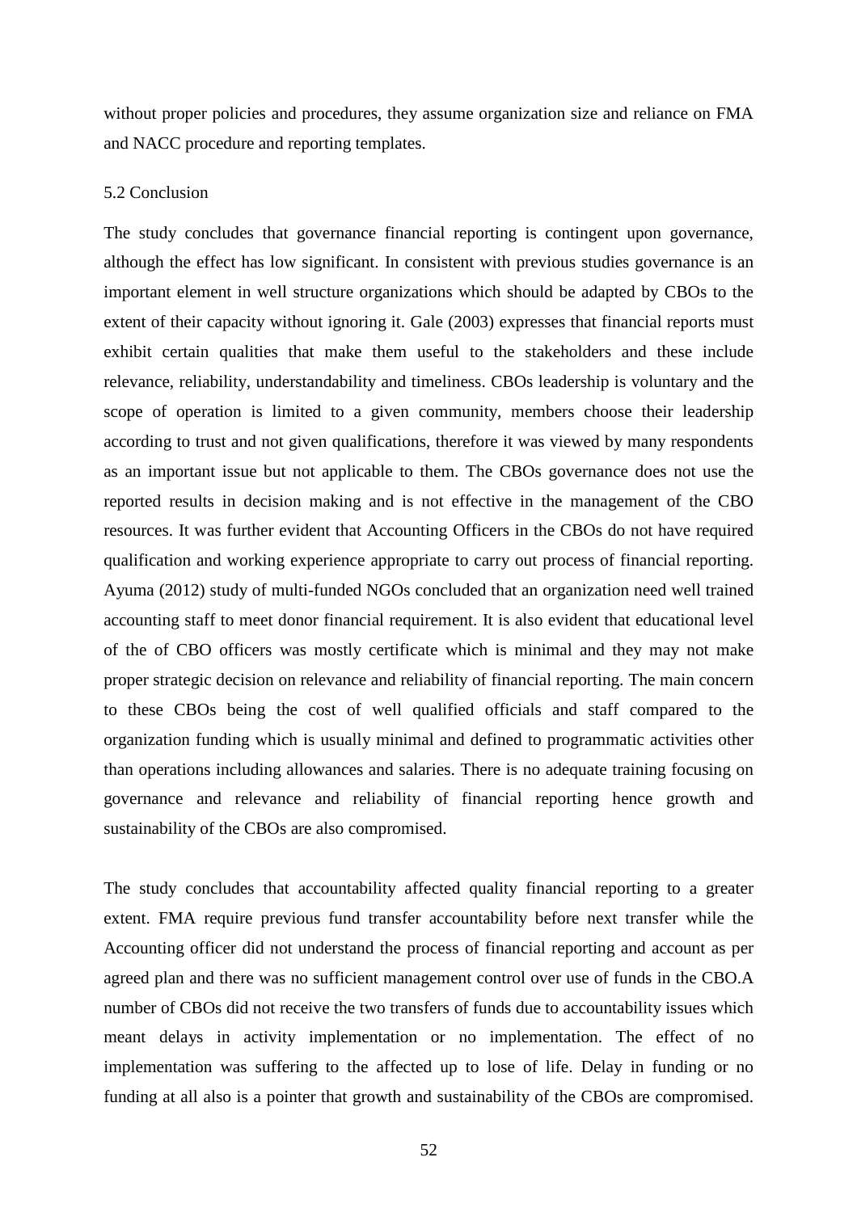without proper policies and procedures, they assume organization size and reliance on FMA and NACC procedure and reporting templates.

## 5.2 Conclusion

The study concludes that governance financial reporting is contingent upon governance, although the effect has low significant. In consistent with previous studies governance is an important element in well structure organizations which should be adapted by CBOs to the extent of their capacity without ignoring it. Gale (2003) expresses that financial reports must exhibit certain qualities that make them useful to the stakeholders and these include relevance, reliability, understandability and timeliness. CBOs leadership is voluntary and the scope of operation is limited to a given community, members choose their leadership according to trust and not given qualifications, therefore it was viewed by many respondents as an important issue but not applicable to them. The CBOs governance does not use the reported results in decision making and is not effective in the management of the CBO resources. It was further evident that Accounting Officers in the CBOs do not have required qualification and working experience appropriate to carry out process of financial reporting. Ayuma (2012) study of multi-funded NGOs concluded that an organization need well trained accounting staff to meet donor financial requirement. It is also evident that educational level of the of CBO officers was mostly certificate which is minimal and they may not make proper strategic decision on relevance and reliability of financial reporting. The main concern to these CBOs being the cost of well qualified officials and staff compared to the organization funding which is usually minimal and defined to programmatic activities other than operations including allowances and salaries. There is no adequate training focusing on governance and relevance and reliability of financial reporting hence growth and sustainability of the CBOs are also compromised.

The study concludes that accountability affected quality financial reporting to a greater extent. FMA require previous fund transfer accountability before next transfer while the Accounting officer did not understand the process of financial reporting and account as per agreed plan and there was no sufficient management control over use of funds in the CBO.A number of CBOs did not receive the two transfers of funds due to accountability issues which meant delays in activity implementation or no implementation. The effect of no implementation was suffering to the affected up to lose of life. Delay in funding or no funding at all also is a pointer that growth and sustainability of the CBOs are compromised.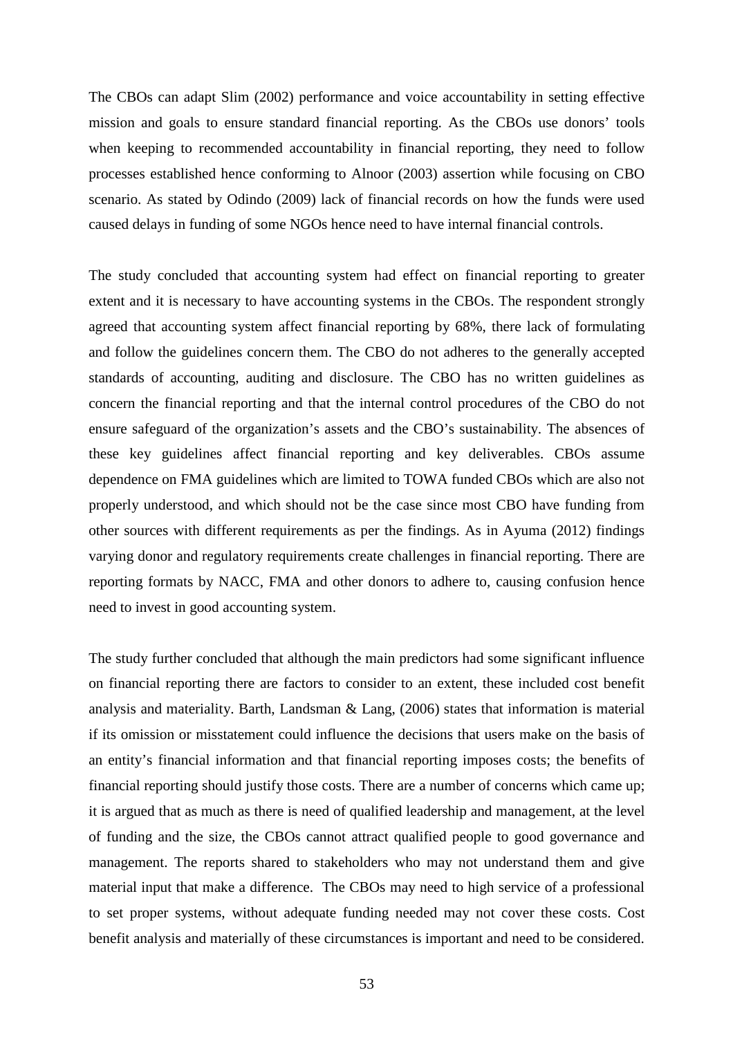The CBOs can adapt Slim (2002) performance and voice accountability in setting effective mission and goals to ensure standard financial reporting. As the CBOs use donors' tools when keeping to recommended accountability in financial reporting, they need to follow processes established hence conforming to Alnoor (2003) assertion while focusing on CBO scenario. As stated by Odindo (2009) lack of financial records on how the funds were used caused delays in funding of some NGOs hence need to have internal financial controls.

The study concluded that accounting system had effect on financial reporting to greater extent and it is necessary to have accounting systems in the CBOs. The respondent strongly agreed that accounting system affect financial reporting by 68%, there lack of formulating and follow the guidelines concern them. The CBO do not adheres to the generally accepted standards of accounting, auditing and disclosure. The CBO has no written guidelines as concern the financial reporting and that the internal control procedures of the CBO do not ensure safeguard of the organization's assets and the CBO's sustainability. The absences of these key guidelines affect financial reporting and key deliverables. CBOs assume dependence on FMA guidelines which are limited to TOWA funded CBOs which are also not properly understood, and which should not be the case since most CBO have funding from other sources with different requirements as per the findings. As in Ayuma (2012) findings varying donor and regulatory requirements create challenges in financial reporting. There are reporting formats by NACC, FMA and other donors to adhere to, causing confusion hence need to invest in good accounting system.

The study further concluded that although the main predictors had some significant influence on financial reporting there are factors to consider to an extent, these included cost benefit analysis and materiality. Barth, Landsman & Lang, (2006) states that information is material if its omission or misstatement could influence the decisions that users make on the basis of an entity's financial information and that financial reporting imposes costs; the benefits of financial reporting should justify those costs. There are a number of concerns which came up; it is argued that as much as there is need of qualified leadership and management, at the level of funding and the size, the CBOs cannot attract qualified people to good governance and management. The reports shared to stakeholders who may not understand them and give material input that make a difference. The CBOs may need to high service of a professional to set proper systems, without adequate funding needed may not cover these costs. Cost benefit analysis and materially of these circumstances is important and need to be considered.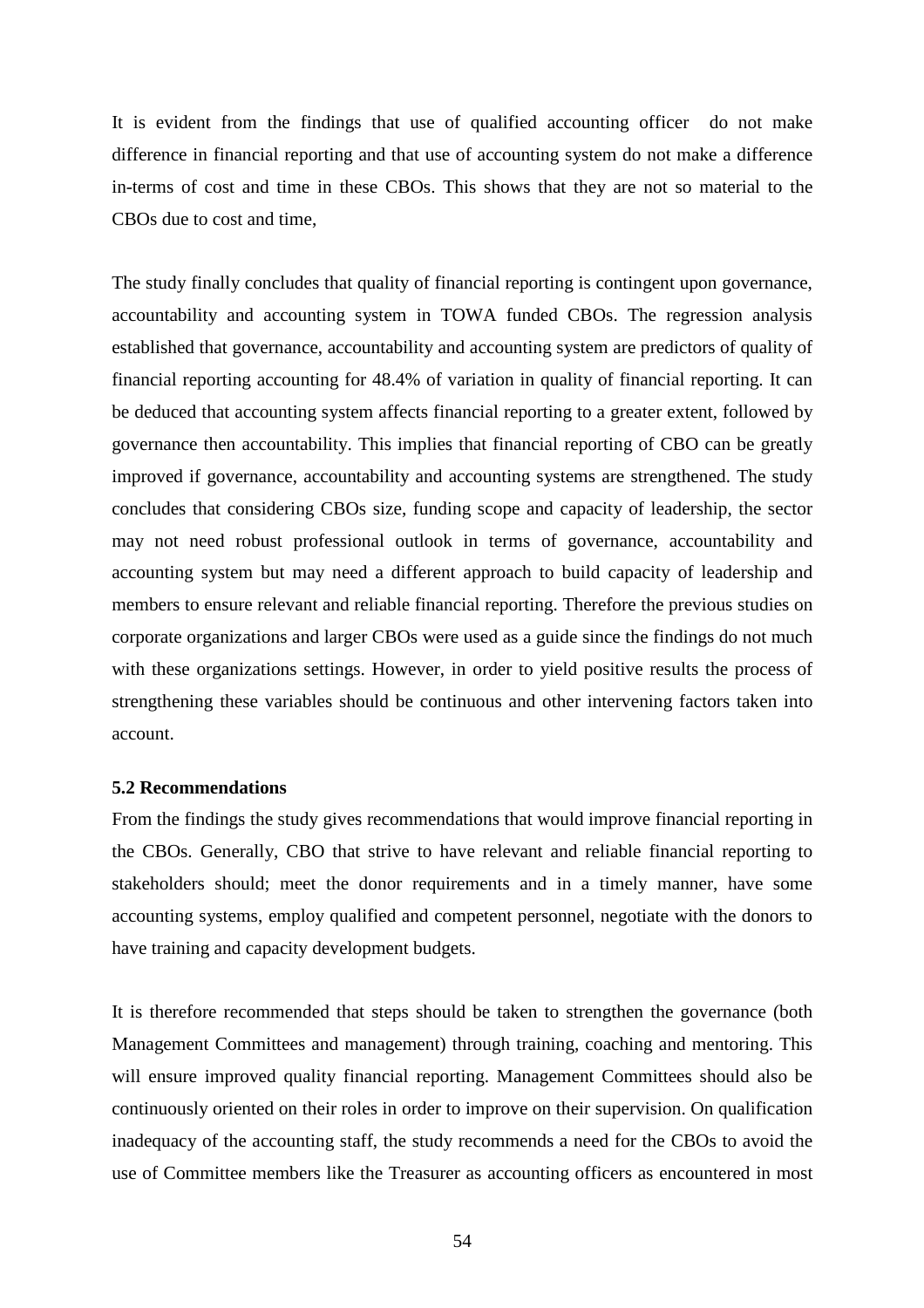It is evident from the findings that use of qualified accounting officer do not make difference in financial reporting and that use of accounting system do not make a difference in-terms of cost and time in these CBOs. This shows that they are not so material to the CBOs due to cost and time,

The study finally concludes that quality of financial reporting is contingent upon governance, accountability and accounting system in TOWA funded CBOs. The regression analysis established that governance, accountability and accounting system are predictors of quality of financial reporting accounting for 48.4% of variation in quality of financial reporting. It can be deduced that accounting system affects financial reporting to a greater extent, followed by governance then accountability. This implies that financial reporting of CBO can be greatly improved if governance, accountability and accounting systems are strengthened. The study concludes that considering CBOs size, funding scope and capacity of leadership, the sector may not need robust professional outlook in terms of governance, accountability and accounting system but may need a different approach to build capacity of leadership and members to ensure relevant and reliable financial reporting. Therefore the previous studies on corporate organizations and larger CBOs were used as a guide since the findings do not much with these organizations settings. However, in order to yield positive results the process of strengthening these variables should be continuous and other intervening factors taken into account.

**5.2 Recommendations**

From the findings the study gives recommendations that would improve financial reporting in the CBOs. Generally, CBO that strive to have relevant and reliable financial reporting to stakeholders should; meet the donor requirements and in a timely manner, have some accounting systems, employ qualified and competent personnel, negotiate with the donors to have training and capacity development budgets.

It is therefore recommended that steps should be taken to strengthen the governance (both Management Committees and management) through training, coaching and mentoring. This will ensure improved quality financial reporting. Management Committees should also be continuously oriented on their roles in order to improve on their supervision. On qualification inadequacy of the accounting staff, the study recommends a need for the CBOs to avoid the use of Committee members like the Treasurer as accounting officers as encountered in most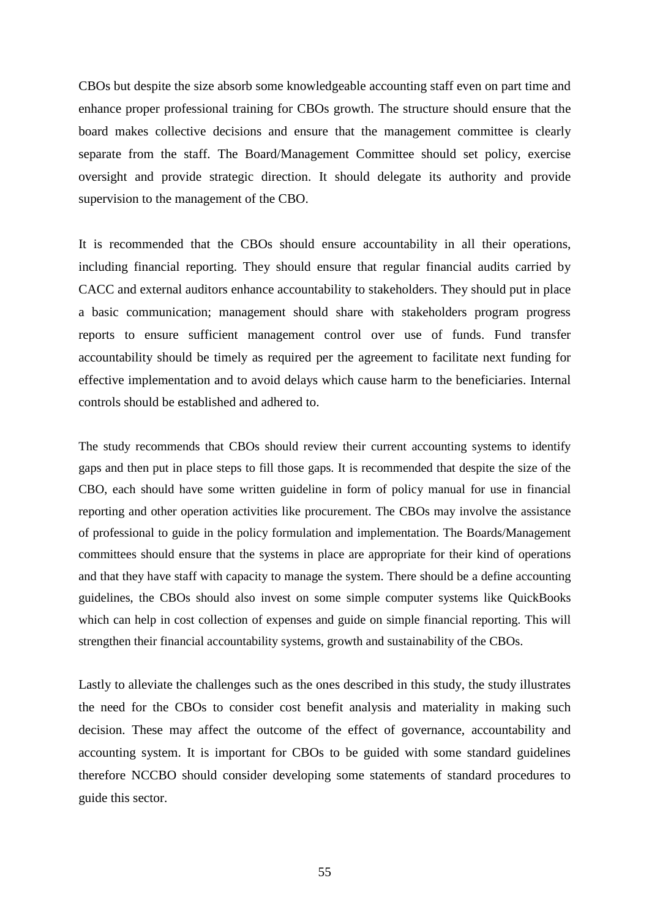CBOs but despite the size absorb some knowledgeable accounting staff even on part time and enhance proper professional training for CBOs growth. The structure should ensure that the board makes collective decisions and ensure that the management committee is clearly separate from the staff. The Board/Management Committee should set policy, exercise oversight and provide strategic direction. It should delegate its authority and provide supervision to the management of the CBO.

It is recommended that the CBOs should ensure accountability in all their operations, including financial reporting. They should ensure that regular financial audits carried by CACC and external auditors enhance accountability to stakeholders. They should put in place a basic communication; management should share with stakeholders program progress reports to ensure sufficient management control over use of funds. Fund transfer accountability should be timely as required per the agreement to facilitate next funding for effective implementation and to avoid delays which cause harm to the beneficiaries. Internal controls should be established and adhered to.

The study recommends that CBOs should review their current accounting systems to identify gaps and then put in place steps to fill those gaps. It is recommended that despite the size of the CBO, each should have some written guideline in form of policy manual for use in financial reporting and other operation activities like procurement. The CBOs may involve the assistance of professional to guide in the policy formulation and implementation. The Boards/Management committees should ensure that the systems in place are appropriate for their kind of operations and that they have staff with capacity to manage the system. There should be a define accounting guidelines, the CBOs should also invest on some simple computer systems like QuickBooks which can help in cost collection of expenses and guide on simple financial reporting. This will strengthen their financial accountability systems, growth and sustainability of the CBOs.

Lastly to alleviate the challenges such as the ones described in this study, the study illustrates the need for the CBOs to consider cost benefit analysis and materiality in making such decision. These may affect the outcome of the effect of governance, accountability and accounting system. It is important for CBOs to be guided with some standard guidelines therefore NCCBO should consider developing some statements of standard procedures to guide this sector.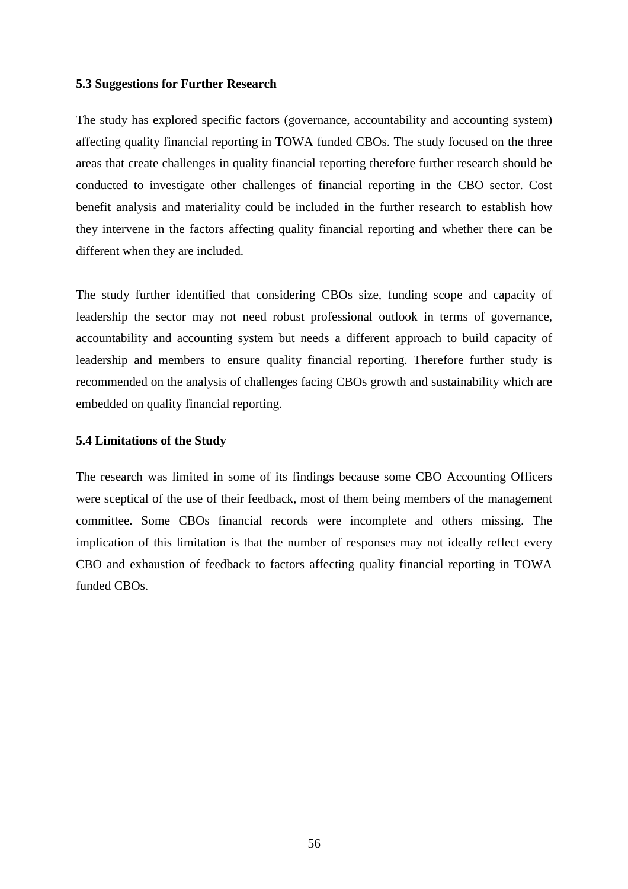### 5.3 Suggestions for Further Research

The study has explored specific factors (governance, accountability and accounting system) affecting quality financial reporting in TOWA funded CBOs. The study focused on the three areas that create challenges in quality financial reporting therefore further research should be conducted to investigate other challenges of financial reporting in the CBO sector. Cost benefit analysis and materiality could be included in the further research to establish how they intervene in the factors affecting quality financial reporting and whether there can be different when they are included.

The study further identified that considering CBOs size, funding scope and capacity of leadership the sector may not need robust professional outlook in terms of governance, accountability and accounting system but needs a different approach to build capacity of leadership and members to ensure quality financial reporting. Therefore further study is recommended on the analysis of challenges facing CBOs growth and sustainability which are embedded on quality financial reporting.

### 5.4 Limitations of the Study

The research was limited in some of its findings because some CBO Accounting Officers were sceptical of the use of their feedback, most of them being members of the management committee. Some CBOs financial records were incomplete and others missing. The implication of this limitation is that the number of responses may not ideally reflect every CBO and exhaustion of feedback to factors affecting quality financial reporting in TOWA funded CBOs.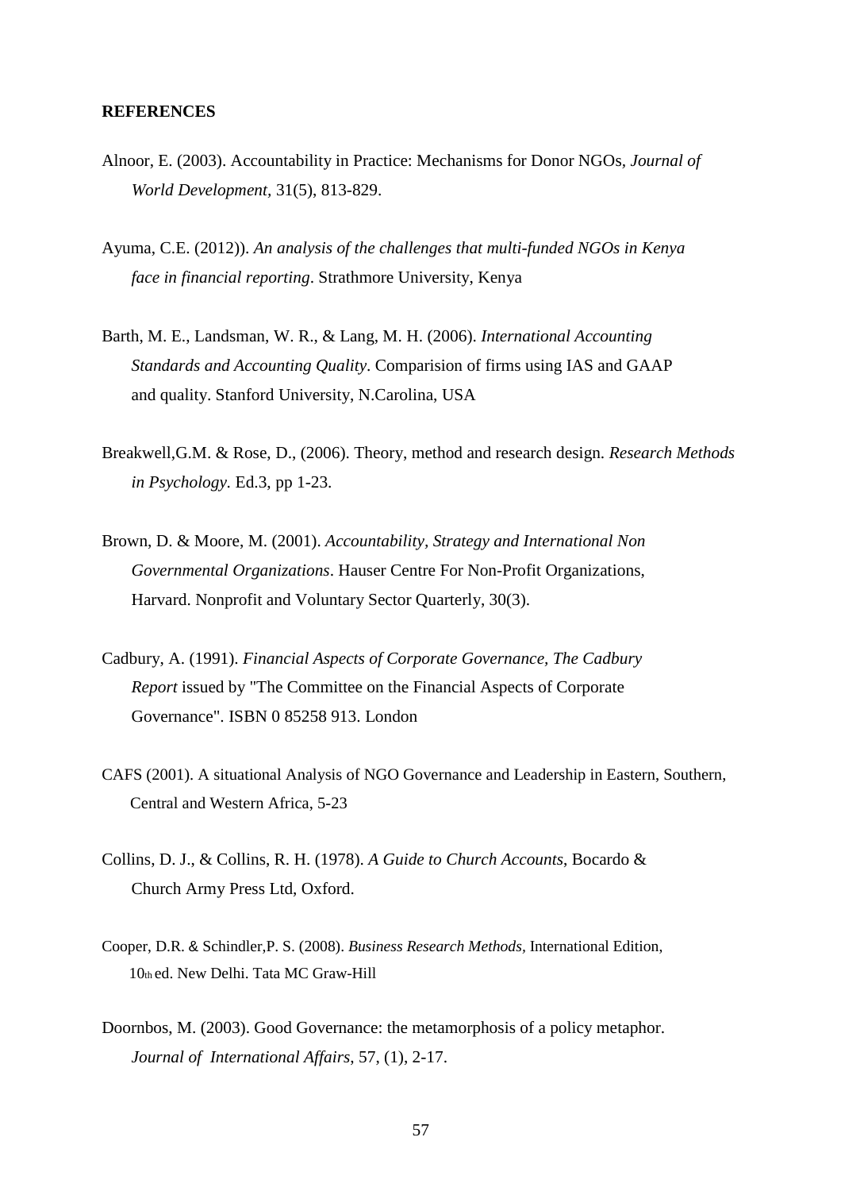**REFERENCES**

Alnoor, E. (2003). Accountability in Practice: Mechanisms for Donor NGOs, *Journal of World Development*, 31(5), 813-829.

Ayuma, C.E. (2012)). *An analysis of the challenges that multi-funded NGOs in Kenya face in financial reporting*. Strathmore University, Kenya

Barth, M. E., Landsman, W. R., & Lang, M. H. (2006). *International Accounting Standards and Accounting Quality*. Comparision of firms using IAS and GAAP and quality. Stanford University, N.Carolina, USA

Breakwell,G.M. & Rose, D., (2006). Theory, method and research design. *Research Methods in Psychology*. Ed.3, pp 1-23.

Brown, D. & Moore, M. (2001). *Accountability, Strategy and International Non Governmental Organizations*. Hauser Centre For Non-Profit Organizations, Harvard. Nonprofit and Voluntary Sector Quarterly, 30(3).

Cadbury, A. (1991). *Financial Aspects of Corporate Governance, The Cadbury Report* issued by "The Committee on the Financial Aspects of Corporate Governance". ISBN 0 85258 913. London

CAFS (2001). A situational Analysis of NGO Governance and Leadership in Eastern, Southern, Central and Western Africa, 5-23

Collins, D. J., & Collins, R. H. (1978). *A Guide to Church Accounts*, Bocardo & Church Army Press Ltd, Oxford.

Cooper, D.R. & Schindler,P. S. (2008). *Business Research Methods,* International Edition, 10th ed. New Delhi. Tata MC Graw-Hill

Doornbos, M. (2003). Good Governance: the metamorphosis of a policy metaphor. *Journal of International Affairs*, 57, (1), 2-17.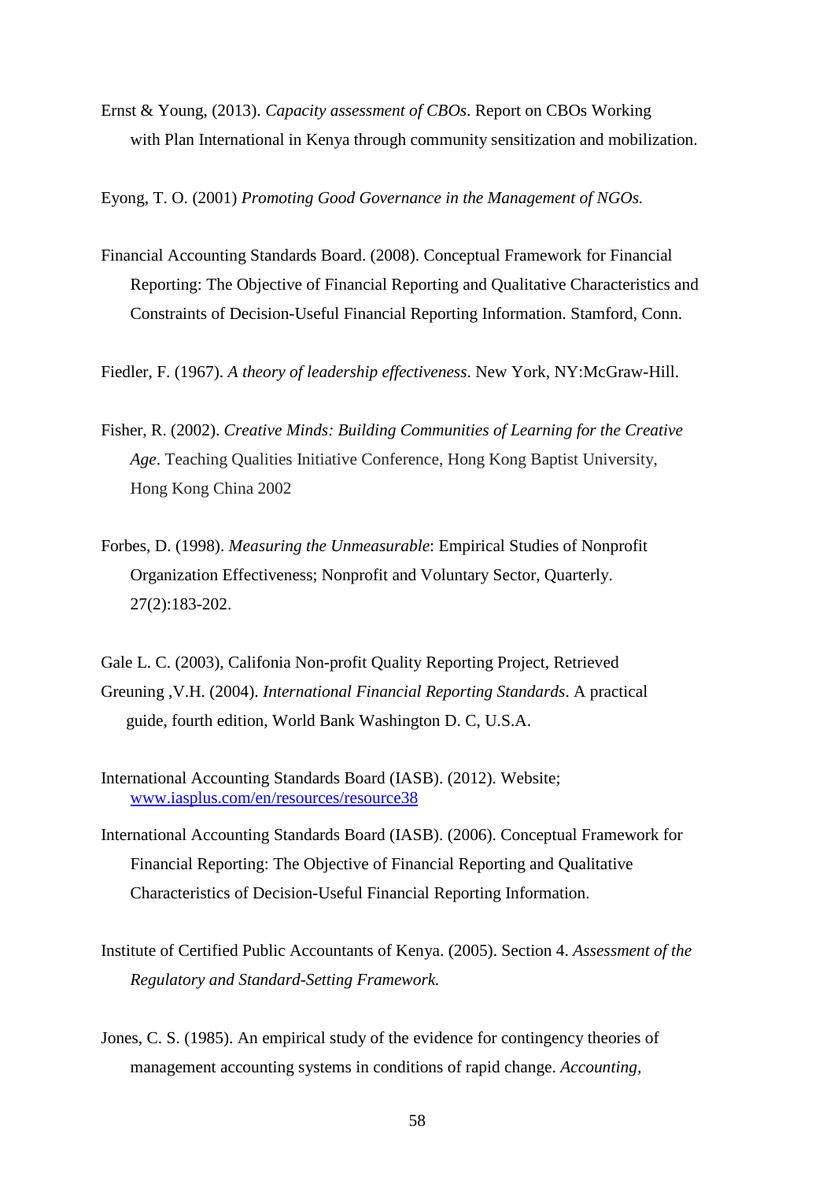Ernst & Young, (2013). *Capacity assessment of CBOs*. Report on CBOs Working with Plan International in Kenya through community sensitization and mobilization.

Eyong, T. O. (2001) *Promoting Good Governance in the Management of NGOs.*

Financial Accounting Standards Board. (2008). Conceptual Framework for Financial Reporting: The Objective of Financial Reporting and Qualitative Characteristics and Constraints of Decision-Useful Financial Reporting Information. Stamford, Conn.

Fiedler, F. (1967). *A theory of leadership effectiveness*. New York, NY:McGraw-Hill.

Fisher, R. (2002). *Creative Minds: Building Communities of Learning for the Creative Age*. Teaching Qualities Initiative Conference, Hong Kong Baptist University, Hong Kong China 2002

Forbes, D. (1998). *Measuring the Unmeasurable*: Empirical Studies of Nonprofit Organization Effectiveness; Nonprofit and Voluntary Sector, Quarterly. 27(2):183-202.

Gale L. C. (2003), Califonia Non-profit Quality Reporting Project, Retrieved

Greuning ,V.H. (2004). *International Financial Reporting Standards*. A practical guide, fourth edition, World Bank Washington D. C, U.S.A.

International Accounting Standards Board (IASB). (2012). Website; [www.iasplus.com/en/resources/resource38](www.iasplus.com/en/resources/resource38)

International Accounting Standards Board (IASB). (2006). Conceptual Framework for Financial Reporting: The Objective of Financial Reporting and Qualitative Characteristics of Decision-Useful Financial Reporting Information.

Institute of Certified Public Accountants of Kenya. (2005). Section 4. *Assessment of the Regulatory and Standard-Setting Framework.*

Jones, C. S. (1985). An empirical study of the evidence for contingency theories of management accounting systems in conditions of rapid change. *Accounting,*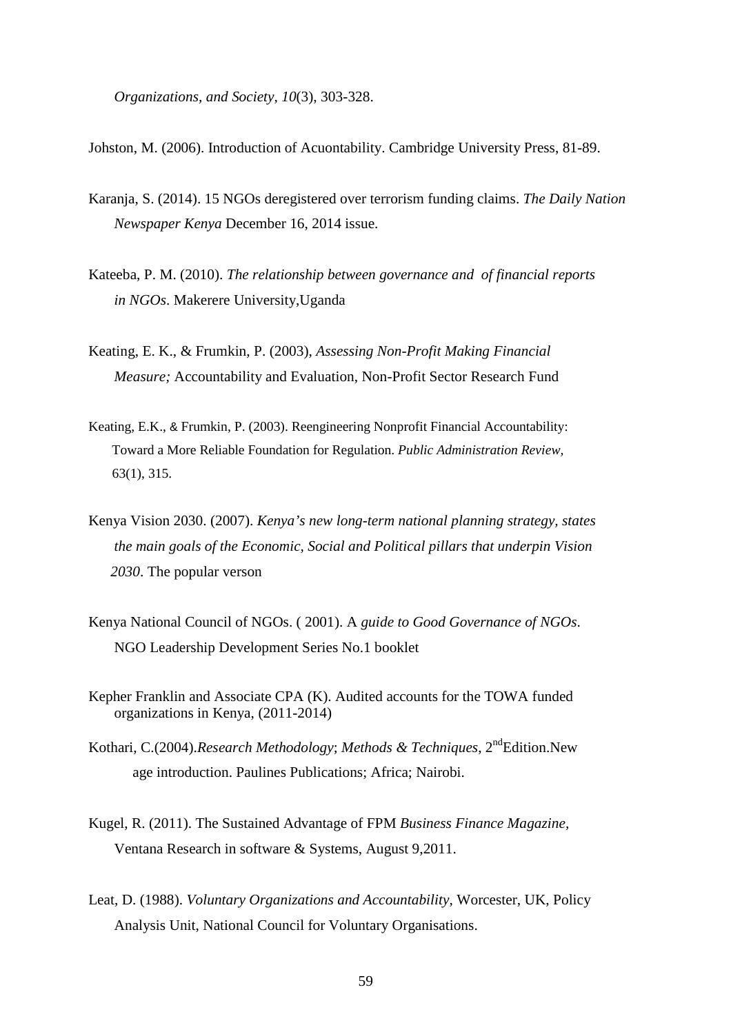*Organizations, and Society, 10*(3), 303-328.

Johston, M. (2006). Introduction of Acuontability. Cambridge University Press, 81-89.

Karanja, S. (2014). 15 NGOs deregistered over terrorism funding claims. *The Daily Nation Newspaper Kenya* December 16, 2014 issue.

Kateeba, P. M. (2010). *The relationship between governance and of financial reports in NGOs*. Makerere University,Uganda

Keating, E. K., & Frumkin, P. (2003), *Assessing Non-Profit Making Financial Measure;* Accountability and Evaluation, Non-Profit Sector Research Fund

Keating, E.K., & Frumkin, P. (2003). Reengineering Nonprofit Financial Accountability: Toward a More Reliable Foundation for Regulation. *Public Administration Review,* 63(1), 315.

Kenya Vision 2030. (2007). *Kenya's new long-term national planning strategy, states the main goals of the Economic, Social and Political pillars that underpin Vision 2030*. The popular verson

Kenya National Council of NGOs. ( 2001). A *guide to Good Governance of NGOs*. NGO Leadership Development Series No.1 booklet

Kepher Franklin and Associate CPA (K). Audited accounts for the TOWA funded organizations in Kenya, (2011-2014)

Kothari, C.(2004).*Research Methodology*; *Methods & Techniques*, 2nd Edition.New age introduction. Paulines Publications; Africa; Nairobi.

Kugel, R. (2011). The Sustained Advantage of FPM *Business Finance Magazine,* Ventana Research in software & Systems, August 9,2011.

Leat, D. (1988). *Voluntary Organizations and Accountability*, Worcester, UK, Policy Analysis Unit, National Council for Voluntary Organisations.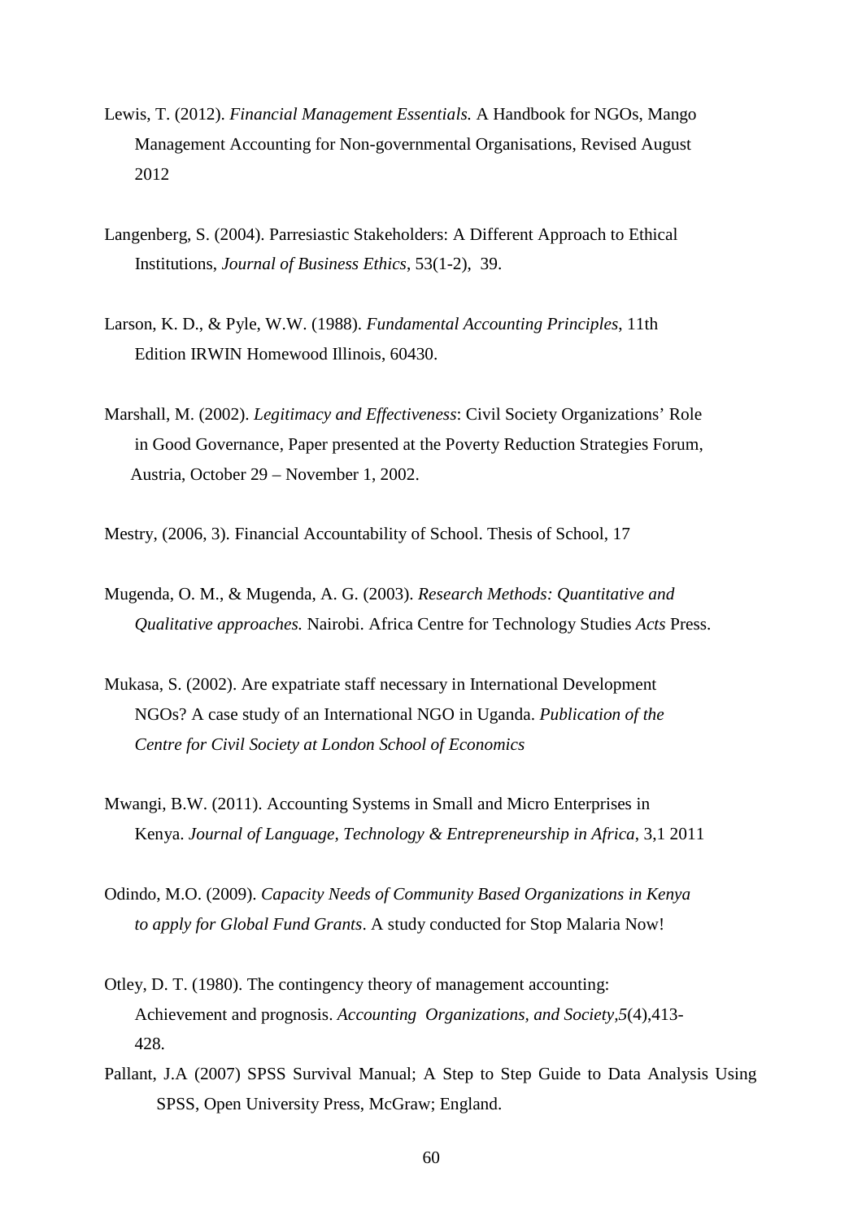Lewis, T. (2012). *Financial Management Essentials.* A Handbook for NGOs, Mango Management Accounting for Non-governmental Organisations, Revised August 2012

Langenberg, S. (2004). Parresiastic Stakeholders: A Different Approach to Ethical Institutions, *Journal of Business Ethics*, 53(1-2), 39.

Larson, K. D., & Pyle, W.W. (1988). *Fundamental Accounting Principles*, 11th Edition IRWIN Homewood Illinois, 60430.

Marshall, M. (2002). *Legitimacy and Effectiveness*: Civil Society Organizations' Role in Good Governance, Paper presented at the Poverty Reduction Strategies Forum, Austria, October 29 – November 1, 2002.

Mestry, (2006, 3). Financial Accountability of School. Thesis of School, 17

Mugenda, O. M., & Mugenda, A. G. (2003). *Research Methods: Quantitative and Qualitative approaches.* Nairobi. Africa Centre for Technology Studies *Acts* Press.

Mukasa, S. (2002). Are expatriate staff necessary in International Development NGOs? A case study of an International NGO in Uganda. *Publication of the Centre for Civil Society at London School of Economics*

Mwangi, B.W. (2011). Accounting Systems in Small and Micro Enterprises in Kenya. *Journal of Language, Technology & Entrepreneurship in Africa*, 3,1 2011

Odindo, M.O. (2009). *Capacity Needs of Community Based Organizations in Kenya to apply for Global Fund Grants*. A study conducted for Stop Malaria Now!

Otley, D. T. (1980). The contingency theory of management accounting: Achievement and prognosis. *Accounting Organizations, and Society*,*5*(4),413-428.

Pallant, J.A (2007) SPSS Survival Manual; A Step to Step Guide to Data Analysis Using SPSS, Open University Press, McGraw; England.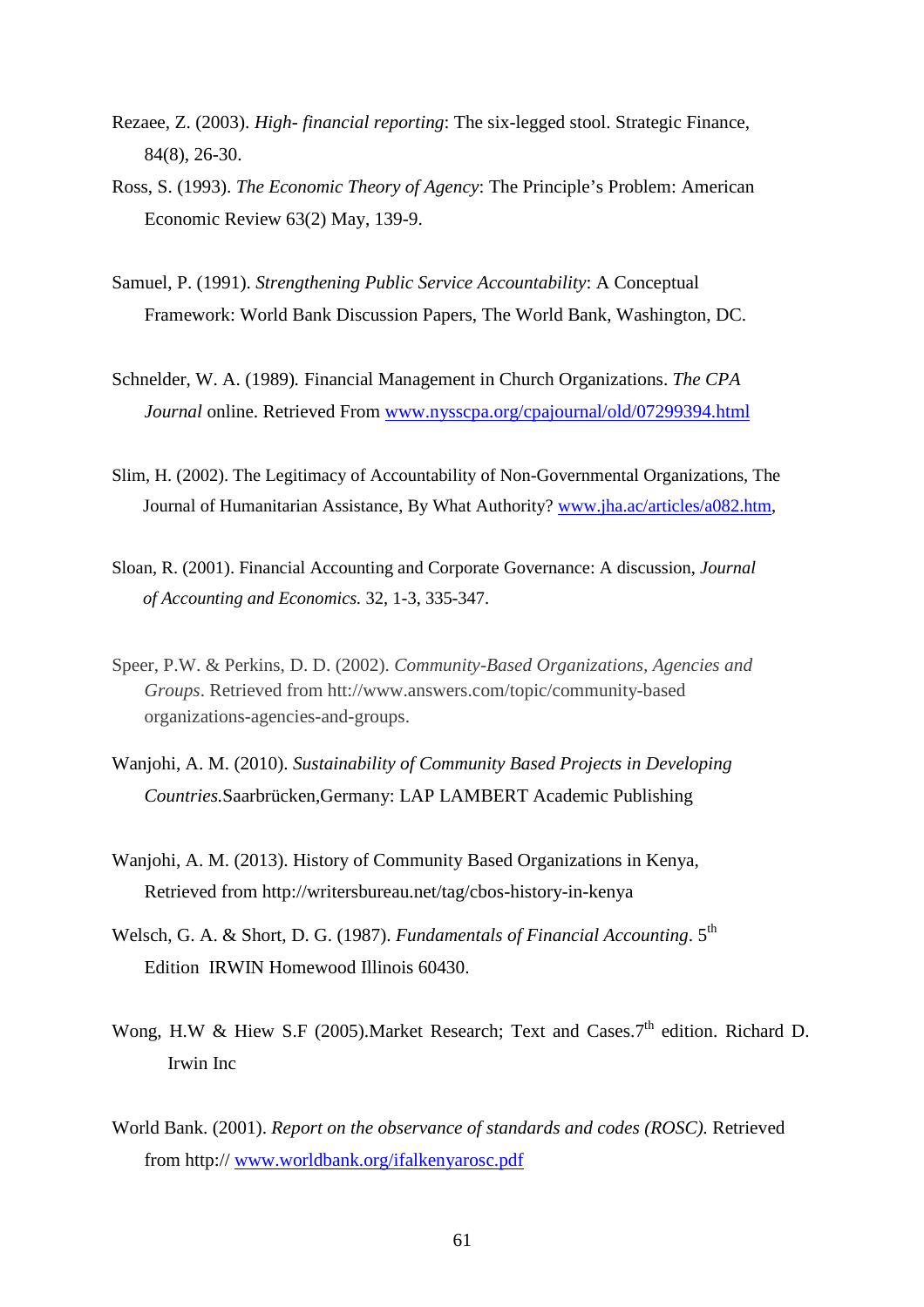Rezaee, Z. (2003). *High- financial reporting*: The six-legged stool. Strategic Finance, 84(8), 26-30.

Ross, S. (1993). *The Economic Theory of Agency*: The Principle's Problem: American Economic Review 63(2) May, 139-9.

Samuel, P. (1991). *Strengthening Public Service Accountability*: A Conceptual Framework: World Bank Discussion Papers, The World Bank, Washington, DC.

Schnelder, W. A. (1989). Financial Management in Church Organizations. *The CPA Journal* online. Retrieved From www.nysscpa.org/cpajournal/old/07299394.html

Slim, H. (2002). The Legitimacy of Accountability of Non-Governmental Organizations, The Journal of Humanitarian Assistance, By What Authority? www.jha.ac/articles/a082.htm,

Sloan, R. (2001). Financial Accounting and Corporate Governance: A discussion, *Journal of Accounting and Economics.* 32, 1-3, 335-347.

Speer, P.W. & Perkins, D. D. (2002). *Community-Based Organizations, Agencies and Groups*. Retrieved from htt://www.answers.com/topic/community-based organizations-agencies-and-groups.

Wanjohi, A. M. (2010). *Sustainability of Community Based Projects in Developing Countries.*Saarbrücken,Germany: LAP LAMBERT Academic Publishing

Wanjohi, A. M. (2013). History of Community Based Organizations in Kenya, Retrieved from http://writersbureau.net/tag/cbos-history-in-kenya

Welsch, G. A. & Short, D. G. (1987). *Fundamentals of Financial Accounting*. 5th Edition IRWIN Homewood Illinois 60430.

Wong, H.W & Hiew S.F (2005).Market Research; Text and Cases.7th edition. Richard D. Irwin Inc

World Bank. (2001). *Report on the observance of standards and codes (ROSC).* Retrieved from http:// www.worldbank.org/ifalkenyarosc.pdf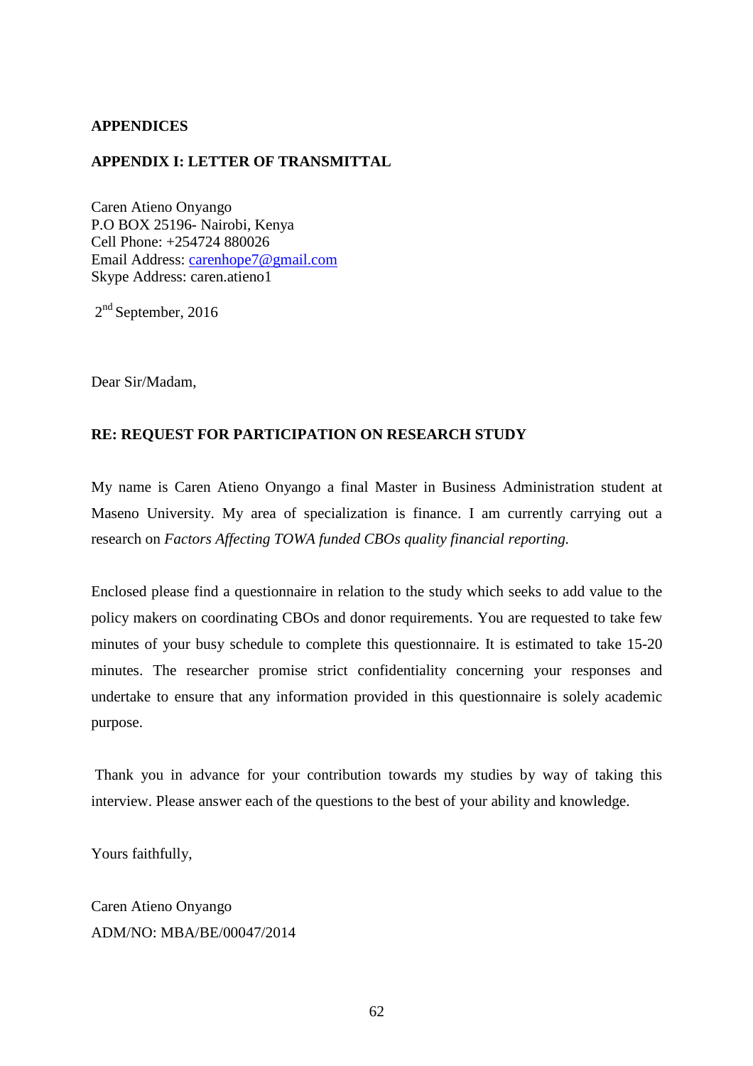## APPENDICES

### APPENDIX I: LETTER OF TRANSMITTAL

Caren Atieno Onyango
P.O BOX 25196- Nairobi, Kenya
Cell Phone: +254724 880026
Email Address: carenhope7@gmail.com
Skype Address: caren.atieno1

2nd September, 2016

Dear Sir/Madam,

**RE: REQUEST FOR PARTICIPATION ON RESEARCH STUDY**

My name is Caren Atieno Onyango a final Master in Business Administration student at Maseno University. My area of specialization is finance. I am currently carrying out a research on *Factors Affecting TOWA funded CBOs quality financial reporting.*

Enclosed please find a questionnaire in relation to the study which seeks to add value to the policy makers on coordinating CBOs and donor requirements. You are requested to take few minutes of your busy schedule to complete this questionnaire. It is estimated to take 15-20 minutes. The researcher promise strict confidentiality concerning your responses and undertake to ensure that any information provided in this questionnaire is solely academic purpose.

Thank you in advance for your contribution towards my studies by way of taking this interview. Please answer each of the questions to the best of your ability and knowledge.

Yours faithfully,

Caren Atieno Onyango
ADM/NO: MBA/BE/00047/2014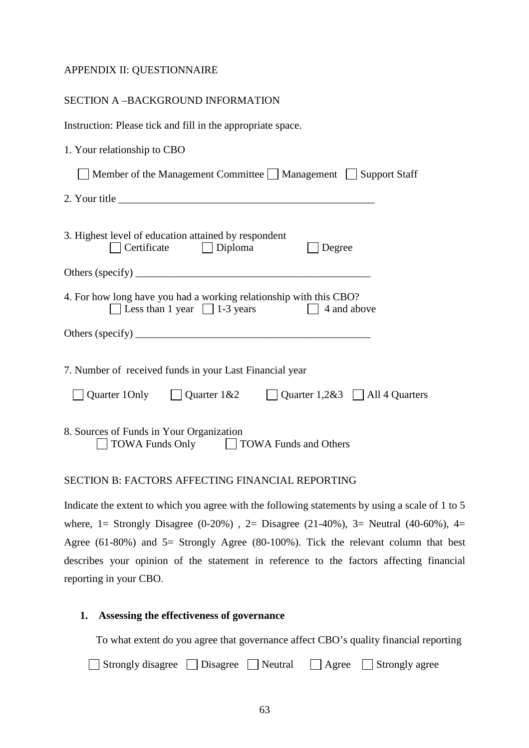APPENDIX II: QUESTIONNAIRE

SECTION A –BACKGROUND INFORMATION

Instruction: Please tick and fill in the appropriate space.

1. Your relationship to CBO

☐ Member of the Management Committee ☐ Management ☐ Support Staff

2. Your title ______________________________________________

3. Highest level of education attained by respondent

☐ Certificate ☐ Diploma ☐ Degree

Others (specify) ___________________________________________

4. For how long have you had a working relationship with this CBO?

☐ Less than 1 year ☐ 1-3 years ☐ 4 and above

Others (specify) ___________________________________________

7. Number of received funds in your Last Financial year

☐ Quarter 1Only ☐ Quarter 1&2 ☐ Quarter 1,2&3 ☐ All 4 Quarters

8. Sources of Funds in Your Organization

☐ TOWA Funds Only ☐ TOWA Funds and Others

SECTION B: FACTORS AFFECTING FINANCIAL REPORTING

Indicate the extent to which you agree with the following statements by using a scale of 1 to 5 where, 1= Strongly Disagree (0-20%) , 2= Disagree (21-40%), 3= Neutral (40-60%), 4= Agree (61-80%) and 5= Strongly Agree (80-100%). Tick the relevant column that best describes your opinion of the statement in reference to the factors affecting financial reporting in your CBO.

1. **Assessing the effectiveness of governance**

To what extent do you agree that governance affect CBO's quality financial reporting

☐ Strongly disagree ☐ Disagree ☐ Neutral ☐ Agree ☐ Strongly agree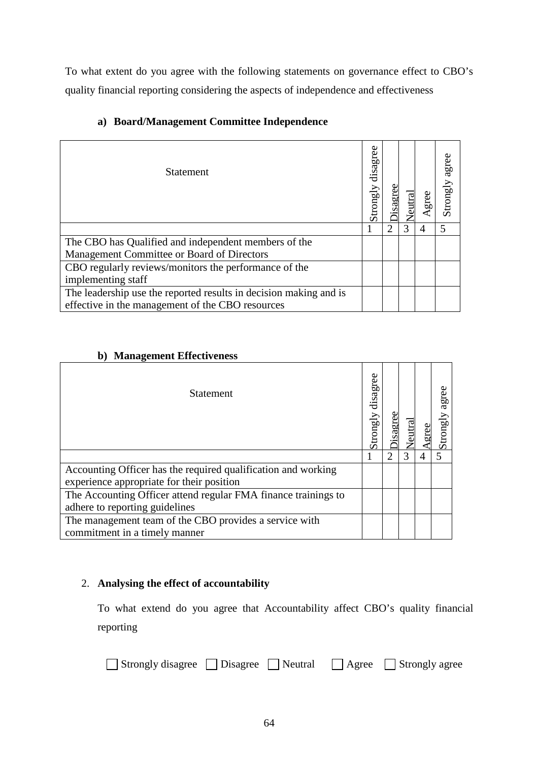To what extent do you agree with the following statements on governance effect to CBO's quality financial reporting considering the aspects of independence and effectiveness

**a) Board/Management Committee Independence**

| Statement | Strongly disagree | Disagree | Neutral | Agree | Strongly agree |
|---|---|---|---|---|---|
| | 1 | 2 | 3 | 4 | 5 |
| The CBO has Qualified and independent members of the Management Committee or Board of Directors | | | | | |
| CBO regularly reviews/monitors the performance of the implementing staff | | | | | |
| The leadership use the reported results in decision making and is effective in the management of the CBO resources | | | | | |

**b) Management Effectiveness**

| Statement | Strongly disagree | Disagree | Neutral | Agree | Strongly agree |
|---|---|---|---|---|---|
| | 1 | 2 | 3 | 4 | 5 |
| Accounting Officer has the required qualification and working experience appropriate for their position | | | | | |
| The Accounting Officer attend regular FMA finance trainings to adhere to reporting guidelines | | | | | |
| The management team of the CBO provides a service with commitment in a timely manner | | | | | |

2. **Analysing the effect of accountability**

To what extend do you agree that Accountability affect CBO's quality financial reporting

☐ Strongly disagree ☐ Disagree ☐ Neutral ☐ Agree ☐ Strongly agree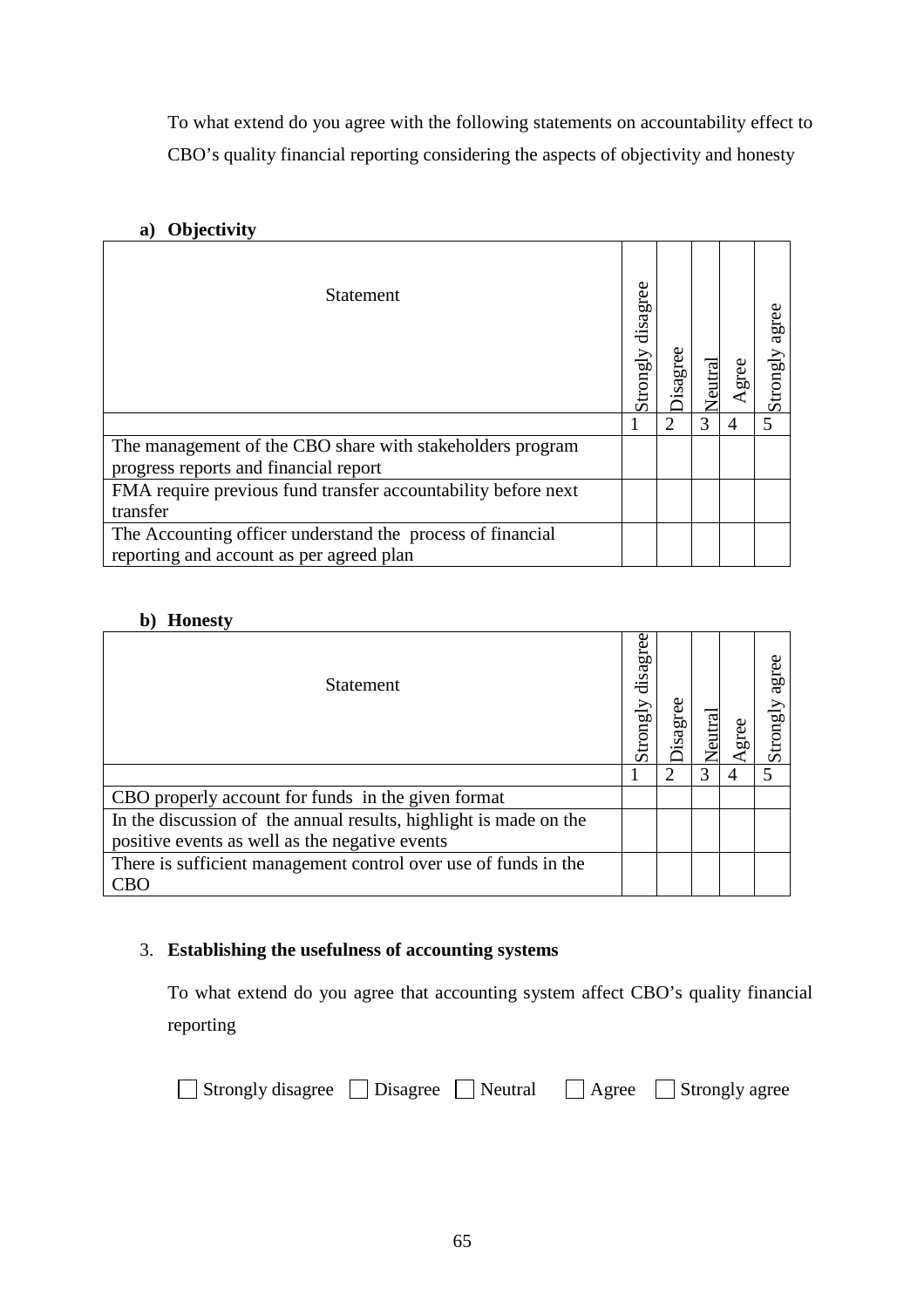To what extend do you agree with the following statements on accountability effect to CBO's quality financial reporting considering the aspects of objectivity and honesty

**a) Objectivity**

| Statement | Strongly disagree | Disagree | Neutral | Agree | Strongly agree |
|---|---|---|---|---|---|
| | 1 | 2 | 3 | 4 | 5 |
| The management of the CBO share with stakeholders program progress reports and financial report | | | | | |
| FMA require previous fund transfer accountability before next transfer | | | | | |
| The Accounting officer understand the process of financial reporting and account as per agreed plan | | | | | |

**b) Honesty**

| Statement | Strongly disagree | Disagree | Neutral | Agree | Strongly agree |
|---|---|---|---|---|---|
| | 1 | 2 | 3 | 4 | 5 |
| CBO properly account for funds in the given format | | | | | |
| In the discussion of the annual results, highlight is made on the positive events as well as the negative events | | | | | |
| There is sufficient management control over use of funds in the CBO | | | | | |

3. **Establishing the usefulness of accounting systems**

To what extend do you agree that accounting system affect CBO's quality financial reporting

☐ Strongly disagree ☐ Disagree ☐ Neutral ☐ Agree ☐ Strongly agree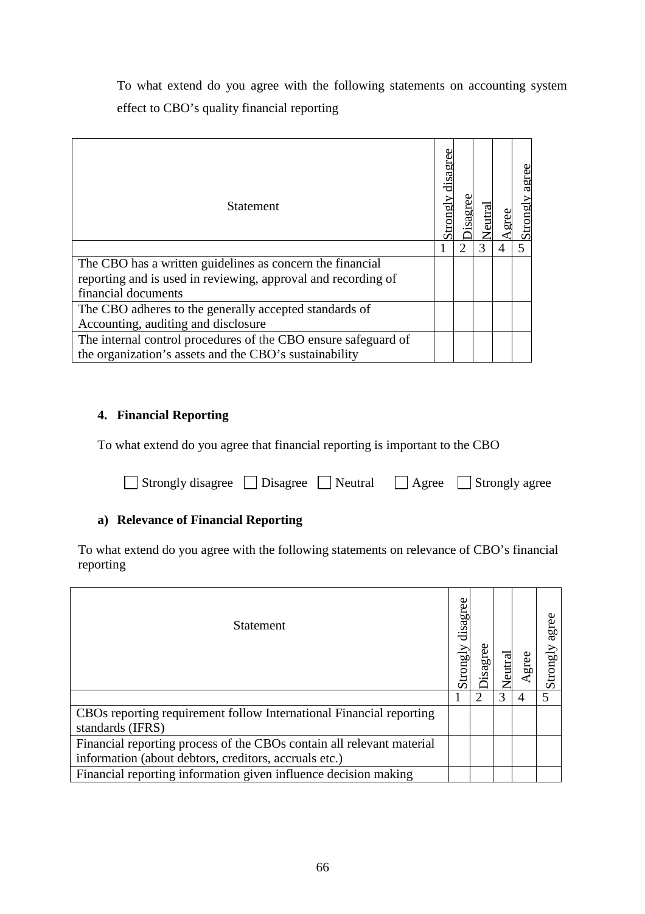To what extend do you agree with the following statements on accounting system effect to CBO's quality financial reporting

| Statement | Strongly disagree | Disagree | Neutral | Agree | Strongly agree |
|---|---|---|---|---|---|
| | 1 | 2 | 3 | 4 | 5 |
| The CBO has a written guidelines as concern the financial reporting and is used in reviewing, approval and recording of financial documents | | | | | |
| The CBO adheres to the generally accepted standards of Accounting, auditing and disclosure | | | | | |
| The internal control procedures of the CBO ensure safeguard of the organization's assets and the CBO's sustainability | | | | | |

## 4. Financial Reporting

To what extend do you agree that financial reporting is important to the CBO

☐ Strongly disagree ☐ Disagree ☐ Neutral ☐ Agree ☐ Strongly agree

### a) Relevance of Financial Reporting

To what extend do you agree with the following statements on relevance of CBO's financial reporting

| Statement | Strongly disagree | Disagree | Neutral | Agree | Strongly agree |
|---|---|---|---|---|---|
| | 1 | 2 | 3 | 4 | 5 |
| CBOs reporting requirement follow International Financial reporting standards (IFRS) | | | | | |
| Financial reporting process of the CBOs contain all relevant material information (about debtors, creditors, accruals etc.) | | | | | |
| Financial reporting information given influence decision making | | | | | |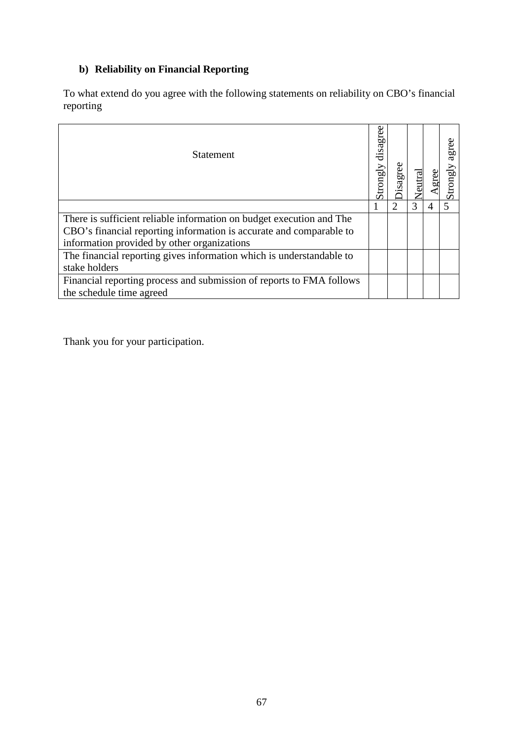**b) Reliability on Financial Reporting**

To what extend do you agree with the following statements on reliability on CBO's financial reporting

| Statement | Strongly disagree | Disagree | Neutral | Agree | Strongly agree |
|---|---|---|---|---|---|
| | 1 | 2 | 3 | 4 | 5 |
| There is sufficient reliable information on budget execution and The CBO's financial reporting information is accurate and comparable to information provided by other organizations | | | | | |
| The financial reporting gives information which is understandable to stake holders | | | | | |
| Financial reporting process and submission of reports to FMA follows the schedule time agreed | | | | | |

Thank you for your participation.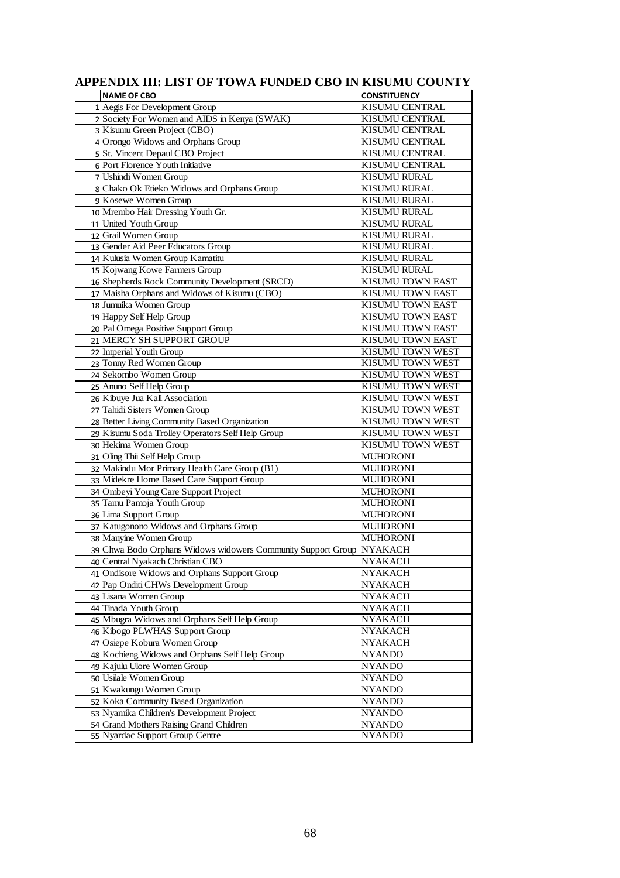## APPENDIX III: LIST OF TOWA FUNDED CBO IN KISUMU COUNTY

| | NAME OF CBO | CONSTITUENCY |
|---|---|---|
| 1 | Aegis For Development Group | KISUMU CENTRAL |
| 2 | Society For Women and AIDS in Kenya (SWAK) | KISUMU CENTRAL |
| 3 | Kisumu Green Project (CBO) | KISUMU CENTRAL |
| 4 | Orongo Widows and Orphans Group | KISUMU CENTRAL |
| 5 | St. Vincent Depaul CBO Project | KISUMU CENTRAL |
| 6 | Port Florence Youth Initiative | KISUMU CENTRAL |
| 7 | Ushindi Women Group | KISUMU RURAL |
| 8 | Chako Ok Etieko Widows and Orphans Group | KISUMU RURAL |
| 9 | Kosewe Women Group | KISUMU RURAL |
| 10 | Mrembo Hair Dressing Youth Gr. | KISUMU RURAL |
| 11 | United Youth Group | KISUMU RURAL |
| 12 | Grail Women Group | KISUMU RURAL |
| 13 | Gender Aid Peer Educators Group | KISUMU RURAL |
| 14 | Kulusia Women Group Kamatitu | KISUMU RURAL |
| 15 | Kojwang Kowe Farmers Group | KISUMU RURAL |
| 16 | Shepherds Rock Community Development (SRCD) | KISUMU TOWN EAST |
| 17 | Maisha Orphans and Widows of Kisumu (CBO) | KISUMU TOWN EAST |
| 18 | Jumuika Women Group | KISUMU TOWN EAST |
| 19 | Happy Self Help Group | KISUMU TOWN EAST |
| 20 | Pal Omega Positive Support Group | KISUMU TOWN EAST |
| 21 | MERCY SH SUPPORT GROUP | KISUMU TOWN EAST |
| 22 | Imperial Youth Group | KISUMU TOWN WEST |
| 23 | Tonny Red Women Group | KISUMU TOWN WEST |
| 24 | Sekombo Women Group | KISUMU TOWN WEST |
| 25 | Anuno Self Help Group | KISUMU TOWN WEST |
| 26 | Kibuye Jua Kali Association | KISUMU TOWN WEST |
| 27 | Tahidi Sisters Women Group | KISUMU TOWN WEST |
| 28 | Better Living Community Based Organization | KISUMU TOWN WEST |
| 29 | Kisumu Soda Trolley Operators Self Help Group | KISUMU TOWN WEST |
| 30 | Hekima Women Group | KISUMU TOWN WEST |
| 31 | Oling Thii Self Help Group | MUHORONI |
| 32 | Makindu Mor Primary Health Care Group (B1) | MUHORONI |
| 33 | Midekre Home Based Care Support Group | MUHORONI |
| 34 | Ombeyi Young Care Support Project | MUHORONI |
| 35 | Tamu Pamoja Youth Group | MUHORONI |
| 36 | Lima Support Group | MUHORONI |
| 37 | Katugonono Widows and Orphans Group | MUHORONI |
| 38 | Manyine Women Group | MUHORONI |
| 39 | Chwa Bodo Orphans Widows widowers Community Support Group | NYAKACH |
| 40 | Central Nyakach Christian CBO | NYAKACH |
| 41 | Ondisore Widows and Orphans Support Group | NYAKACH |
| 42 | Pap Onditi CHWs Development Group | NYAKACH |
| 43 | Lisana Women Group | NYAKACH |
| 44 | Tinada Youth Group | NYAKACH |
| 45 | Mbugra Widows and Orphans Self Help Group | NYAKACH |
| 46 | Kibogo PLWHAS Support Group | NYAKACH |
| 47 | Osiepe Kobura Women Group | NYAKACH |
| 48 | Kochieng Widows and Orphans Self Help Group | NYANDO |
| 49 | Kajulu Ulore Women Group | NYANDO |
| 50 | Usilale Women Group | NYANDO |
| 51 | Kwakungu Women Group | NYANDO |
| 52 | Koka Community Based Organization | NYANDO |
| 53 | Nyamika Children's Development Project | NYANDO |
| 54 | Grand Mothers Raising Grand Children | NYANDO |
| 55 | Nyardac Support Group Centre | NYANDO |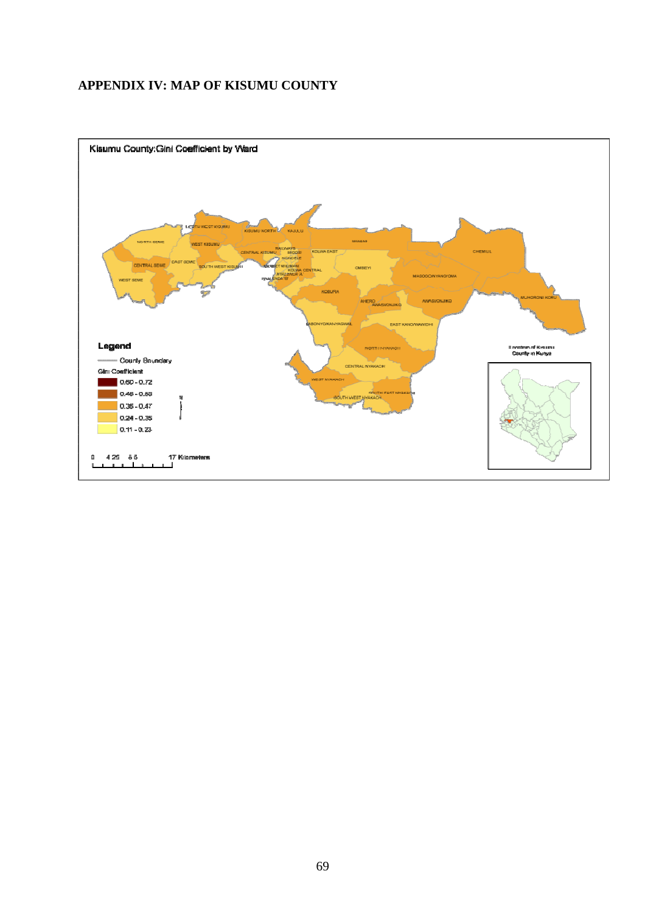## APPENDIX IV: MAP OF KISUMU COUNTY

Kisumu County:Gini Coefficient by Ward

NORTH WEST KISUMU
KISUMU NORTH
KAJULU
NORTH SEME
WEST KISUMU
CENTRAL KISUMU
RAILWAYS
MIGOSI
KOLWA EAST
SHAUR
CHEMILIL
CENTRAL SEME
EAST SEME
SOUTH WEST KISUMU
NYALENDA 'B'
KOLWA CENTRAL
OMBEYI
MASOGO/NYANG'OMA
WEST SEME
KOBURA
AHERO
AWASI/ONJIKO
MUHORONI KORU
KABONYO/KANYAGWAL
EAST KANO/WAWIDHI
NORTH NYAKACH
CENTRAL NYAKACH
WEST NYAKACH
SOUTH EAST NYAKACH
SOUTH WEST NYAKACH

Legend
County Boundary
Gini Coefficient
0.60 - 0.72
0.48 - 0.60
0.36 - 0.47
0.24 - 0.35
0.11 - 0.23

0 4.25 8.5 17 Kilometers

Location of Kisumu County in Kenya